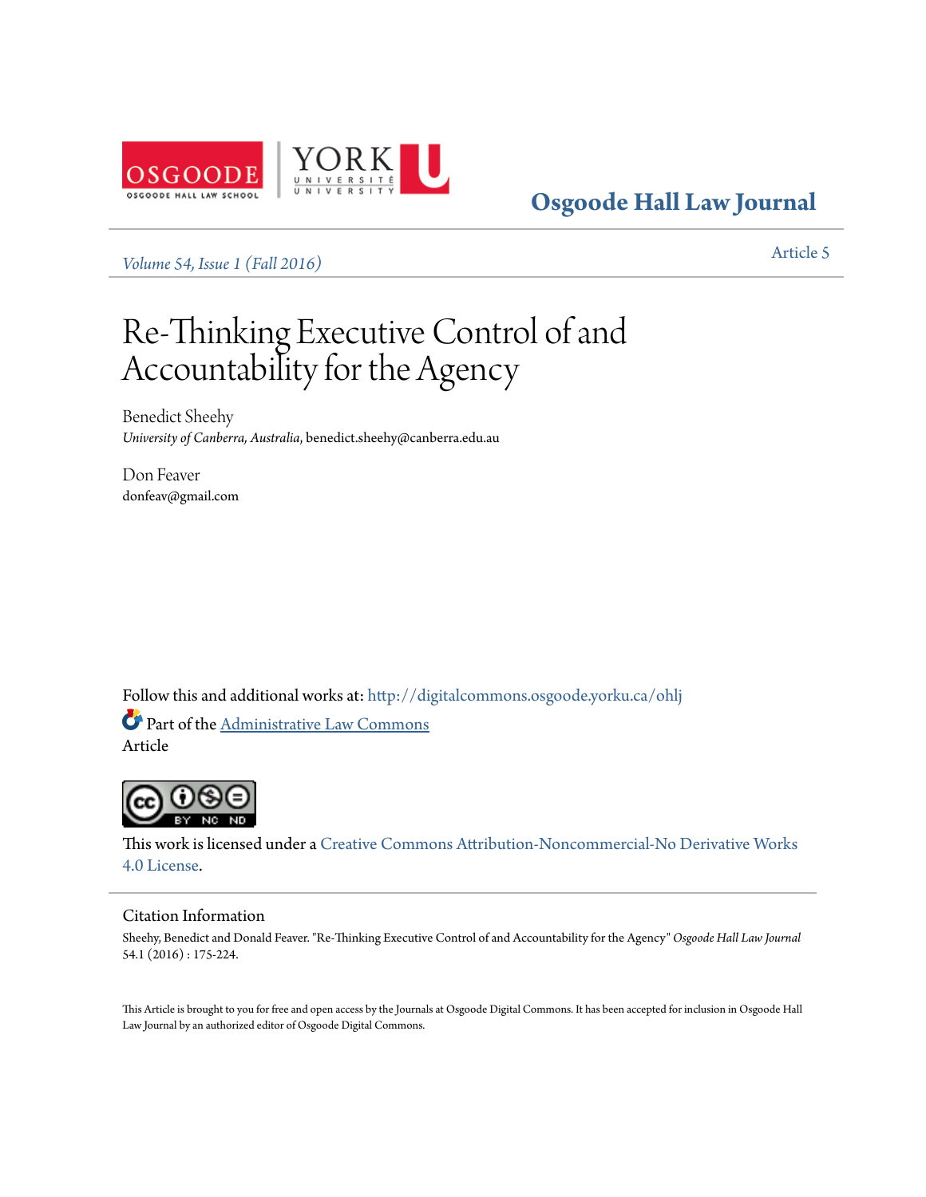Osgoode Hall Law Journal

*Volume 54, Issue 1 (Fall 2016)*

Article 5

# Re-Thinking Executive Control of and Accountability for the Agency

Benedict Sheehy
*University of Canberra, Australia*, benedict.sheehy@canberra.edu.au

Don Feaver
donfeav@gmail.com

Follow this and additional works at: http://digitalcommons.osgoode.yorku.ca/ohlj

Part of the Administrative Law Commons

Article

This work is licensed under a Creative Commons Attribution-Noncommercial-No Derivative Works 4.0 License.

## Citation Information

Sheehy, Benedict and Donald Feaver. "Re-Thinking Executive Control of and Accountability for the Agency" *Osgoode Hall Law Journal* 54.1 (2016) : 175-224.

This Article is brought to you for free and open access by the Journals at Osgoode Digital Commons. It has been accepted for inclusion in Osgoode Hall Law Journal by an authorized editor of Osgoode Digital Commons.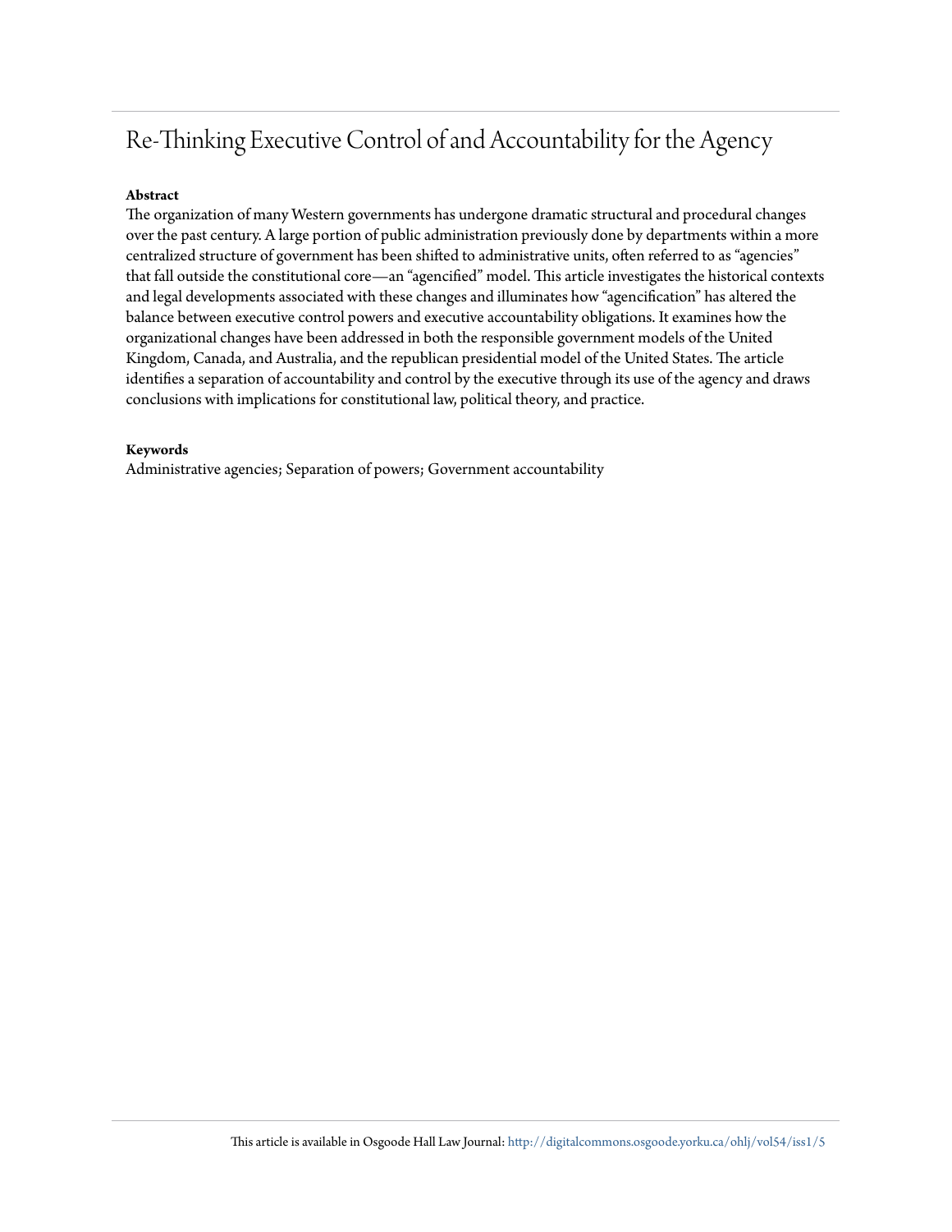# Re-Thinking Executive Control of and Accountability for the Agency

**Abstract**

The organization of many Western governments has undergone dramatic structural and procedural changes over the past century. A large portion of public administration previously done by departments within a more centralized structure of government has been shifted to administrative units, often referred to as "agencies" that fall outside the constitutional core—an "agencified" model. This article investigates the historical contexts and legal developments associated with these changes and illuminates how "agencification" has altered the balance between executive control powers and executive accountability obligations. It examines how the organizational changes have been addressed in both the responsible government models of the United Kingdom, Canada, and Australia, and the republican presidential model of the United States. The article identifies a separation of accountability and control by the executive through its use of the agency and draws conclusions with implications for constitutional law, political theory, and practice.

**Keywords**

Administrative agencies; Separation of powers; Government accountability

This article is available in Osgoode Hall Law Journal: http://digitalcommons.osgoode.yorku.ca/ohlj/vol54/iss1/5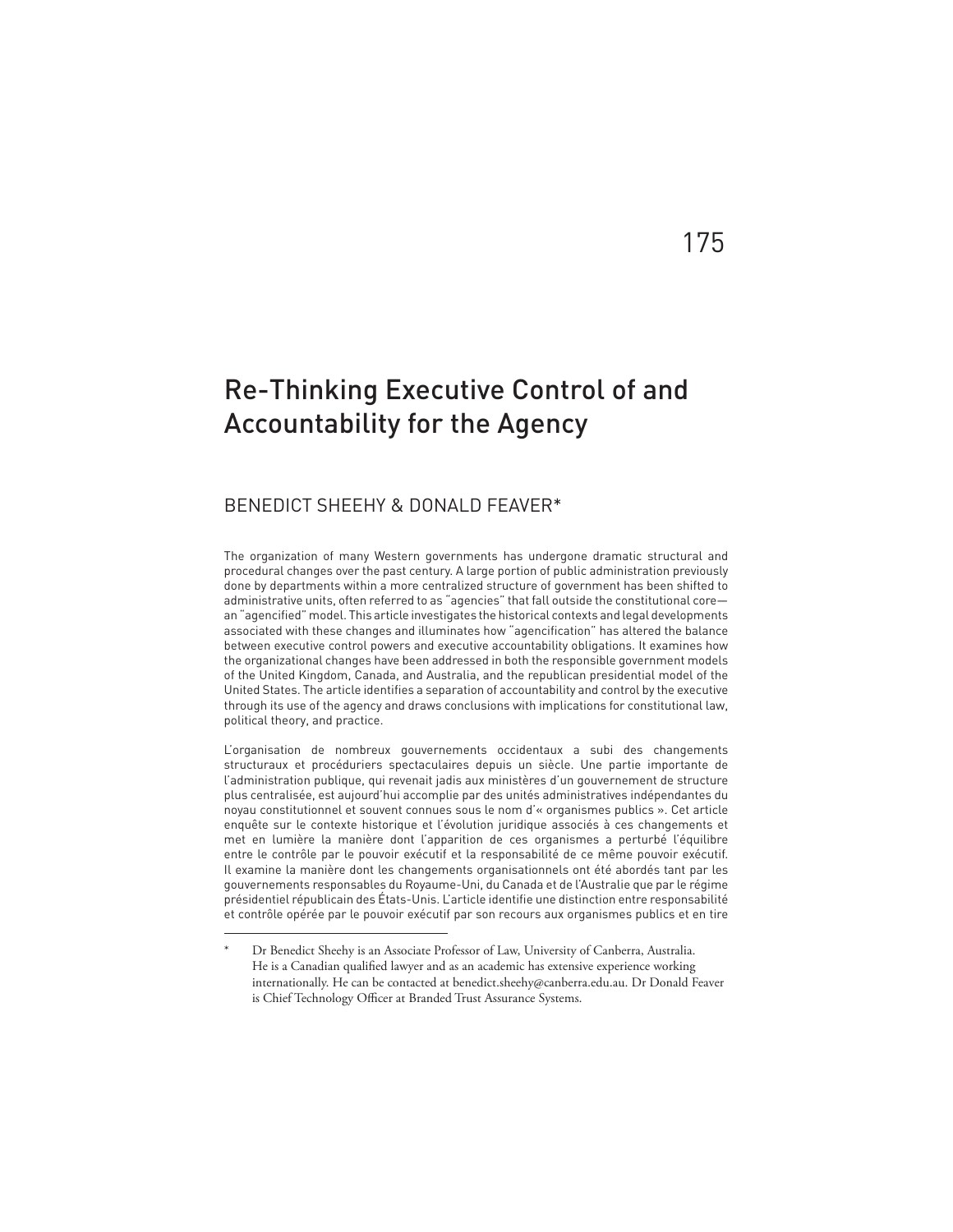# Re-Thinking Executive Control of and Accountability for the Agency

## BENEDICT SHEEHY & DONALD FEAVER*

The organization of many Western governments has undergone dramatic structural and procedural changes over the past century. A large portion of public administration previously done by departments within a more centralized structure of government has been shifted to administrative units, often referred to as "agencies" that fall outside the constitutional core—an "agencified" model. This article investigates the historical contexts and legal developments associated with these changes and illuminates how "agencification" has altered the balance between executive control powers and executive accountability obligations. It examines how the organizational changes have been addressed in both the responsible government models of the United Kingdom, Canada, and Australia, and the republican presidential model of the United States. The article identifies a separation of accountability and control by the executive through its use of the agency and draws conclusions with implications for constitutional law, political theory, and practice.

L'organisation de nombreux gouvernements occidentaux a subi des changements structuraux et procéduriers spectaculaires depuis un siècle. Une partie importante de l'administration publique, qui revenait jadis aux ministères d'un gouvernement de structure plus centralisée, est aujourd'hui accomplie par des unités administratives indépendantes du noyau constitutionnel et souvent connues sous le nom d'« organismes publics ». Cet article enquête sur le contexte historique et l'évolution juridique associés à ces changements et met en lumière la manière dont l'apparition de ces organismes a perturbé l'équilibre entre le contrôle par le pouvoir exécutif et la responsabilité de ce même pouvoir exécutif. Il examine la manière dont les changements organisationnels ont été abordés tant par les gouvernements responsables du Royaume-Uni, du Canada et de l'Australie que par le régime présidentiel républicain des États-Unis. L'article identifie une distinction entre responsabilité et contrôle opérée par le pouvoir exécutif par son recours aux organismes publics et en tire

\* Dr Benedict Sheehy is an Associate Professor of Law, University of Canberra, Australia. He is a Canadian qualified lawyer and as an academic has extensive experience working internationally. He can be contacted at benedict.sheehy@canberra.edu.au. Dr Donald Feaver is Chief Technology Officer at Branded Trust Assurance Systems.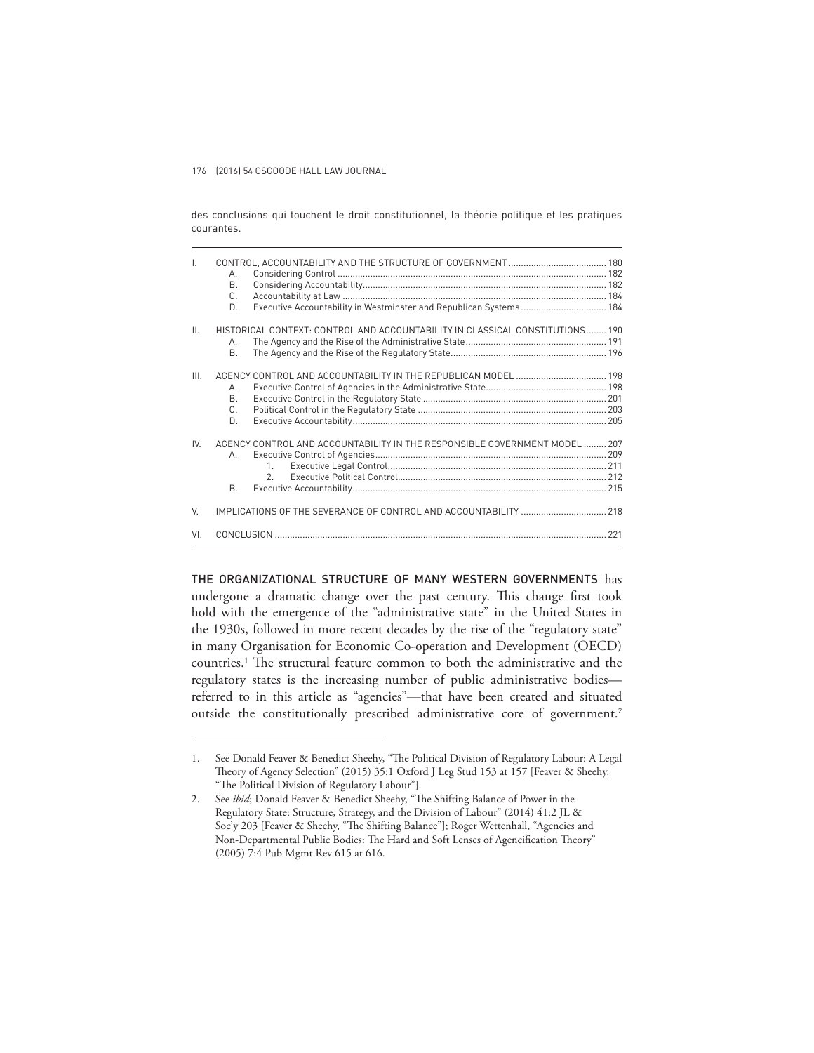des conclusions qui touchent le droit constitutionnel, la théorie politique et les pratiques courantes.

I. CONTROL, ACCOUNTABILITY AND THE STRUCTURE OF GOVERNMENT ....... 180
  A. Considering Control ....... 182
  B. Considering Accountability ....... 182
  C. Accountability at Law ....... 184
  D. Executive Accountability in Westminster and Republican Systems ....... 184

II. HISTORICAL CONTEXT: CONTROL AND ACCOUNTABILITY IN CLASSICAL CONSTITUTIONS ....... 190
  A. The Agency and the Rise of the Administrative State ....... 191
  B. The Agency and the Rise of the Regulatory State ....... 196

III. AGENCY CONTROL AND ACCOUNTABILITY IN THE REPUBLICAN MODEL ....... 198
  A. Executive Control of Agencies in the Administrative State ....... 198
  B. Executive Control in the Regulatory State ....... 201
  C. Political Control in the Regulatory State ....... 203
  D. Executive Accountability ....... 205

IV. AGENCY CONTROL AND ACCOUNTABILITY IN THE RESPONSIBLE GOVERNMENT MODEL ....... 207
  A. Executive Control of Agencies ....... 209
    1. Executive Legal Control ....... 211
    2. Executive Political Control ....... 212
  B. Executive Accountability ....... 215

V. IMPLICATIONS OF THE SEVERANCE OF CONTROL AND ACCOUNTABILITY ....... 218

VI. CONCLUSION ....... 221

THE ORGANIZATIONAL STRUCTURE OF MANY WESTERN GOVERNMENTS has undergone a dramatic change over the past century. This change first took hold with the emergence of the "administrative state" in the United States in the 1930s, followed in more recent decades by the rise of the "regulatory state" in many Organisation for Economic Co-operation and Development (OECD) countries.[1] The structural feature common to both the administrative and the regulatory states is the increasing number of public administrative bodies—referred to in this article as "agencies"—that have been created and situated outside the constitutionally prescribed administrative core of government.[2]

1. See Donald Feaver & Benedict Sheehy, "The Political Division of Regulatory Labour: A Legal Theory of Agency Selection" (2015) 35:1 Oxford J Leg Stud 153 at 157 [Feaver & Sheehy, "The Political Division of Regulatory Labour"].

2. See *ibid*; Donald Feaver & Benedict Sheehy, "The Shifting Balance of Power in the Regulatory State: Structure, Strategy, and the Division of Labour" (2014) 41:2 JL & Soc'y 203 [Feaver & Sheehy, "The Shifting Balance"]; Roger Wettenhall, "Agencies and Non-Departmental Public Bodies: The Hard and Soft Lenses of Agencification Theory" (2005) 7:4 Pub Mgmt Rev 615 at 616.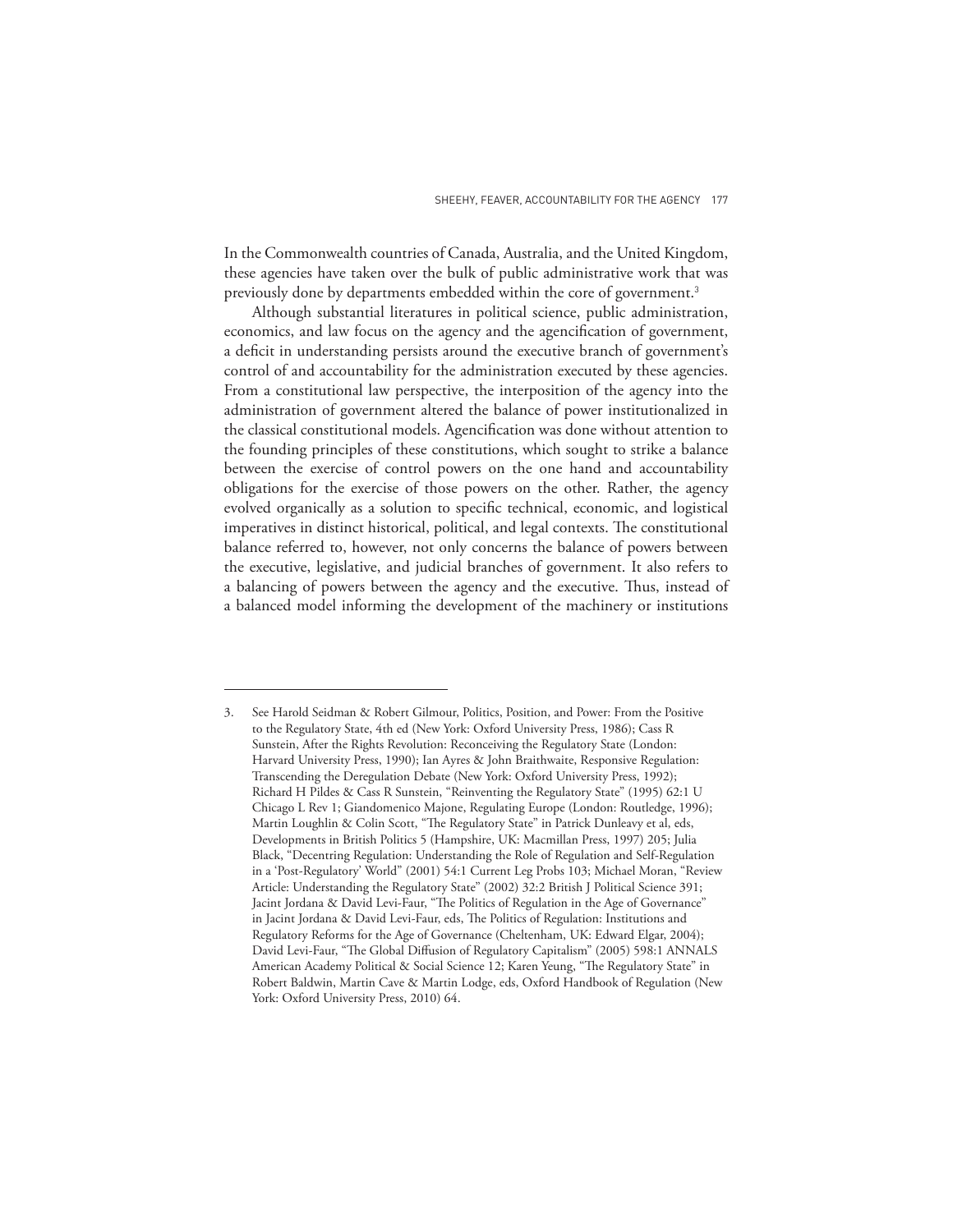In the Commonwealth countries of Canada, Australia, and the United Kingdom, these agencies have taken over the bulk of public administrative work that was previously done by departments embedded within the core of government.[3]

Although substantial literatures in political science, public administration, economics, and law focus on the agency and the agencification of government, a deficit in understanding persists around the executive branch of government's control of and accountability for the administration executed by these agencies. From a constitutional law perspective, the interposition of the agency into the administration of government altered the balance of power institutionalized in the classical constitutional models. Agencification was done without attention to the founding principles of these constitutions, which sought to strike a balance between the exercise of control powers on the one hand and accountability obligations for the exercise of those powers on the other. Rather, the agency evolved organically as a solution to specific technical, economic, and logistical imperatives in distinct historical, political, and legal contexts. The constitutional balance referred to, however, not only concerns the balance of powers between the executive, legislative, and judicial branches of government. It also refers to a balancing of powers between the agency and the executive. Thus, instead of a balanced model informing the development of the machinery or institutions

---

3. See Harold Seidman & Robert Gilmour, Politics, Position, and Power: From the Positive to the Regulatory State, 4th ed (New York: Oxford University Press, 1986); Cass R Sunstein, After the Rights Revolution: Reconceiving the Regulatory State (London: Harvard University Press, 1990); Ian Ayres & John Braithwaite, Responsive Regulation: Transcending the Deregulation Debate (New York: Oxford University Press, 1992); Richard H Pildes & Cass R Sunstein, "Reinventing the Regulatory State" (1995) 62:1 U Chicago L Rev 1; Giandomenico Majone, Regulating Europe (London: Routledge, 1996); Martin Loughlin & Colin Scott, "The Regulatory State" in Patrick Dunleavy et al, eds, Developments in British Politics 5 (Hampshire, UK: Macmillan Press, 1997) 205; Julia Black, "Decentring Regulation: Understanding the Role of Regulation and Self-Regulation in a 'Post-Regulatory' World" (2001) 54:1 Current Leg Probs 103; Michael Moran, "Review Article: Understanding the Regulatory State" (2002) 32:2 British J Political Science 391; Jacint Jordana & David Levi-Faur, "The Politics of Regulation in the Age of Governance" in Jacint Jordana & David Levi-Faur, eds, The Politics of Regulation: Institutions and Regulatory Reforms for the Age of Governance (Cheltenham, UK: Edward Elgar, 2004); David Levi-Faur, "The Global Diffusion of Regulatory Capitalism" (2005) 598:1 ANNALS American Academy Political & Social Science 12; Karen Yeung, "The Regulatory State" in Robert Baldwin, Martin Cave & Martin Lodge, eds, Oxford Handbook of Regulation (New York: Oxford University Press, 2010) 64.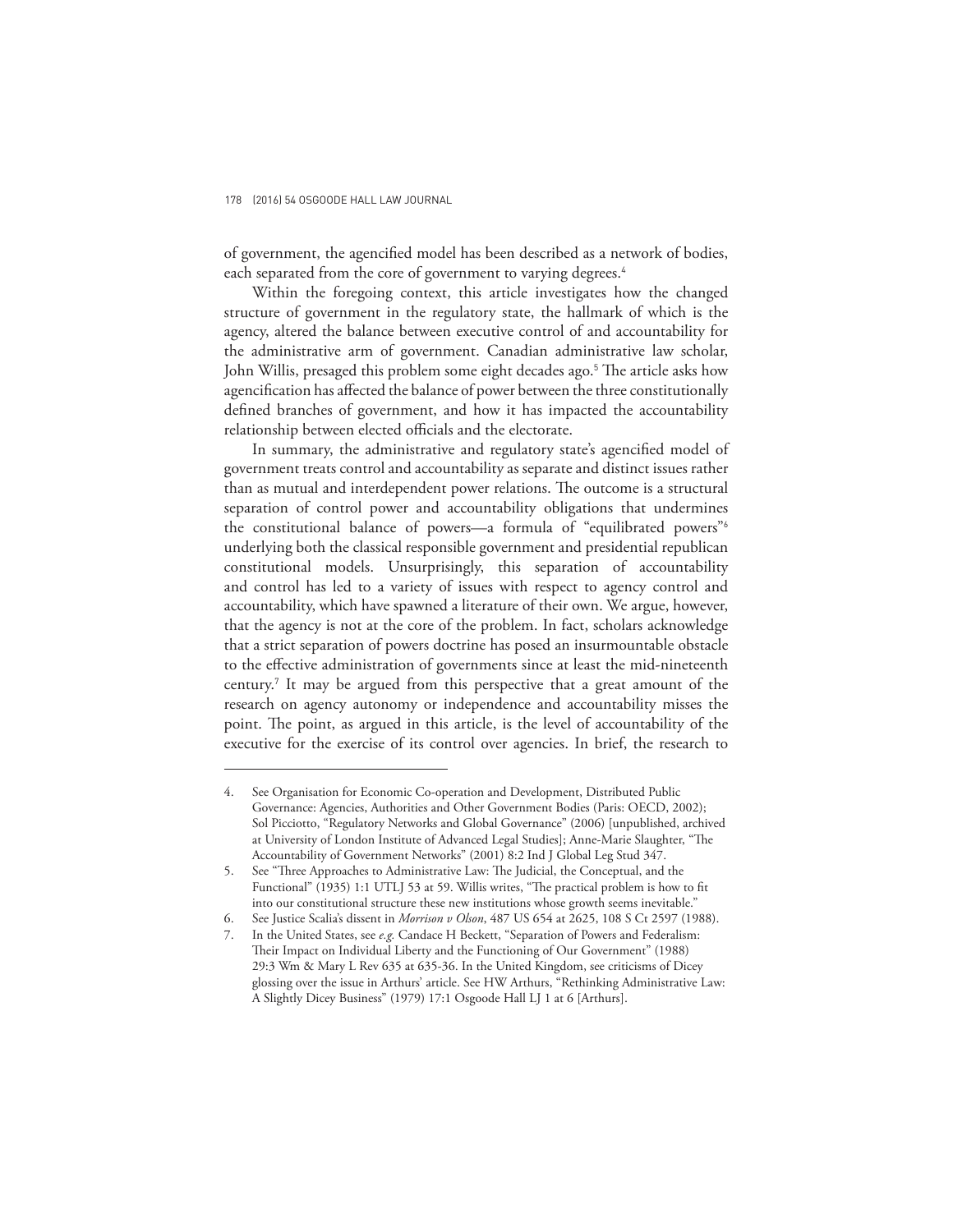of government, the agencified model has been described as a network of bodies, each separated from the core of government to varying degrees.[4]

Within the foregoing context, this article investigates how the changed structure of government in the regulatory state, the hallmark of which is the agency, altered the balance between executive control of and accountability for the administrative arm of government. Canadian administrative law scholar, John Willis, presaged this problem some eight decades ago.[5] The article asks how agencification has affected the balance of power between the three constitutionally defined branches of government, and how it has impacted the accountability relationship between elected officials and the electorate.

In summary, the administrative and regulatory state's agencified model of government treats control and accountability as separate and distinct issues rather than as mutual and interdependent power relations. The outcome is a structural separation of control power and accountability obligations that undermines the constitutional balance of powers—a formula of "equilibrated powers"[6] underlying both the classical responsible government and presidential republican constitutional models. Unsurprisingly, this separation of accountability and control has led to a variety of issues with respect to agency control and accountability, which have spawned a literature of their own. We argue, however, that the agency is not at the core of the problem. In fact, scholars acknowledge that a strict separation of powers doctrine has posed an insurmountable obstacle to the effective administration of governments since at least the mid-nineteenth century.[7] It may be argued from this perspective that a great amount of the research on agency autonomy or independence and accountability misses the point. The point, as argued in this article, is the level of accountability of the executive for the exercise of its control over agencies. In brief, the research to

---

4. See Organisation for Economic Co-operation and Development, Distributed Public Governance: Agencies, Authorities and Other Government Bodies (Paris: OECD, 2002); Sol Picciotto, "Regulatory Networks and Global Governance" (2006) [unpublished, archived at University of London Institute of Advanced Legal Studies]; Anne-Marie Slaughter, "The Accountability of Government Networks" (2001) 8:2 Ind J Global Leg Stud 347.
5. See "Three Approaches to Administrative Law: The Judicial, the Conceptual, and the Functional" (1935) 1:1 UTLJ 53 at 59. Willis writes, "The practical problem is how to fit into our constitutional structure these new institutions whose growth seems inevitable."
6. See Justice Scalia's dissent in *Morrison v Olson*, 487 US 654 at 2625, 108 S Ct 2597 (1988).
7. In the United States, see *e.g.* Candace H Beckett, "Separation of Powers and Federalism: Their Impact on Individual Liberty and the Functioning of Our Government" (1988) 29:3 Wm & Mary L Rev 635 at 635-36. In the United Kingdom, see criticisms of Dicey glossing over the issue in Arthurs' article. See HW Arthurs, "Rethinking Administrative Law: A Slightly Dicey Business" (1979) 17:1 Osgoode Hall LJ 1 at 6 [Arthurs].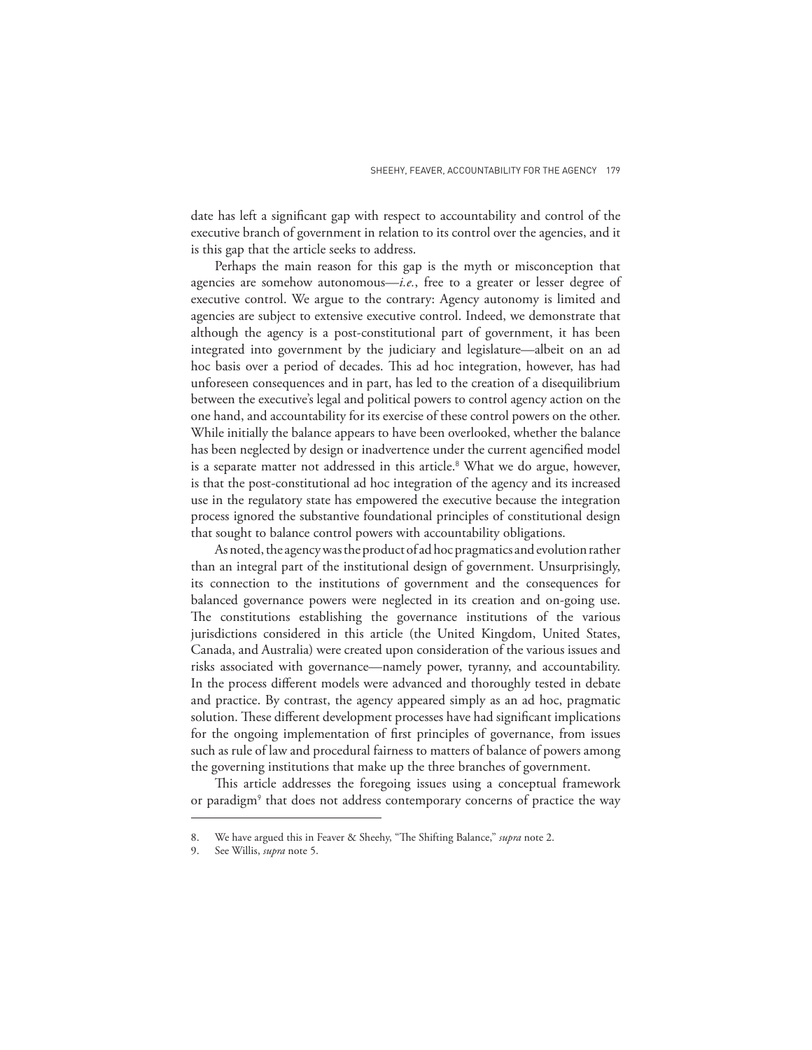date has left a significant gap with respect to accountability and control of the executive branch of government in relation to its control over the agencies, and it is this gap that the article seeks to address.

Perhaps the main reason for this gap is the myth or misconception that agencies are somehow autonomous—*i.e.*, free to a greater or lesser degree of executive control. We argue to the contrary: Agency autonomy is limited and agencies are subject to extensive executive control. Indeed, we demonstrate that although the agency is a post-constitutional part of government, it has been integrated into government by the judiciary and legislature—albeit on an ad hoc basis over a period of decades. This ad hoc integration, however, has had unforeseen consequences and in part, has led to the creation of a disequilibrium between the executive's legal and political powers to control agency action on the one hand, and accountability for its exercise of these control powers on the other. While initially the balance appears to have been overlooked, whether the balance has been neglected by design or inadvertence under the current agencified model is a separate matter not addressed in this article.[8] What we do argue, however, is that the post-constitutional ad hoc integration of the agency and its increased use in the regulatory state has empowered the executive because the integration process ignored the substantive foundational principles of constitutional design that sought to balance control powers with accountability obligations.

As noted, the agency was the product of ad hoc pragmatics and evolution rather than an integral part of the institutional design of government. Unsurprisingly, its connection to the institutions of government and the consequences for balanced governance powers were neglected in its creation and on-going use. The constitutions establishing the governance institutions of the various jurisdictions considered in this article (the United Kingdom, United States, Canada, and Australia) were created upon consideration of the various issues and risks associated with governance—namely power, tyranny, and accountability. In the process different models were advanced and thoroughly tested in debate and practice. By contrast, the agency appeared simply as an ad hoc, pragmatic solution. These different development processes have had significant implications for the ongoing implementation of first principles of governance, from issues such as rule of law and procedural fairness to matters of balance of powers among the governing institutions that make up the three branches of government.

This article addresses the foregoing issues using a conceptual framework or paradigm[9] that does not address contemporary concerns of practice the way

---

8. We have argued this in Feaver & Sheehy, "The Shifting Balance," *supra* note 2.
9. See Willis, *supra* note 5.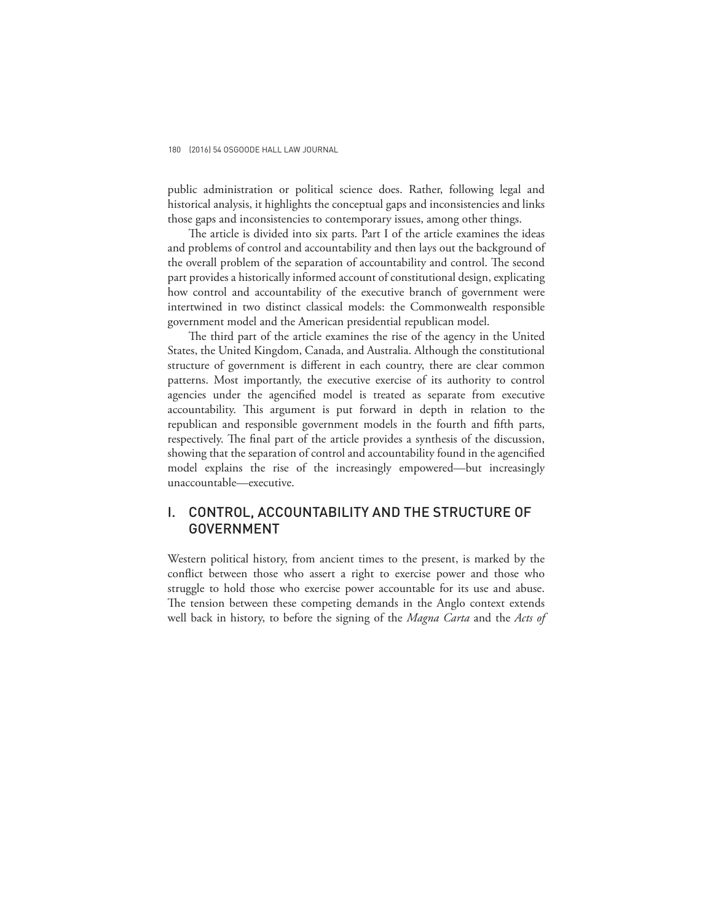public administration or political science does. Rather, following legal and historical analysis, it highlights the conceptual gaps and inconsistencies and links those gaps and inconsistencies to contemporary issues, among other things.

The article is divided into six parts. Part I of the article examines the ideas and problems of control and accountability and then lays out the background of the overall problem of the separation of accountability and control. The second part provides a historically informed account of constitutional design, explicating how control and accountability of the executive branch of government were intertwined in two distinct classical models: the Commonwealth responsible government model and the American presidential republican model.

The third part of the article examines the rise of the agency in the United States, the United Kingdom, Canada, and Australia. Although the constitutional structure of government is different in each country, there are clear common patterns. Most importantly, the executive exercise of its authority to control agencies under the agencified model is treated as separate from executive accountability. This argument is put forward in depth in relation to the republican and responsible government models in the fourth and fifth parts, respectively. The final part of the article provides a synthesis of the discussion, showing that the separation of control and accountability found in the agencified model explains the rise of the increasingly empowered—but increasingly unaccountable—executive.

## I. CONTROL, ACCOUNTABILITY AND THE STRUCTURE OF GOVERNMENT

Western political history, from ancient times to the present, is marked by the conflict between those who assert a right to exercise power and those who struggle to hold those who exercise power accountable for its use and abuse. The tension between these competing demands in the Anglo context extends well back in history, to before the signing of the *Magna Carta* and the *Acts of*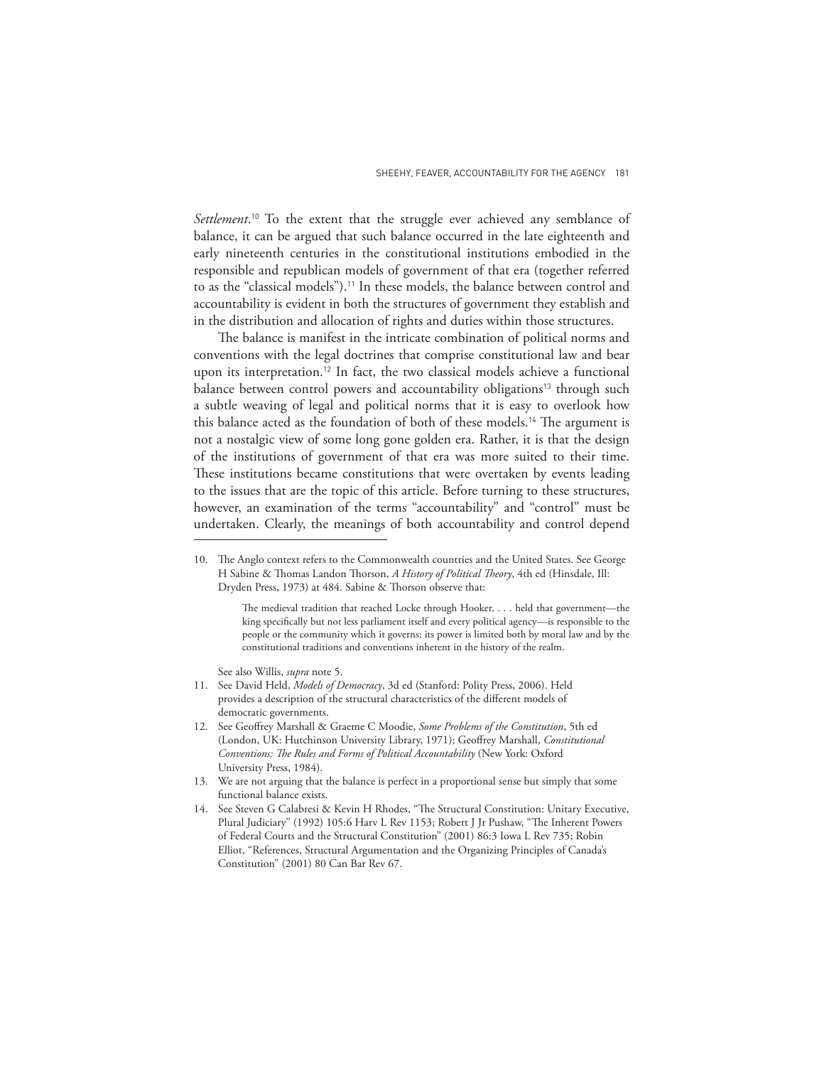*Settlement*.[10] To the extent that the struggle ever achieved any semblance of balance, it can be argued that such balance occurred in the late eighteenth and early nineteenth centuries in the constitutional institutions embodied in the responsible and republican models of government of that era (together referred to as the "classical models").[11] In these models, the balance between control and accountability is evident in both the structures of government they establish and in the distribution and allocation of rights and duties within those structures.

The balance is manifest in the intricate combination of political norms and conventions with the legal doctrines that comprise constitutional law and bear upon its interpretation.[12] In fact, the two classical models achieve a functional balance between control powers and accountability obligations[13] through such a subtle weaving of legal and political norms that it is easy to overlook how this balance acted as the foundation of both of these models.[14] The argument is not a nostalgic view of some long gone golden era. Rather, it is that the design of the institutions of government of that era was more suited to their time. These institutions became constitutions that were overtaken by events leading to the issues that are the topic of this article. Before turning to these structures, however, an examination of the terms "accountability" and "control" must be undertaken. Clearly, the meanings of both accountability and control depend

---

10. The Anglo context refers to the Commonwealth countries and the United States. See George H Sabine & Thomas Landon Thorson, *A History of Political Theory*, 4th ed (Hinsdale, Ill: Dryden Press, 1973) at 484. Sabine & Thorson observe that:

    > The medieval tradition that reached Locke through Hooker, . . . held that government—the king specifically but not less parliament itself and every political agency—is responsible to the people or the community which it governs; its power is limited both by moral law and by the constitutional traditions and conventions inherent in the history of the realm.

    See also Willis, *supra* note 5.

11. See David Held, *Models of Democracy*, 3d ed (Stanford: Polity Press, 2006). Held provides a description of the structural characteristics of the different models of democratic governments.
12. See Geoffrey Marshall & Graeme C Moodie, *Some Problems of the Constitution*, 5th ed (London, UK: Hutchinson University Library, 1971); Geoffrey Marshall, *Constitutional Conventions: The Rules and Forms of Political Accountability* (New York: Oxford University Press, 1984).
13. We are not arguing that the balance is perfect in a proportional sense but simply that some functional balance exists.
14. See Steven G Calabresi & Kevin H Rhodes, "The Structural Constitution: Unitary Executive, Plural Judiciary" (1992) 105:6 Harv L Rev 1153; Robert J Jr Pushaw, "The Inherent Powers of Federal Courts and the Structural Constitution" (2001) 86:3 Iowa L Rev 735; Robin Elliot, "References, Structural Argumentation and the Organizing Principles of Canada's Constitution" (2001) 80 Can Bar Rev 67.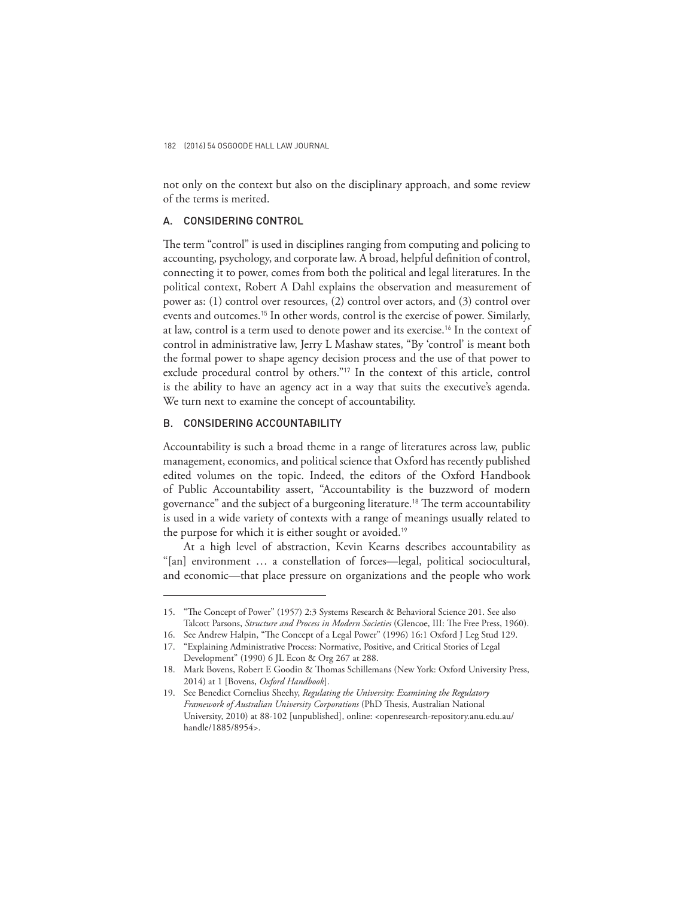not only on the context but also on the disciplinary approach, and some review of the terms is merited.

### A. CONSIDERING CONTROL

The term "control" is used in disciplines ranging from computing and policing to accounting, psychology, and corporate law. A broad, helpful definition of control, connecting it to power, comes from both the political and legal literatures. In the political context, Robert A Dahl explains the observation and measurement of power as: (1) control over resources, (2) control over actors, and (3) control over events and outcomes.[15] In other words, control is the exercise of power. Similarly, at law, control is a term used to denote power and its exercise.[16] In the context of control in administrative law, Jerry L Mashaw states, "By 'control' is meant both the formal power to shape agency decision process and the use of that power to exclude procedural control by others."[17] In the context of this article, control is the ability to have an agency act in a way that suits the executive's agenda. We turn next to examine the concept of accountability.

### B. CONSIDERING ACCOUNTABILITY

Accountability is such a broad theme in a range of literatures across law, public management, economics, and political science that Oxford has recently published edited volumes on the topic. Indeed, the editors of the Oxford Handbook of Public Accountability assert, "Accountability is the buzzword of modern governance" and the subject of a burgeoning literature.[18] The term accountability is used in a wide variety of contexts with a range of meanings usually related to the purpose for which it is either sought or avoided.[19]

At a high level of abstraction, Kevin Kearns describes accountability as "[an] environment … a constellation of forces—legal, political sociocultural, and economic—that place pressure on organizations and the people who work

---

15. "The Concept of Power" (1957) 2:3 Systems Research & Behavioral Science 201. See also Talcott Parsons, *Structure and Process in Modern Societies* (Glencoe, Ill: The Free Press, 1960).
16. See Andrew Halpin, "The Concept of a Legal Power" (1996) 16:1 Oxford J Leg Stud 129.
17. "Explaining Administrative Process: Normative, Positive, and Critical Stories of Legal Development" (1990) 6 JL Econ & Org 267 at 288.
18. Mark Bovens, Robert E Goodin & Thomas Schillemans (New York: Oxford University Press, 2014) at 1 [Bovens, *Oxford Handbook*].
19. See Benedict Cornelius Sheehy, *Regulating the University: Examining the Regulatory Framework of Australian University Corporations* (PhD Thesis, Australian National University, 2010) at 88-102 [unpublished], online: <openresearch-repository.anu.edu.au/handle/1885/8954>.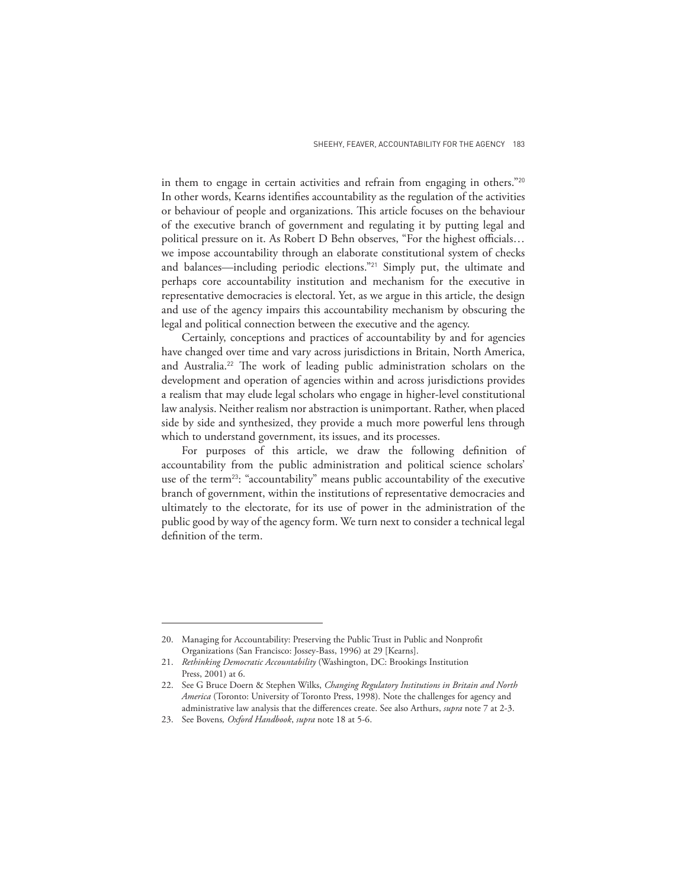in them to engage in certain activities and refrain from engaging in others."[20] In other words, Kearns identifies accountability as the regulation of the activities or behaviour of people and organizations. This article focuses on the behaviour of the executive branch of government and regulating it by putting legal and political pressure on it. As Robert D Behn observes, "For the highest officials… we impose accountability through an elaborate constitutional system of checks and balances—including periodic elections."[21] Simply put, the ultimate and perhaps core accountability institution and mechanism for the executive in representative democracies is electoral. Yet, as we argue in this article, the design and use of the agency impairs this accountability mechanism by obscuring the legal and political connection between the executive and the agency.

Certainly, conceptions and practices of accountability by and for agencies have changed over time and vary across jurisdictions in Britain, North America, and Australia.[22] The work of leading public administration scholars on the development and operation of agencies within and across jurisdictions provides a realism that may elude legal scholars who engage in higher-level constitutional law analysis. Neither realism nor abstraction is unimportant. Rather, when placed side by side and synthesized, they provide a much more powerful lens through which to understand government, its issues, and its processes.

For purposes of this article, we draw the following definition of accountability from the public administration and political science scholars' use of the term[23]: "accountability" means public accountability of the executive branch of government, within the institutions of representative democracies and ultimately to the electorate, for its use of power in the administration of the public good by way of the agency form. We turn next to consider a technical legal definition of the term.

---

20. Managing for Accountability: Preserving the Public Trust in Public and Nonprofit Organizations (San Francisco: Jossey-Bass, 1996) at 29 [Kearns].

21. *Rethinking Democratic Accountability* (Washington, DC: Brookings Institution Press, 2001) at 6.

22. See G Bruce Doern & Stephen Wilks, *Changing Regulatory Institutions in Britain and North America* (Toronto: University of Toronto Press, 1998). Note the challenges for agency and administrative law analysis that the differences create. See also Arthurs, *supra* note 7 at 2-3.

23. See Bovens, *Oxford Handbook*, *supra* note 18 at 5-6.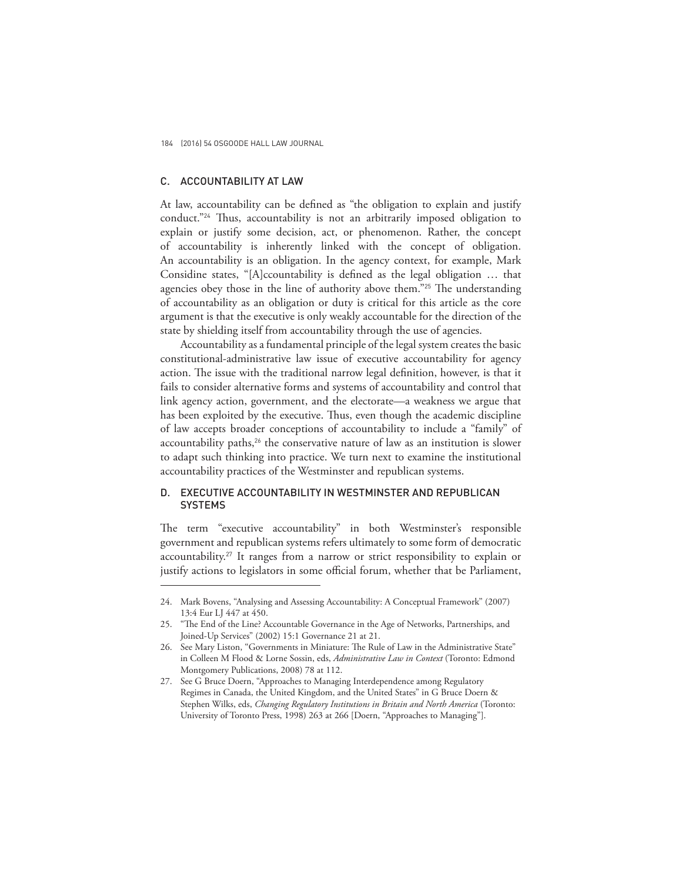## C. ACCOUNTABILITY AT LAW

At law, accountability can be defined as "the obligation to explain and justify conduct."[24] Thus, accountability is not an arbitrarily imposed obligation to explain or justify some decision, act, or phenomenon. Rather, the concept of accountability is inherently linked with the concept of obligation. An accountability is an obligation. In the agency context, for example, Mark Considine states, "[A]ccountability is defined as the legal obligation … that agencies obey those in the line of authority above them."[25] The understanding of accountability as an obligation or duty is critical for this article as the core argument is that the executive is only weakly accountable for the direction of the state by shielding itself from accountability through the use of agencies.

Accountability as a fundamental principle of the legal system creates the basic constitutional-administrative law issue of executive accountability for agency action. The issue with the traditional narrow legal definition, however, is that it fails to consider alternative forms and systems of accountability and control that link agency action, government, and the electorate—a weakness we argue that has been exploited by the executive. Thus, even though the academic discipline of law accepts broader conceptions of accountability to include a "family" of accountability paths,[26] the conservative nature of law as an institution is slower to adapt such thinking into practice. We turn next to examine the institutional accountability practices of the Westminster and republican systems.

## D. EXECUTIVE ACCOUNTABILITY IN WESTMINSTER AND REPUBLICAN SYSTEMS

The term "executive accountability" in both Westminster's responsible government and republican systems refers ultimately to some form of democratic accountability.[27] It ranges from a narrow or strict responsibility to explain or justify actions to legislators in some official forum, whether that be Parliament,

---

24. Mark Bovens, "Analysing and Assessing Accountability: A Conceptual Framework" (2007) 13:4 Eur LJ 447 at 450.

25. "The End of the Line? Accountable Governance in the Age of Networks, Partnerships, and Joined-Up Services" (2002) 15:1 Governance 21 at 21.

26. See Mary Liston, "Governments in Miniature: The Rule of Law in the Administrative State" in Colleen M Flood & Lorne Sossin, eds, *Administrative Law in Context* (Toronto: Edmond Montgomery Publications, 2008) 78 at 112.

27. See G Bruce Doern, "Approaches to Managing Interdependence among Regulatory Regimes in Canada, the United Kingdom, and the United States" in G Bruce Doern & Stephen Wilks, eds, *Changing Regulatory Institutions in Britain and North America* (Toronto: University of Toronto Press, 1998) 263 at 266 [Doern, "Approaches to Managing"].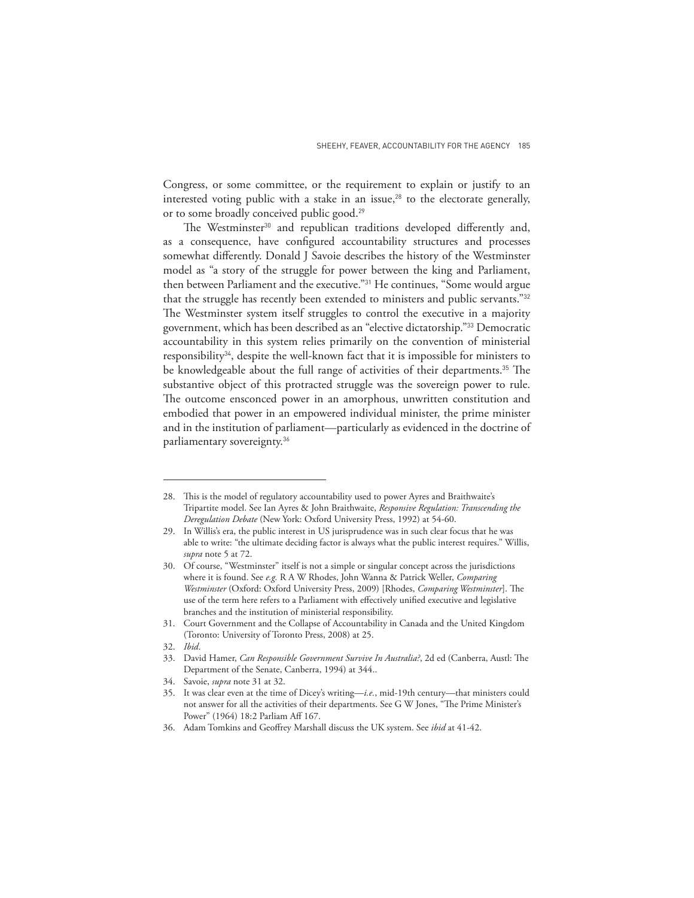Congress, or some committee, or the requirement to explain or justify to an interested voting public with a stake in an issue,[28] to the electorate generally, or to some broadly conceived public good.[29]

The Westminster[30] and republican traditions developed differently and, as a consequence, have configured accountability structures and processes somewhat differently. Donald J Savoie describes the history of the Westminster model as "a story of the struggle for power between the king and Parliament, then between Parliament and the executive."[31] He continues, "Some would argue that the struggle has recently been extended to ministers and public servants."[32] The Westminster system itself struggles to control the executive in a majority government, which has been described as an "elective dictatorship."[33] Democratic accountability in this system relies primarily on the convention of ministerial responsibility[34], despite the well-known fact that it is impossible for ministers to be knowledgeable about the full range of activities of their departments.[35] The substantive object of this protracted struggle was the sovereign power to rule. The outcome ensconced power in an amorphous, unwritten constitution and embodied that power in an empowered individual minister, the prime minister and in the institution of parliament—particularly as evidenced in the doctrine of parliamentary sovereignty.[36]

---

28. This is the model of regulatory accountability used to power Ayres and Braithwaite's Tripartite model. See Ian Ayres & John Braithwaite, *Responsive Regulation: Transcending the Deregulation Debate* (New York: Oxford University Press, 1992) at 54-60.
29. In Willis's era, the public interest in US jurisprudence was in such clear focus that he was able to write: "the ultimate deciding factor is always what the public interest requires." Willis, *supra* note 5 at 72.
30. Of course, "Westminster" itself is not a simple or singular concept across the jurisdictions where it is found. See *e.g.* R A W Rhodes, John Wanna & Patrick Weller, *Comparing Westminster* (Oxford: Oxford University Press, 2009) [Rhodes, *Comparing Westminster*]. The use of the term here refers to a Parliament with effectively unified executive and legislative branches and the institution of ministerial responsibility.
31. Court Government and the Collapse of Accountability in Canada and the United Kingdom (Toronto: University of Toronto Press, 2008) at 25.
32. *Ibid*.
33. David Hamer, *Can Responsible Government Survive In Australia?*, 2d ed (Canberra, Austl: The Department of the Senate, Canberra, 1994) at 344..
34. Savoie, *supra* note 31 at 32.
35. It was clear even at the time of Dicey's writing—*i.e.*, mid-19th century—that ministers could not answer for all the activities of their departments. See G W Jones, "The Prime Minister's Power" (1964) 18:2 Parliam Aff 167.
36. Adam Tomkins and Geoffrey Marshall discuss the UK system. See *ibid* at 41-42.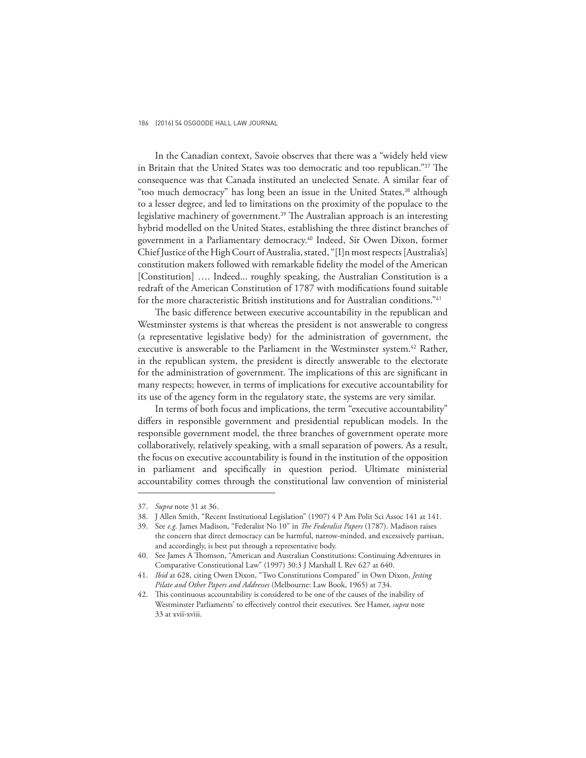In the Canadian context, Savoie observes that there was a "widely held view in Britain that the United States was too democratic and too republican."[37] The consequence was that Canada instituted an unelected Senate. A similar fear of "too much democracy" has long been an issue in the United States,[38] although to a lesser degree, and led to limitations on the proximity of the populace to the legislative machinery of government.[39] The Australian approach is an interesting hybrid modelled on the United States, establishing the three distinct branches of government in a Parliamentary democracy.[40] Indeed, Sir Owen Dixon, former Chief Justice of the High Court of Australia, stated, "[I]n most respects [Australia's] constitution makers followed with remarkable fidelity the model of the American [Constitution] …. Indeed... roughly speaking, the Australian Constitution is a redraft of the American Constitution of 1787 with modifications found suitable for the more characteristic British institutions and for Australian conditions."[41]

The basic difference between executive accountability in the republican and Westminster systems is that whereas the president is not answerable to congress (a representative legislative body) for the administration of government, the executive is answerable to the Parliament in the Westminster system.[42] Rather, in the republican system, the president is directly answerable to the electorate for the administration of government. The implications of this are significant in many respects; however, in terms of implications for executive accountability for its use of the agency form in the regulatory state, the systems are very similar.

In terms of both focus and implications, the term "executive accountability" differs in responsible government and presidential republican models. In the responsible government model, the three branches of government operate more collaboratively, relatively speaking, with a small separation of powers. As a result, the focus on executive accountability is found in the institution of the opposition in parliament and specifically in question period. Ultimate ministerial accountability comes through the constitutional law convention of ministerial

---

37. *Supra* note 31 at 36.
38. J Allen Smith, "Recent Institutional Legislation" (1907) 4 P Am Polit Sci Assoc 141 at 141.
39. See *e.g.* James Madison, "Federalist No 10" in *The Federalist Papers* (1787). Madison raises the concern that direct democracy can be harmful, narrow-minded, and excessively partisan, and accordingly, is best put through a representative body.
40. See James A Thomson, "American and Australian Constitutions: Continuing Adventures in Comparative Constitutional Law" (1997) 30:3 J Marshall L Rev 627 at 640.
41. *Ibid* at 628, citing Owen Dixon, "Two Constitutions Compared" in Own Dixon, *Jesting Pilate and Other Papers and Addresses* (Melbourne: Law Book, 1965) at 734.
42. This continuous accountability is considered to be one of the causes of the inability of Westminster Parliaments' to effectively control their executives. See Hamer, *supra* note 33 at xvii-xviii.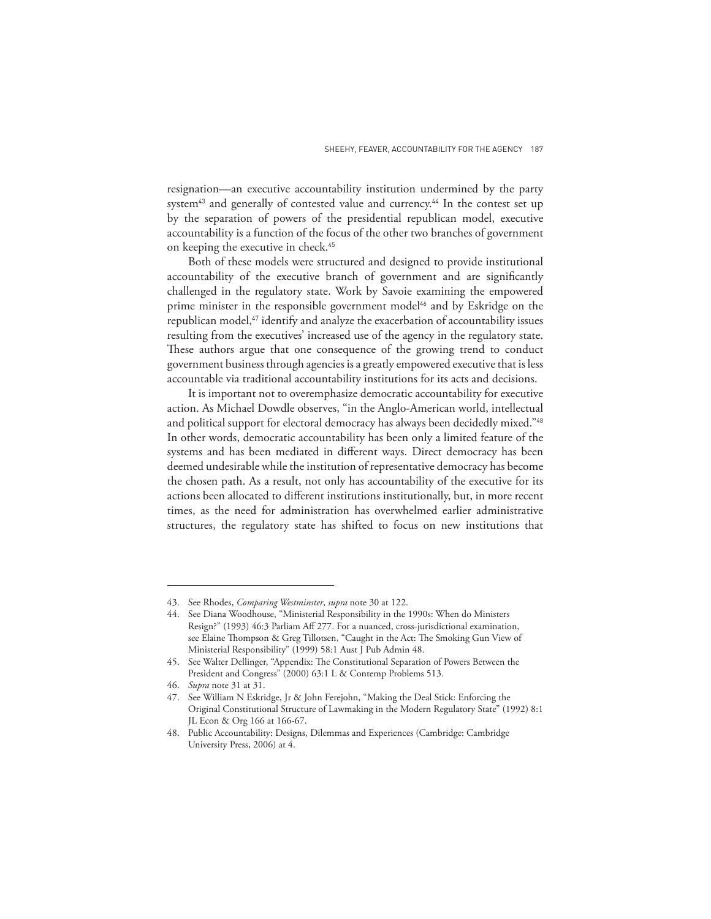resignation—an executive accountability institution undermined by the party system[43] and generally of contested value and currency.[44] In the contest set up by the separation of powers of the presidential republican model, executive accountability is a function of the focus of the other two branches of government on keeping the executive in check.[45]

Both of these models were structured and designed to provide institutional accountability of the executive branch of government and are significantly challenged in the regulatory state. Work by Savoie examining the empowered prime minister in the responsible government model[46] and by Eskridge on the republican model,[47] identify and analyze the exacerbation of accountability issues resulting from the executives' increased use of the agency in the regulatory state. These authors argue that one consequence of the growing trend to conduct government business through agencies is a greatly empowered executive that is less accountable via traditional accountability institutions for its acts and decisions.

It is important not to overemphasize democratic accountability for executive action. As Michael Dowdle observes, "in the Anglo-American world, intellectual and political support for electoral democracy has always been decidedly mixed."[48] In other words, democratic accountability has been only a limited feature of the systems and has been mediated in different ways. Direct democracy has been deemed undesirable while the institution of representative democracy has become the chosen path. As a result, not only has accountability of the executive for its actions been allocated to different institutions institutionally, but, in more recent times, as the need for administration has overwhelmed earlier administrative structures, the regulatory state has shifted to focus on new institutions that

---

43. See Rhodes, *Comparing Westminster*, *supra* note 30 at 122.
44. See Diana Woodhouse, "Ministerial Responsibility in the 1990s: When do Ministers Resign?" (1993) 46:3 Parliam Aff 277. For a nuanced, cross-jurisdictional examination, see Elaine Thompson & Greg Tillotsen, "Caught in the Act: The Smoking Gun View of Ministerial Responsibility" (1999) 58:1 Aust J Pub Admin 48.
45. See Walter Dellinger, "Appendix: The Constitutional Separation of Powers Between the President and Congress" (2000) 63:1 L & Contemp Problems 513.
46. *Supra* note 31 at 31.
47. See William N Eskridge, Jr & John Ferejohn, "Making the Deal Stick: Enforcing the Original Constitutional Structure of Lawmaking in the Modern Regulatory State" (1992) 8:1 JL Econ & Org 166 at 166-67.
48. Public Accountability: Designs, Dilemmas and Experiences (Cambridge: Cambridge University Press, 2006) at 4.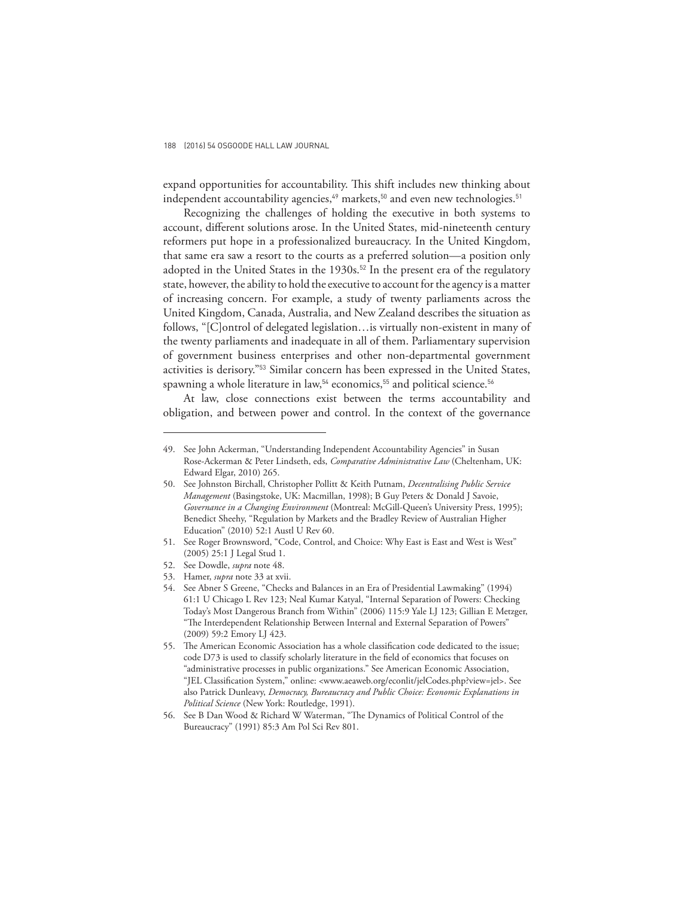expand opportunities for accountability. This shift includes new thinking about independent accountability agencies,[49] markets,[50] and even new technologies.[51]

Recognizing the challenges of holding the executive in both systems to account, different solutions arose. In the United States, mid-nineteenth century reformers put hope in a professionalized bureaucracy. In the United Kingdom, that same era saw a resort to the courts as a preferred solution—a position only adopted in the United States in the 1930s.[52] In the present era of the regulatory state, however, the ability to hold the executive to account for the agency is a matter of increasing concern. For example, a study of twenty parliaments across the United Kingdom, Canada, Australia, and New Zealand describes the situation as follows, "[C]ontrol of delegated legislation…is virtually non-existent in many of the twenty parliaments and inadequate in all of them. Parliamentary supervision of government business enterprises and other non-departmental government activities is derisory."[53] Similar concern has been expressed in the United States, spawning a whole literature in law,[54] economics,[55] and political science.[56]

At law, close connections exist between the terms accountability and obligation, and between power and control. In the context of the governance

---

49. See John Ackerman, "Understanding Independent Accountability Agencies" in Susan Rose-Ackerman & Peter Lindseth, eds, *Comparative Administrative Law* (Cheltenham, UK: Edward Elgar, 2010) 265.
50. See Johnston Birchall, Christopher Pollitt & Keith Putnam, *Decentralising Public Service Management* (Basingstoke, UK: Macmillan, 1998); B Guy Peters & Donald J Savoie, *Governance in a Changing Environment* (Montreal: McGill-Queen's University Press, 1995); Benedict Sheehy, "Regulation by Markets and the Bradley Review of Australian Higher Education" (2010) 52:1 Austl U Rev 60.
51. See Roger Brownsword, "Code, Control, and Choice: Why East is East and West is West" (2005) 25:1 J Legal Stud 1.
52. See Dowdle, *supra* note 48.
53. Hamer, *supra* note 33 at xvii.
54. See Abner S Greene, "Checks and Balances in an Era of Presidential Lawmaking" (1994) 61:1 U Chicago L Rev 123; Neal Kumar Katyal, "Internal Separation of Powers: Checking Today's Most Dangerous Branch from Within" (2006) 115:9 Yale LJ 123; Gillian E Metzger, "The Interdependent Relationship Between Internal and External Separation of Powers" (2009) 59:2 Emory LJ 423.
55. The American Economic Association has a whole classification code dedicated to the issue; code D73 is used to classify scholarly literature in the field of economics that focuses on "administrative processes in public organizations." See American Economic Association, "JEL Classification System," online: <www.aeaweb.org/econlit/jelCodes.php?view=jel>. See also Patrick Dunleavy, *Democracy, Bureaucracy and Public Choice: Economic Explanations in Political Science* (New York: Routledge, 1991).
56. See B Dan Wood & Richard W Waterman, "The Dynamics of Political Control of the Bureaucracy" (1991) 85:3 Am Pol Sci Rev 801.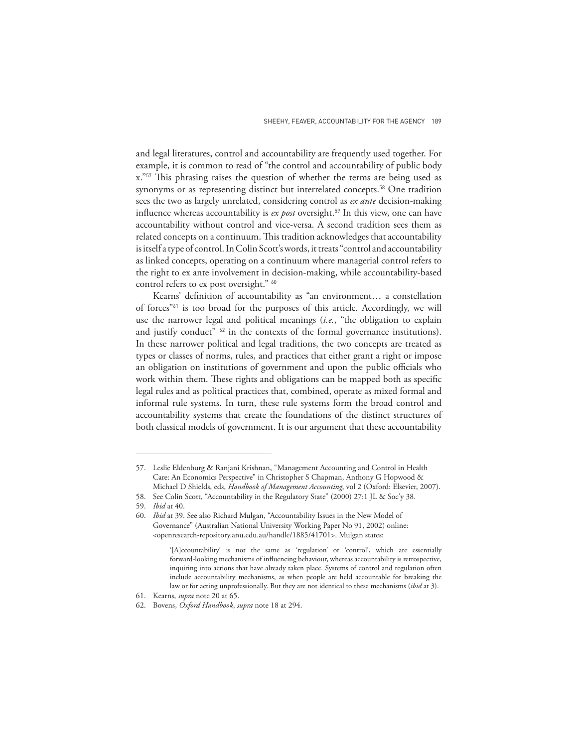and legal literatures, control and accountability are frequently used together. For example, it is common to read of "the control and accountability of public body x."[57] This phrasing raises the question of whether the terms are being used as synonyms or as representing distinct but interrelated concepts.[58] One tradition sees the two as largely unrelated, considering control as *ex ante* decision-making influence whereas accountability is *ex post* oversight.[59] In this view, one can have accountability without control and vice-versa. A second tradition sees them as related concepts on a continuum. This tradition acknowledges that accountability is itself a type of control. In Colin Scott's words, it treats "control and accountability as linked concepts, operating on a continuum where managerial control refers to the right to ex ante involvement in decision-making, while accountability-based control refers to ex post oversight." [60]

Kearns' definition of accountability as "an environment… a constellation of forces"[61] is too broad for the purposes of this article. Accordingly, we will use the narrower legal and political meanings (*i.e.*, "the obligation to explain and justify conduct" [62] in the contexts of the formal governance institutions). In these narrower political and legal traditions, the two concepts are treated as types or classes of norms, rules, and practices that either grant a right or impose an obligation on institutions of government and upon the public officials who work within them. These rights and obligations can be mapped both as specific legal rules and as political practices that, combined, operate as mixed formal and informal rule systems. In turn, these rule systems form the broad control and accountability systems that create the foundations of the distinct structures of both classical models of government. It is our argument that these accountability

---

57. Leslie Eldenburg & Ranjani Krishnan, "Management Accounting and Control in Health Care: An Economics Perspective" in Christopher S Chapman, Anthony G Hopwood & Michael D Shields, eds, *Handbook of Management Accounting*, vol 2 (Oxford: Elsevier, 2007).
58. See Colin Scott, "Accountability in the Regulatory State" (2000) 27:1 JL & Soc'y 38.
59. *Ibid* at 40.
60. *Ibid* at 39. See also Richard Mulgan, "Accountability Issues in the New Model of Governance" (Australian National University Working Paper No 91, 2002) online: <openresearch-repository.anu.edu.au/handle/1885/41701>. Mulgan states:

    '[A]ccountability' is not the same as 'regulation' or 'control', which are essentially forward-looking mechanisms of influencing behaviour, whereas accountability is retrospective, inquiring into actions that have already taken place. Systems of control and regulation often include accountability mechanisms, as when people are held accountable for breaking the law or for acting unprofessionally. But they are not identical to these mechanisms (*ibid* at 3).

61. Kearns, *supra* note 20 at 65.
62. Bovens, *Oxford Handbook*, *supra* note 18 at 294.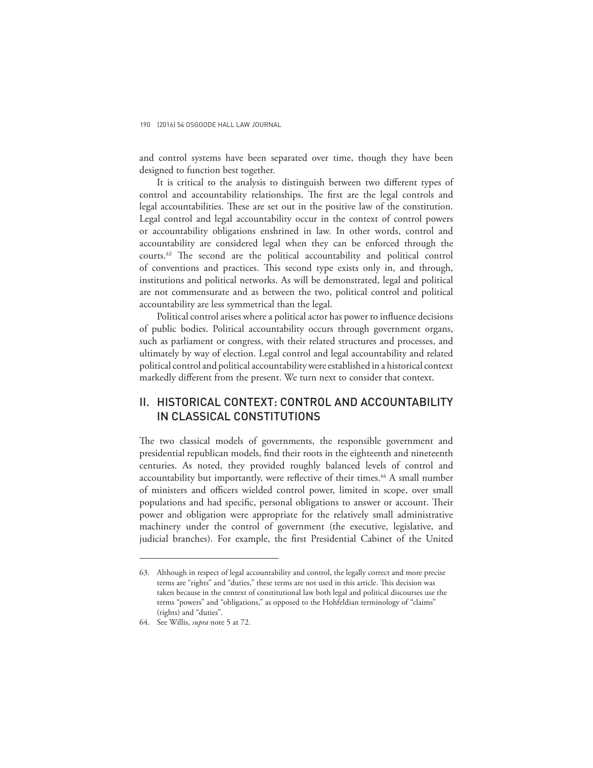and control systems have been separated over time, though they have been designed to function best together.

It is critical to the analysis to distinguish between two different types of control and accountability relationships. The first are the legal controls and legal accountabilities. These are set out in the positive law of the constitution. Legal control and legal accountability occur in the context of control powers or accountability obligations enshrined in law. In other words, control and accountability are considered legal when they can be enforced through the courts.[63] The second are the political accountability and political control of conventions and practices. This second type exists only in, and through, institutions and political networks. As will be demonstrated, legal and political are not commensurate and as between the two, political control and political accountability are less symmetrical than the legal.

Political control arises where a political actor has power to influence decisions of public bodies. Political accountability occurs through government organs, such as parliament or congress, with their related structures and processes, and ultimately by way of election. Legal control and legal accountability and related political control and political accountability were established in a historical context markedly different from the present. We turn next to consider that context.

## II. HISTORICAL CONTEXT: CONTROL AND ACCOUNTABILITY IN CLASSICAL CONSTITUTIONS

The two classical models of governments, the responsible government and presidential republican models, find their roots in the eighteenth and nineteenth centuries. As noted, they provided roughly balanced levels of control and accountability but importantly, were reflective of their times.[64] A small number of ministers and officers wielded control power, limited in scope, over small populations and had specific, personal obligations to answer or account. Their power and obligation were appropriate for the relatively small administrative machinery under the control of government (the executive, legislative, and judicial branches). For example, the first Presidential Cabinet of the United

---

63. Although in respect of legal accountability and control, the legally correct and more precise terms are "rights" and "duties," these terms are not used in this article. This decision was taken because in the context of constitutional law both legal and political discourses use the terms "powers" and "obligations," as opposed to the Hohfeldian terminology of "claims" (rights) and "duties".

64. See Willis, *supra* note 5 at 72.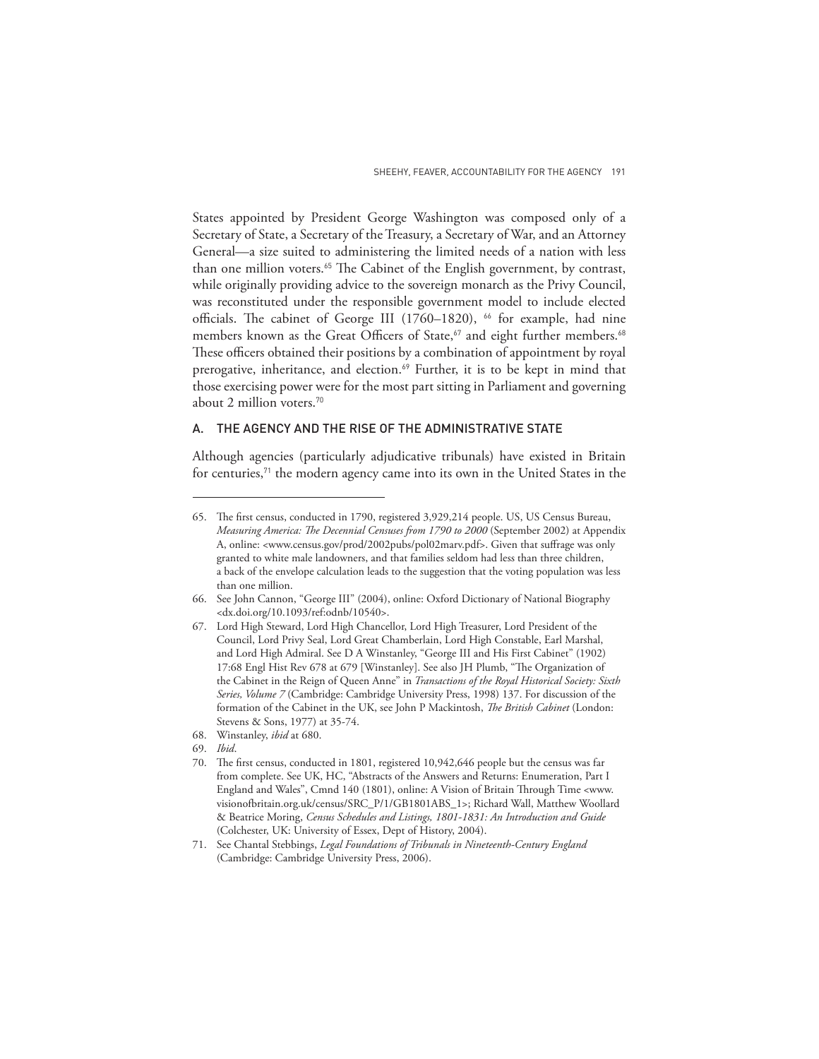States appointed by President George Washington was composed only of a Secretary of State, a Secretary of the Treasury, a Secretary of War, and an Attorney General—a size suited to administering the limited needs of a nation with less than one million voters.[65] The Cabinet of the English government, by contrast, while originally providing advice to the sovereign monarch as the Privy Council, was reconstituted under the responsible government model to include elected officials. The cabinet of George III (1760–1820), [66] for example, had nine members known as the Great Officers of State,[67] and eight further members.[68] These officers obtained their positions by a combination of appointment by royal prerogative, inheritance, and election.[69] Further, it is to be kept in mind that those exercising power were for the most part sitting in Parliament and governing about 2 million voters.[70]

## A. THE AGENCY AND THE RISE OF THE ADMINISTRATIVE STATE

Although agencies (particularly adjudicative tribunals) have existed in Britain for centuries,[71] the modern agency came into its own in the United States in the

---

65. The first census, conducted in 1790, registered 3,929,214 people. US, US Census Bureau, *Measuring America: The Decennial Censuses from 1790 to 2000* (September 2002) at Appendix A, online: <www.census.gov/prod/2002pubs/pol02marv.pdf>. Given that suffrage was only granted to white male landowners, and that families seldom had less than three children, a back of the envelope calculation leads to the suggestion that the voting population was less than one million.
66. See John Cannon, "George III" (2004), online: Oxford Dictionary of National Biography <dx.doi.org/10.1093/ref:odnb/10540>.
67. Lord High Steward, Lord High Chancellor, Lord High Treasurer, Lord President of the Council, Lord Privy Seal, Lord Great Chamberlain, Lord High Constable, Earl Marshal, and Lord High Admiral. See D A Winstanley, "George III and His First Cabinet" (1902) 17:68 Engl Hist Rev 678 at 679 [Winstanley]. See also JH Plumb, "The Organization of the Cabinet in the Reign of Queen Anne" in *Transactions of the Royal Historical Society: Sixth Series, Volume 7* (Cambridge: Cambridge University Press, 1998) 137. For discussion of the formation of the Cabinet in the UK, see John P Mackintosh, *The British Cabinet* (London: Stevens & Sons, 1977) at 35-74.
68. Winstanley, *ibid* at 680.
69. *Ibid*.
70. The first census, conducted in 1801, registered 10,942,646 people but the census was far from complete. See UK, HC, "Abstracts of the Answers and Returns: Enumeration, Part I England and Wales", Cmnd 140 (1801), online: A Vision of Britain Through Time <www.visionofbritain.org.uk/census/SRC_P/1/GB1801ABS_1>; Richard Wall, Matthew Woollard & Beatrice Moring, *Census Schedules and Listings, 1801-1831: An Introduction and Guide* (Colchester, UK: University of Essex, Dept of History, 2004).
71. See Chantal Stebbings, *Legal Foundations of Tribunals in Nineteenth-Century England* (Cambridge: Cambridge University Press, 2006).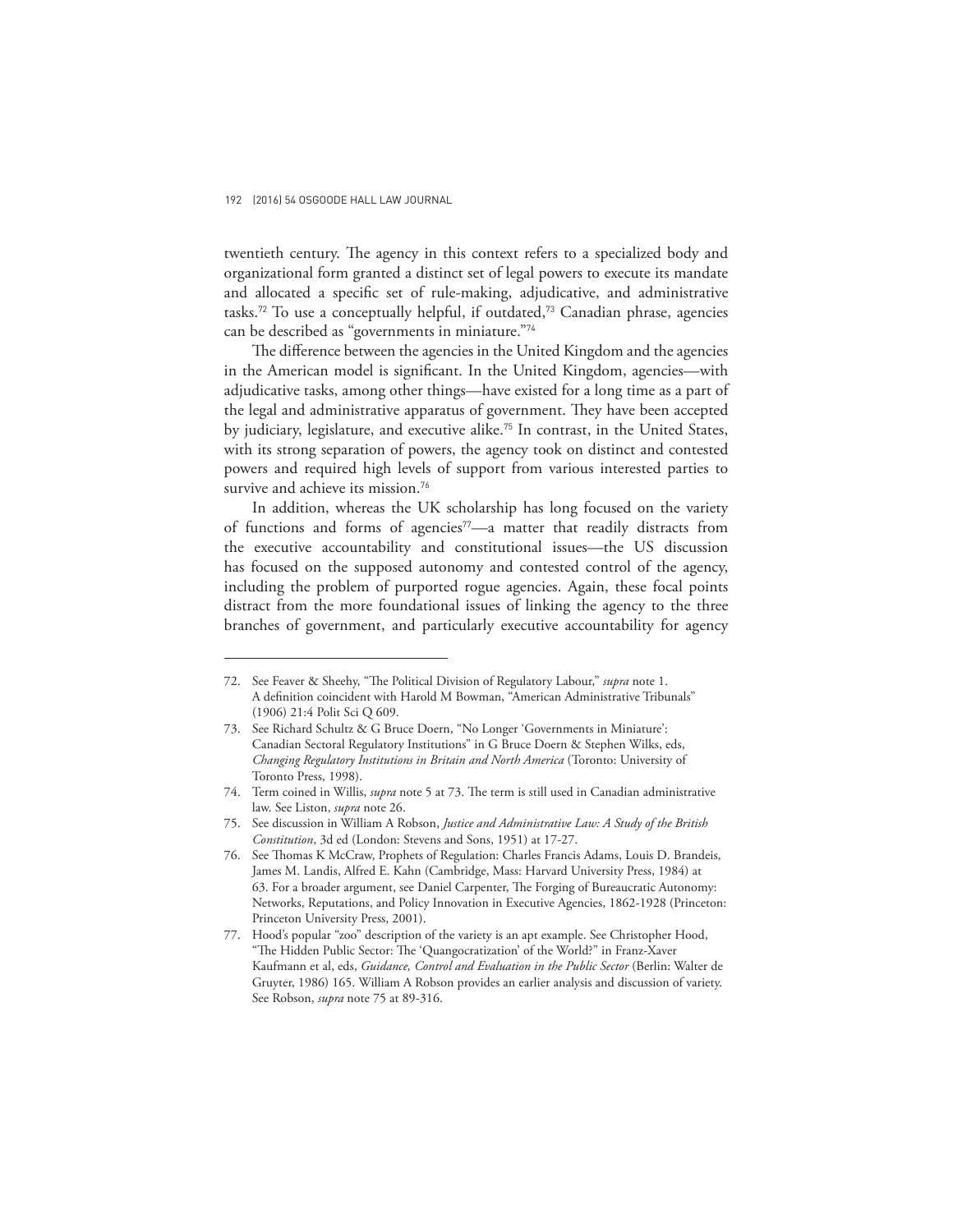twentieth century. The agency in this context refers to a specialized body and organizational form granted a distinct set of legal powers to execute its mandate and allocated a specific set of rule-making, adjudicative, and administrative tasks.[72] To use a conceptually helpful, if outdated,[73] Canadian phrase, agencies can be described as "governments in miniature."[74]

The difference between the agencies in the United Kingdom and the agencies in the American model is significant. In the United Kingdom, agencies—with adjudicative tasks, among other things—have existed for a long time as a part of the legal and administrative apparatus of government. They have been accepted by judiciary, legislature, and executive alike.[75] In contrast, in the United States, with its strong separation of powers, the agency took on distinct and contested powers and required high levels of support from various interested parties to survive and achieve its mission.[76]

In addition, whereas the UK scholarship has long focused on the variety of functions and forms of agencies[77]—a matter that readily distracts from the executive accountability and constitutional issues—the US discussion has focused on the supposed autonomy and contested control of the agency, including the problem of purported rogue agencies. Again, these focal points distract from the more foundational issues of linking the agency to the three branches of government, and particularly executive accountability for agency

---

72. See Feaver & Sheehy, "The Political Division of Regulatory Labour," *supra* note 1. A definition coincident with Harold M Bowman, "American Administrative Tribunals" (1906) 21:4 Polit Sci Q 609.
73. See Richard Schultz & G Bruce Doern, "No Longer 'Governments in Miniature': Canadian Sectoral Regulatory Institutions" in G Bruce Doern & Stephen Wilks, eds, *Changing Regulatory Institutions in Britain and North America* (Toronto: University of Toronto Press, 1998).
74. Term coined in Willis, *supra* note 5 at 73. The term is still used in Canadian administrative law. See Liston, *supra* note 26.
75. See discussion in William A Robson, *Justice and Administrative Law: A Study of the British Constitution*, 3d ed (London: Stevens and Sons, 1951) at 17-27.
76. See Thomas K McCraw, Prophets of Regulation: Charles Francis Adams, Louis D. Brandeis, James M. Landis, Alfred E. Kahn (Cambridge, Mass: Harvard University Press, 1984) at 63. For a broader argument, see Daniel Carpenter, The Forging of Bureaucratic Autonomy: Networks, Reputations, and Policy Innovation in Executive Agencies, 1862-1928 (Princeton: Princeton University Press, 2001).
77. Hood's popular "zoo" description of the variety is an apt example. See Christopher Hood, "The Hidden Public Sector: The 'Quangocratization' of the World?" in Franz-Xaver Kaufmann et al, eds, *Guidance, Control and Evaluation in the Public Sector* (Berlin: Walter de Gruyter, 1986) 165. William A Robson provides an earlier analysis and discussion of variety. See Robson, *supra* note 75 at 89-316.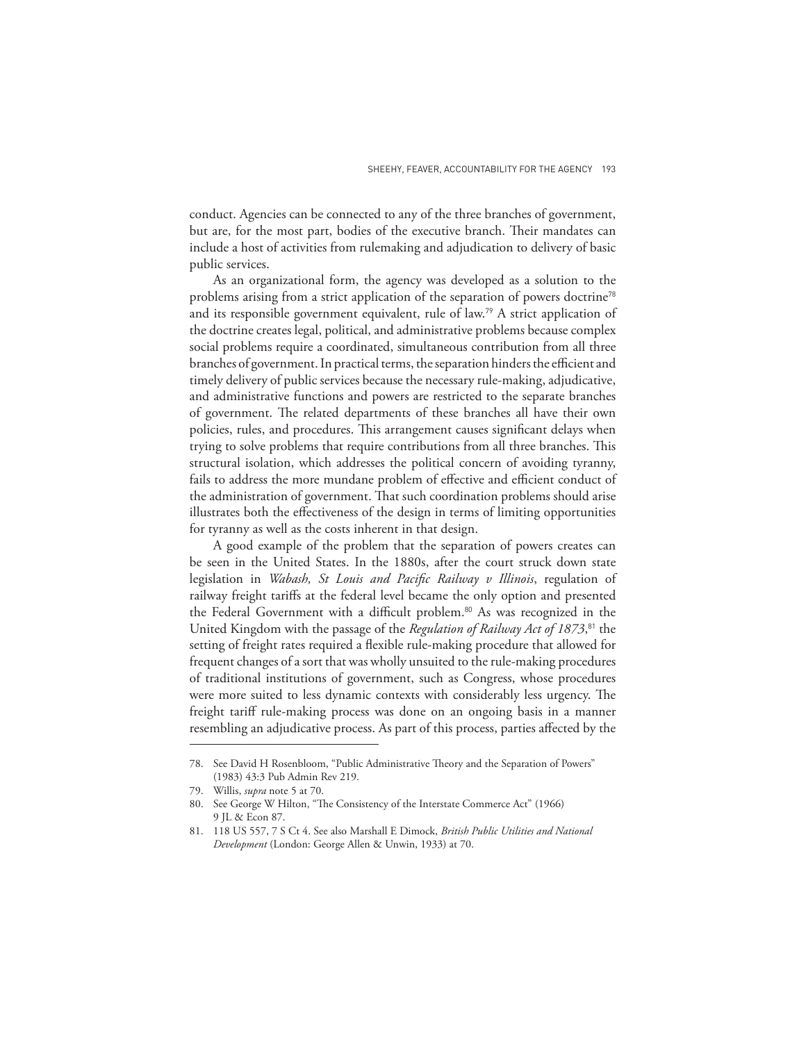conduct. Agencies can be connected to any of the three branches of government, but are, for the most part, bodies of the executive branch. Their mandates can include a host of activities from rulemaking and adjudication to delivery of basic public services.

As an organizational form, the agency was developed as a solution to the problems arising from a strict application of the separation of powers doctrine[78] and its responsible government equivalent, rule of law.[79] A strict application of the doctrine creates legal, political, and administrative problems because complex social problems require a coordinated, simultaneous contribution from all three branches of government. In practical terms, the separation hinders the efficient and timely delivery of public services because the necessary rule-making, adjudicative, and administrative functions and powers are restricted to the separate branches of government. The related departments of these branches all have their own policies, rules, and procedures. This arrangement causes significant delays when trying to solve problems that require contributions from all three branches. This structural isolation, which addresses the political concern of avoiding tyranny, fails to address the more mundane problem of effective and efficient conduct of the administration of government. That such coordination problems should arise illustrates both the effectiveness of the design in terms of limiting opportunities for tyranny as well as the costs inherent in that design.

A good example of the problem that the separation of powers creates can be seen in the United States. In the 1880s, after the court struck down state legislation in *Wabash, St Louis and Pacific Railway v Illinois*, regulation of railway freight tariffs at the federal level became the only option and presented the Federal Government with a difficult problem.[80] As was recognized in the United Kingdom with the passage of the *Regulation of Railway Act of 1873*,[81] the setting of freight rates required a flexible rule-making procedure that allowed for frequent changes of a sort that was wholly unsuited to the rule-making procedures of traditional institutions of government, such as Congress, whose procedures were more suited to less dynamic contexts with considerably less urgency. The freight tariff rule-making process was done on an ongoing basis in a manner resembling an adjudicative process. As part of this process, parties affected by the

---

78. See David H Rosenbloom, "Public Administrative Theory and the Separation of Powers" (1983) 43:3 Pub Admin Rev 219.

79. Willis, *supra* note 5 at 70.

80. See George W Hilton, "The Consistency of the Interstate Commerce Act" (1966) 9 JL & Econ 87.

81. 118 US 557, 7 S Ct 4. See also Marshall E Dimock, *British Public Utilities and National Development* (London: George Allen & Unwin, 1933) at 70.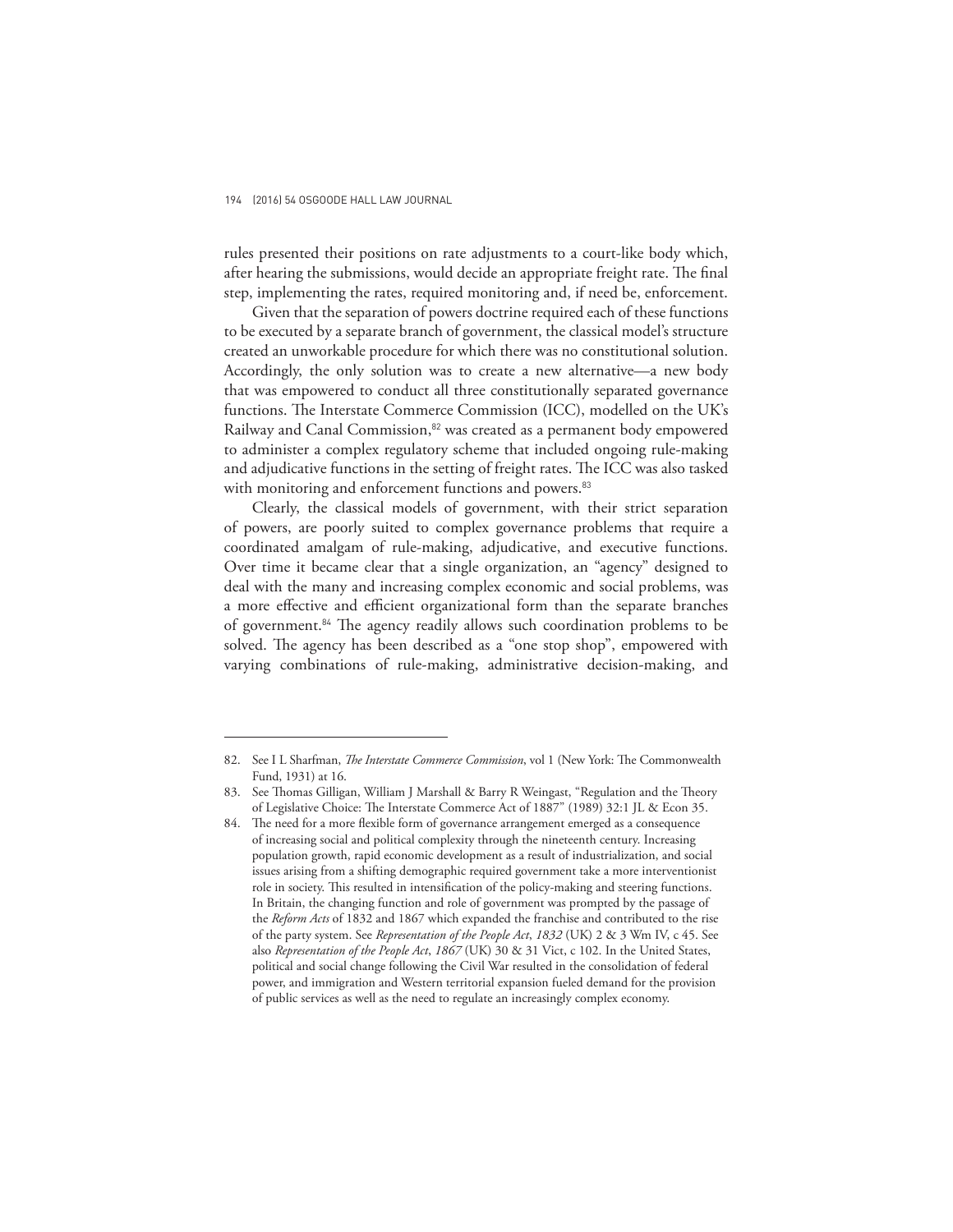rules presented their positions on rate adjustments to a court-like body which, after hearing the submissions, would decide an appropriate freight rate. The final step, implementing the rates, required monitoring and, if need be, enforcement.

Given that the separation of powers doctrine required each of these functions to be executed by a separate branch of government, the classical model's structure created an unworkable procedure for which there was no constitutional solution. Accordingly, the only solution was to create a new alternative—a new body that was empowered to conduct all three constitutionally separated governance functions. The Interstate Commerce Commission (ICC), modelled on the UK's Railway and Canal Commission,[82] was created as a permanent body empowered to administer a complex regulatory scheme that included ongoing rule-making and adjudicative functions in the setting of freight rates. The ICC was also tasked with monitoring and enforcement functions and powers.[83]

Clearly, the classical models of government, with their strict separation of powers, are poorly suited to complex governance problems that require a coordinated amalgam of rule-making, adjudicative, and executive functions. Over time it became clear that a single organization, an "agency" designed to deal with the many and increasing complex economic and social problems, was a more effective and efficient organizational form than the separate branches of government.[84] The agency readily allows such coordination problems to be solved. The agency has been described as a "one stop shop", empowered with varying combinations of rule-making, administrative decision-making, and

---

82. See I L Sharfman, *The Interstate Commerce Commission*, vol 1 (New York: The Commonwealth Fund, 1931) at 16.

83. See Thomas Gilligan, William J Marshall & Barry R Weingast, "Regulation and the Theory of Legislative Choice: The Interstate Commerce Act of 1887" (1989) 32:1 JL & Econ 35.

84. The need for a more flexible form of governance arrangement emerged as a consequence of increasing social and political complexity through the nineteenth century. Increasing population growth, rapid economic development as a result of industrialization, and social issues arising from a shifting demographic required government take a more interventionist role in society. This resulted in intensification of the policy-making and steering functions. In Britain, the changing function and role of government was prompted by the passage of the *Reform Acts* of 1832 and 1867 which expanded the franchise and contributed to the rise of the party system. See *Representation of the People Act*, *1832* (UK) 2 & 3 Wm IV, c 45. See also *Representation of the People Act*, *1867* (UK) 30 & 31 Vict, c 102. In the United States, political and social change following the Civil War resulted in the consolidation of federal power, and immigration and Western territorial expansion fueled demand for the provision of public services as well as the need to regulate an increasingly complex economy.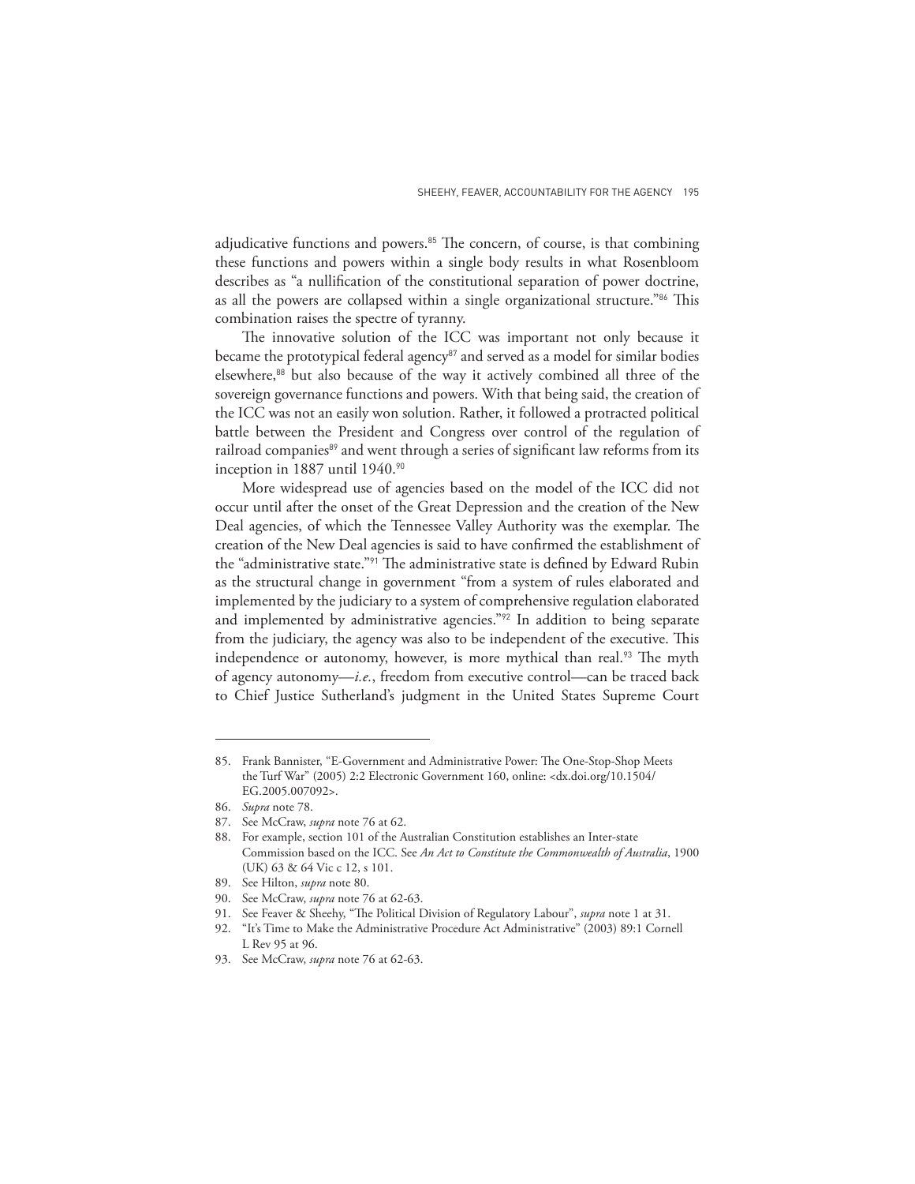adjudicative functions and powers.[85] The concern, of course, is that combining these functions and powers within a single body results in what Rosenbloom describes as "a nullification of the constitutional separation of power doctrine, as all the powers are collapsed within a single organizational structure."[86] This combination raises the spectre of tyranny.

The innovative solution of the ICC was important not only because it became the prototypical federal agency[87] and served as a model for similar bodies elsewhere,[88] but also because of the way it actively combined all three of the sovereign governance functions and powers. With that being said, the creation of the ICC was not an easily won solution. Rather, it followed a protracted political battle between the President and Congress over control of the regulation of railroad companies[89] and went through a series of significant law reforms from its inception in 1887 until 1940.[90]

More widespread use of agencies based on the model of the ICC did not occur until after the onset of the Great Depression and the creation of the New Deal agencies, of which the Tennessee Valley Authority was the exemplar. The creation of the New Deal agencies is said to have confirmed the establishment of the "administrative state."[91] The administrative state is defined by Edward Rubin as the structural change in government "from a system of rules elaborated and implemented by the judiciary to a system of comprehensive regulation elaborated and implemented by administrative agencies."[92] In addition to being separate from the judiciary, the agency was also to be independent of the executive. This independence or autonomy, however, is more mythical than real.[93] The myth of agency autonomy—*i.e.*, freedom from executive control—can be traced back to Chief Justice Sutherland's judgment in the United States Supreme Court

85. Frank Bannister, "E-Government and Administrative Power: The One-Stop-Shop Meets the Turf War" (2005) 2:2 Electronic Government 160, online: <dx.doi.org/10.1504/EG.2005.007092>.
86. *Supra* note 78.
87. See McCraw, *supra* note 76 at 62.
88. For example, section 101 of the Australian Constitution establishes an Inter-state Commission based on the ICC. See *An Act to Constitute the Commonwealth of Australia*, 1900 (UK) 63 & 64 Vic c 12, s 101.
89. See Hilton, *supra* note 80.
90. See McCraw, *supra* note 76 at 62-63.
91. See Feaver & Sheehy, "The Political Division of Regulatory Labour", *supra* note 1 at 31.
92. "It's Time to Make the Administrative Procedure Act Administrative" (2003) 89:1 Cornell L Rev 95 at 96.
93. See McCraw, *supra* note 76 at 62-63.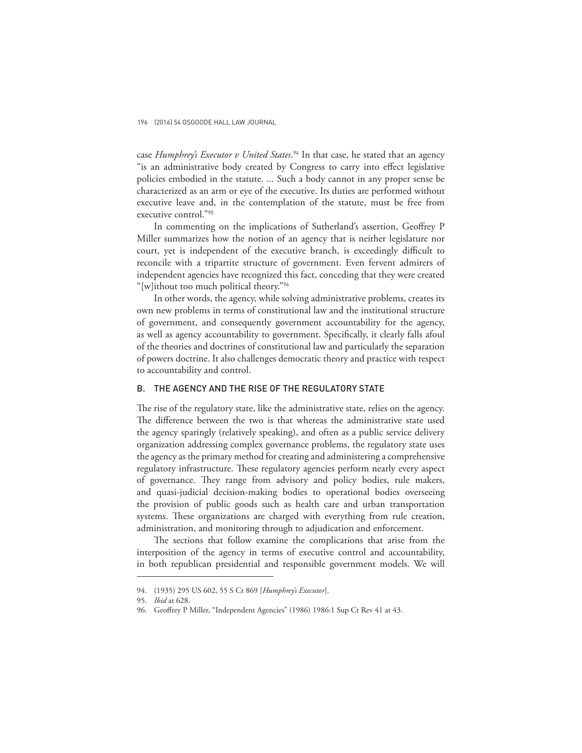case *Humphrey's Executor v United States*.[94] In that case, he stated that an agency "is an administrative body created by Congress to carry into effect legislative policies embodied in the statute. ... Such a body cannot in any proper sense be characterized as an arm or eye of the executive. Its duties are performed without executive leave and, in the contemplation of the statute, must be free from executive control."[95]

In commenting on the implications of Sutherland's assertion, Geoffrey P Miller summarizes how the notion of an agency that is neither legislature nor court, yet is independent of the executive branch, is exceedingly difficult to reconcile with a tripartite structure of government. Even fervent admirers of independent agencies have recognized this fact, conceding that they were created "[w]ithout too much political theory."[96]

In other words, the agency, while solving administrative problems, creates its own new problems in terms of constitutional law and the institutional structure of government, and consequently government accountability for the agency, as well as agency accountability to government. Specifically, it clearly falls afoul of the theories and doctrines of constitutional law and particularly the separation of powers doctrine. It also challenges democratic theory and practice with respect to accountability and control.

## B. THE AGENCY AND THE RISE OF THE REGULATORY STATE

The rise of the regulatory state, like the administrative state, relies on the agency. The difference between the two is that whereas the administrative state used the agency sparingly (relatively speaking), and often as a public service delivery organization addressing complex governance problems, the regulatory state uses the agency as the primary method for creating and administering a comprehensive regulatory infrastructure. These regulatory agencies perform nearly every aspect of governance. They range from advisory and policy bodies, rule makers, and quasi-judicial decision-making bodies to operational bodies overseeing the provision of public goods such as health care and urban transportation systems. These organizations are charged with everything from rule creation, administration, and monitoring through to adjudication and enforcement.

The sections that follow examine the complications that arise from the interposition of the agency in terms of executive control and accountability, in both republican presidential and responsible government models. We will

---

94. (1935) 295 US 602, 55 S Ct 869 [*Humphrey's Executor*].

95. *Ibid* at 628.

96. Geoffrey P Miller, "Independent Agencies" (1986) 1986:1 Sup Ct Rev 41 at 43.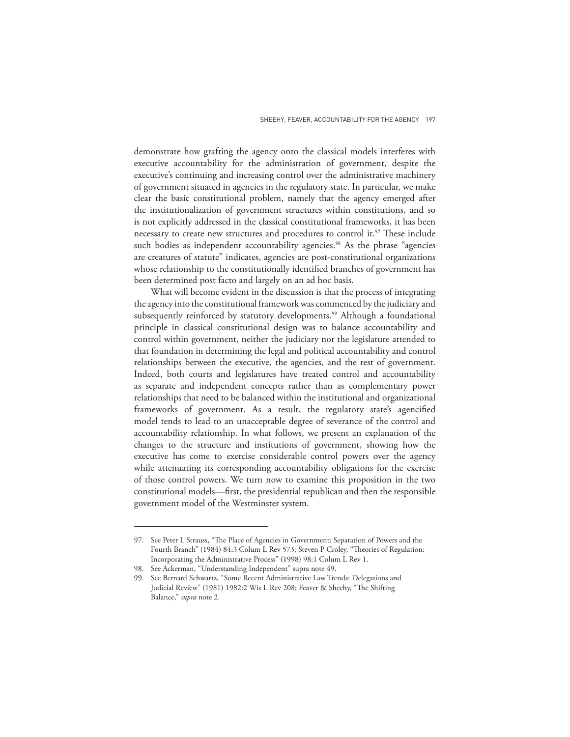demonstrate how grafting the agency onto the classical models interferes with executive accountability for the administration of government, despite the executive's continuing and increasing control over the administrative machinery of government situated in agencies in the regulatory state. In particular, we make clear the basic constitutional problem, namely that the agency emerged after the institutionalization of government structures within constitutions, and so is not explicitly addressed in the classical constitutional frameworks, it has been necessary to create new structures and procedures to control it.[97] These include such bodies as independent accountability agencies.[98] As the phrase "agencies are creatures of statute" indicates, agencies are post-constitutional organizations whose relationship to the constitutionally identified branches of government has been determined post facto and largely on an ad hoc basis.

What will become evident in the discussion is that the process of integrating the agency into the constitutional framework was commenced by the judiciary and subsequently reinforced by statutory developments.[99] Although a foundational principle in classical constitutional design was to balance accountability and control within government, neither the judiciary nor the legislature attended to that foundation in determining the legal and political accountability and control relationships between the executive, the agencies, and the rest of government. Indeed, both courts and legislatures have treated control and accountability as separate and independent concepts rather than as complementary power relationships that need to be balanced within the institutional and organizational frameworks of government. As a result, the regulatory state's agencified model tends to lead to an unacceptable degree of severance of the control and accountability relationship. In what follows, we present an explanation of the changes to the structure and institutions of government, showing how the executive has come to exercise considerable control powers over the agency while attenuating its corresponding accountability obligations for the exercise of those control powers. We turn now to examine this proposition in the two constitutional models—first, the presidential republican and then the responsible government model of the Westminster system.

---

97. See Peter L Strauss, "The Place of Agencies in Government: Separation of Powers and the Fourth Branch" (1984) 84:3 Colum L Rev 573; Steven P Croley, "Theories of Regulation: Incorporating the Administrative Process" (1998) 98:1 Colum L Rev 1.

98. See Ackerman, "Understanding Independent" supra note 49.

99. See Bernard Schwartz, "Some Recent Administrative Law Trends: Delegations and Judicial Review" (1981) 1982:2 Wis L Rev 208; Feaver & Sheehy, "The Shifting Balance," *supra* note 2.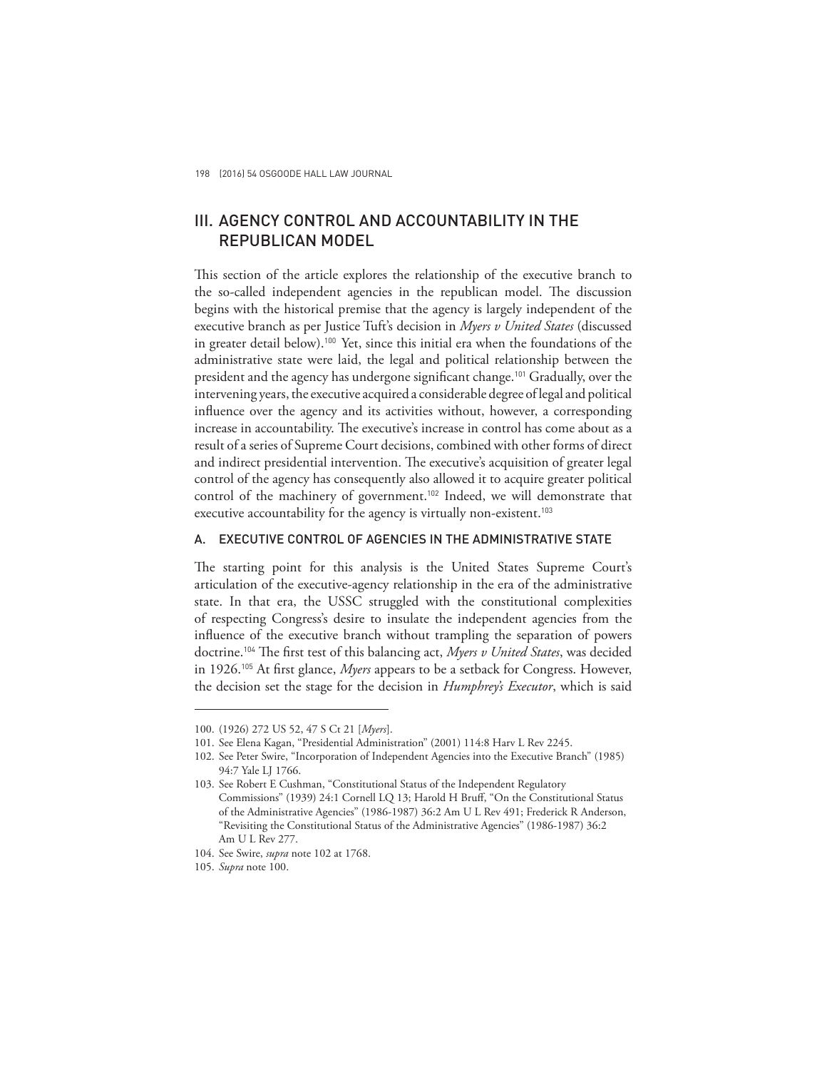## III. AGENCY CONTROL AND ACCOUNTABILITY IN THE REPUBLICAN MODEL

This section of the article explores the relationship of the executive branch to the so-called independent agencies in the republican model. The discussion begins with the historical premise that the agency is largely independent of the executive branch as per Justice Tuft's decision in *Myers v United States* (discussed in greater detail below).[100] Yet, since this initial era when the foundations of the administrative state were laid, the legal and political relationship between the president and the agency has undergone significant change.[101] Gradually, over the intervening years, the executive acquired a considerable degree of legal and political influence over the agency and its activities without, however, a corresponding increase in accountability. The executive's increase in control has come about as a result of a series of Supreme Court decisions, combined with other forms of direct and indirect presidential intervention. The executive's acquisition of greater legal control of the agency has consequently also allowed it to acquire greater political control of the machinery of government.[102] Indeed, we will demonstrate that executive accountability for the agency is virtually non-existent.[103]

### A. EXECUTIVE CONTROL OF AGENCIES IN THE ADMINISTRATIVE STATE

The starting point for this analysis is the United States Supreme Court's articulation of the executive-agency relationship in the era of the administrative state. In that era, the USSC struggled with the constitutional complexities of respecting Congress's desire to insulate the independent agencies from the influence of the executive branch without trampling the separation of powers doctrine.[104] The first test of this balancing act, *Myers v United States*, was decided in 1926.[105] At first glance, *Myers* appears to be a setback for Congress. However, the decision set the stage for the decision in *Humphrey's Executor*, which is said

---

100. (1926) 272 US 52, 47 S Ct 21 [*Myers*].

101. See Elena Kagan, "Presidential Administration" (2001) 114:8 Harv L Rev 2245.

102. See Peter Swire, "Incorporation of Independent Agencies into the Executive Branch" (1985) 94:7 Yale LJ 1766.

103. See Robert E Cushman, "Constitutional Status of the Independent Regulatory Commissions" (1939) 24:1 Cornell LQ 13; Harold H Bruff, "On the Constitutional Status of the Administrative Agencies" (1986-1987) 36:2 Am U L Rev 491; Frederick R Anderson, "Revisiting the Constitutional Status of the Administrative Agencies" (1986-1987) 36:2 Am U L Rev 277.

104. See Swire, *supra* note 102 at 1768.

105. *Supra* note 100.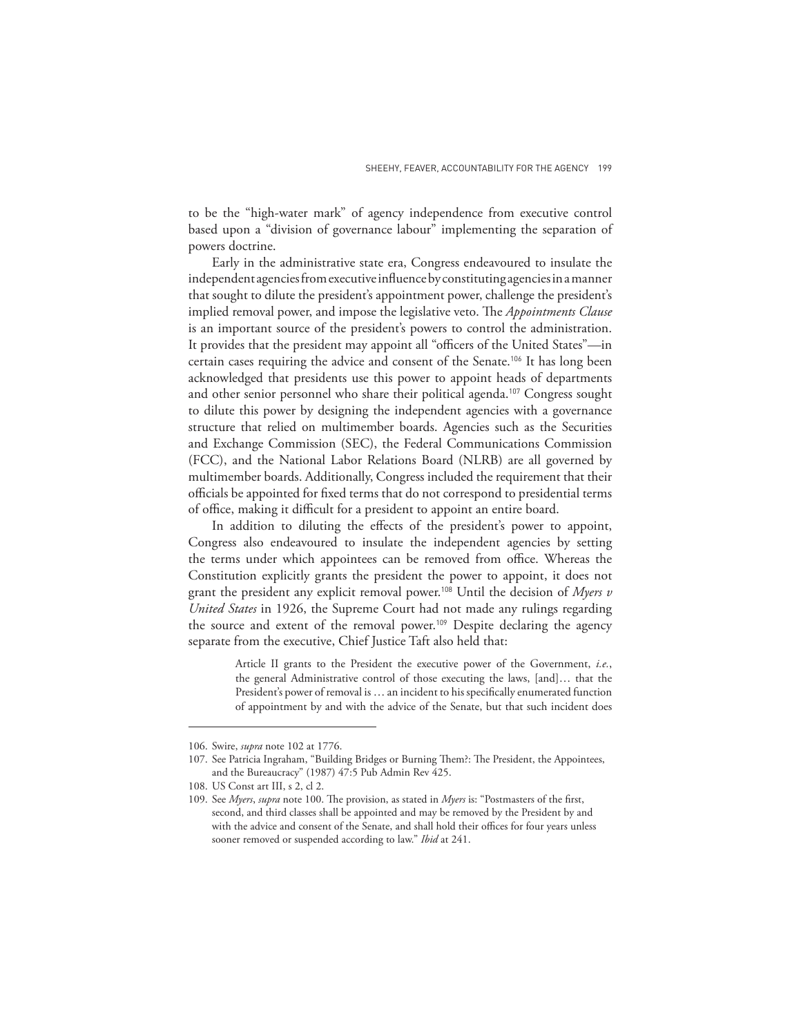to be the "high-water mark" of agency independence from executive control based upon a "division of governance labour" implementing the separation of powers doctrine.

Early in the administrative state era, Congress endeavoured to insulate the independent agencies from executive influence by constituting agencies in a manner that sought to dilute the president's appointment power, challenge the president's implied removal power, and impose the legislative veto. The *Appointments Clause* is an important source of the president's powers to control the administration. It provides that the president may appoint all "officers of the United States"—in certain cases requiring the advice and consent of the Senate.[106] It has long been acknowledged that presidents use this power to appoint heads of departments and other senior personnel who share their political agenda.[107] Congress sought to dilute this power by designing the independent agencies with a governance structure that relied on multimember boards. Agencies such as the Securities and Exchange Commission (SEC), the Federal Communications Commission (FCC), and the National Labor Relations Board (NLRB) are all governed by multimember boards. Additionally, Congress included the requirement that their officials be appointed for fixed terms that do not correspond to presidential terms of office, making it difficult for a president to appoint an entire board.

In addition to diluting the effects of the president's power to appoint, Congress also endeavoured to insulate the independent agencies by setting the terms under which appointees can be removed from office. Whereas the Constitution explicitly grants the president the power to appoint, it does not grant the president any explicit removal power.[108] Until the decision of *Myers v United States* in 1926, the Supreme Court had not made any rulings regarding the source and extent of the removal power.[109] Despite declaring the agency separate from the executive, Chief Justice Taft also held that:

> Article II grants to the President the executive power of the Government, *i.e.*, the general Administrative control of those executing the laws, [and]… that the President's power of removal is … an incident to his specifically enumerated function of appointment by and with the advice of the Senate, but that such incident does

---

106. Swire, *supra* note 102 at 1776.
107. See Patricia Ingraham, "Building Bridges or Burning Them?: The President, the Appointees, and the Bureaucracy" (1987) 47:5 Pub Admin Rev 425.
108. US Const art III, s 2, cl 2.
109. See *Myers*, *supra* note 100. The provision, as stated in *Myers* is: "Postmasters of the first, second, and third classes shall be appointed and may be removed by the President by and with the advice and consent of the Senate, and shall hold their offices for four years unless sooner removed or suspended according to law." *Ibid* at 241.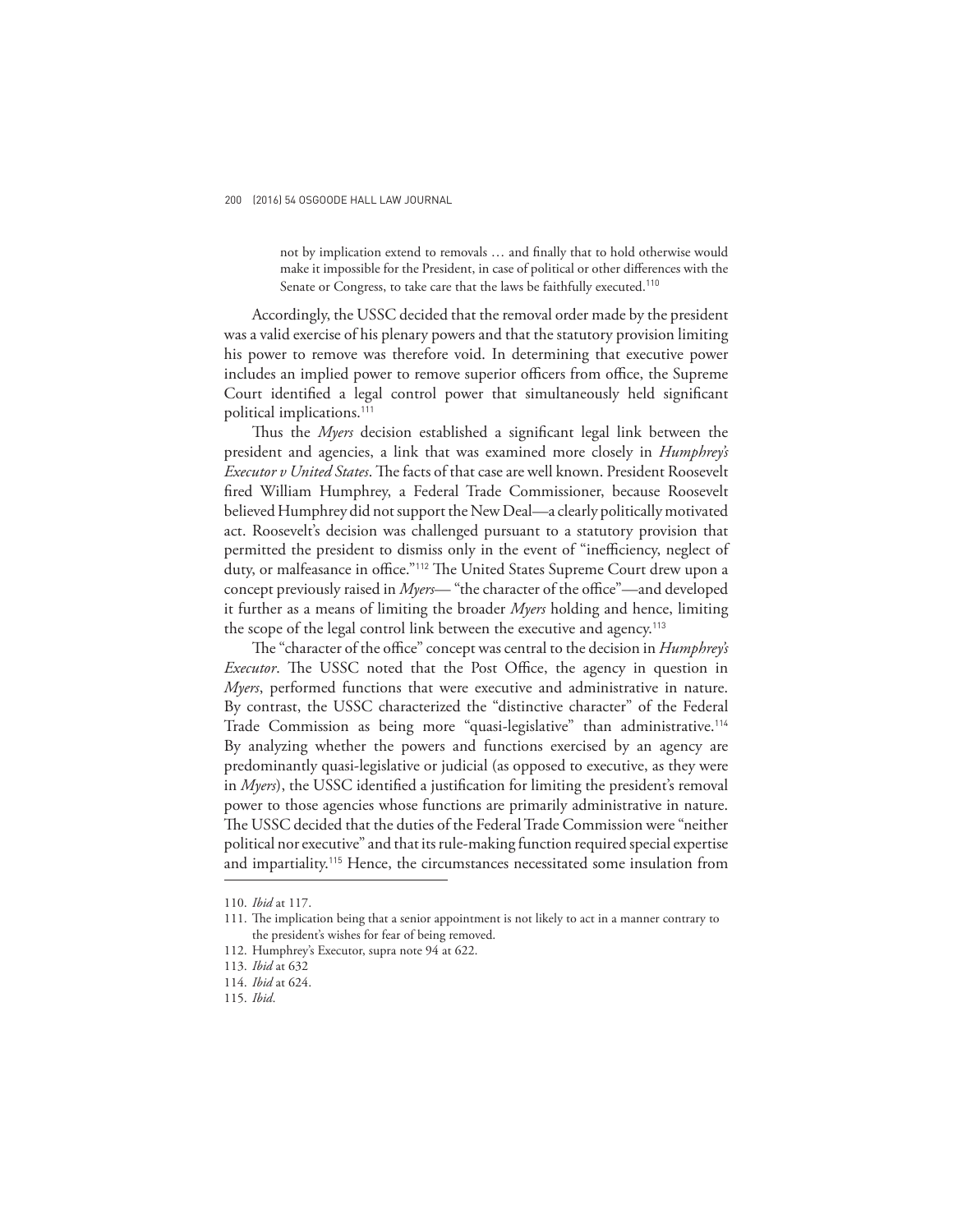> not by implication extend to removals … and finally that to hold otherwise would make it impossible for the President, in case of political or other differences with the Senate or Congress, to take care that the laws be faithfully executed.[110]

Accordingly, the USSC decided that the removal order made by the president was a valid exercise of his plenary powers and that the statutory provision limiting his power to remove was therefore void. In determining that executive power includes an implied power to remove superior officers from office, the Supreme Court identified a legal control power that simultaneously held significant political implications.[111]

Thus the *Myers* decision established a significant legal link between the president and agencies, a link that was examined more closely in *Humphrey's Executor v United States*. The facts of that case are well known. President Roosevelt fired William Humphrey, a Federal Trade Commissioner, because Roosevelt believed Humphrey did not support the New Deal—a clearly politically motivated act. Roosevelt's decision was challenged pursuant to a statutory provision that permitted the president to dismiss only in the event of "inefficiency, neglect of duty, or malfeasance in office."[112] The United States Supreme Court drew upon a concept previously raised in *Myers*— "the character of the office"—and developed it further as a means of limiting the broader *Myers* holding and hence, limiting the scope of the legal control link between the executive and agency.[113]

The "character of the office" concept was central to the decision in *Humphrey's Executor*. The USSC noted that the Post Office, the agency in question in *Myers*, performed functions that were executive and administrative in nature. By contrast, the USSC characterized the "distinctive character" of the Federal Trade Commission as being more "quasi-legislative" than administrative.[114] By analyzing whether the powers and functions exercised by an agency are predominantly quasi-legislative or judicial (as opposed to executive, as they were in *Myers*), the USSC identified a justification for limiting the president's removal power to those agencies whose functions are primarily administrative in nature. The USSC decided that the duties of the Federal Trade Commission were "neither political nor executive" and that its rule-making function required special expertise and impartiality.[115] Hence, the circumstances necessitated some insulation from

---

110. *Ibid* at 117.

111. The implication being that a senior appointment is not likely to act in a manner contrary to the president's wishes for fear of being removed.

112. Humphrey's Executor, supra note 94 at 622.

113. *Ibid* at 632

114. *Ibid* at 624.

115. *Ibid*.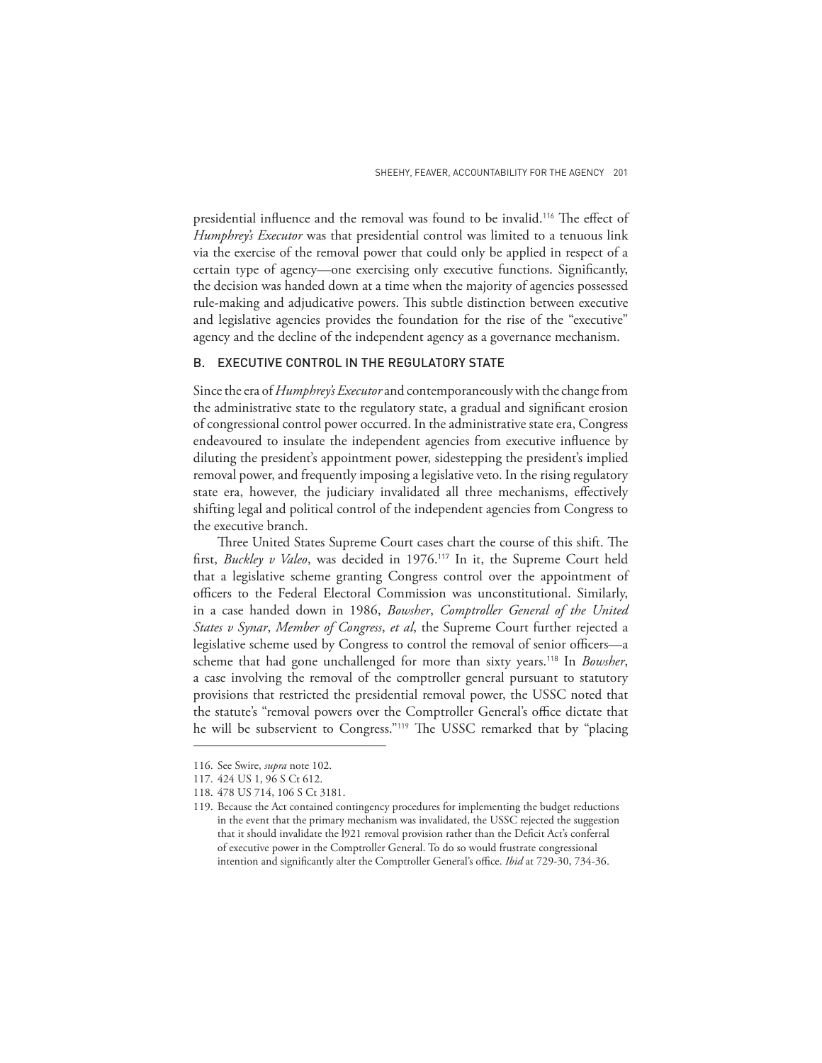presidential influence and the removal was found to be invalid.[116] The effect of *Humphrey's Executor* was that presidential control was limited to a tenuous link via the exercise of the removal power that could only be applied in respect of a certain type of agency—one exercising only executive functions. Significantly, the decision was handed down at a time when the majority of agencies possessed rule-making and adjudicative powers. This subtle distinction between executive and legislative agencies provides the foundation for the rise of the "executive" agency and the decline of the independent agency as a governance mechanism.

## B. EXECUTIVE CONTROL IN THE REGULATORY STATE

Since the era of *Humphrey's Executor* and contemporaneously with the change from the administrative state to the regulatory state, a gradual and significant erosion of congressional control power occurred. In the administrative state era, Congress endeavoured to insulate the independent agencies from executive influence by diluting the president's appointment power, sidestepping the president's implied removal power, and frequently imposing a legislative veto. In the rising regulatory state era, however, the judiciary invalidated all three mechanisms, effectively shifting legal and political control of the independent agencies from Congress to the executive branch.

Three United States Supreme Court cases chart the course of this shift. The first, *Buckley v Valeo*, was decided in 1976.[117] In it, the Supreme Court held that a legislative scheme granting Congress control over the appointment of officers to the Federal Electoral Commission was unconstitutional. Similarly, in a case handed down in 1986, *Bowsher*, *Comptroller General of the United States v Synar*, *Member of Congress*, *et al*, the Supreme Court further rejected a legislative scheme used by Congress to control the removal of senior officers—a scheme that had gone unchallenged for more than sixty years.[118] In *Bowsher*, a case involving the removal of the comptroller general pursuant to statutory provisions that restricted the presidential removal power, the USSC noted that the statute's "removal powers over the Comptroller General's office dictate that he will be subservient to Congress."[119] The USSC remarked that by "placing

---

116. See Swire, *supra* note 102.

117. 424 US 1, 96 S Ct 612.

118. 478 US 714, 106 S Ct 3181.

119. Because the Act contained contingency procedures for implementing the budget reductions in the event that the primary mechanism was invalidated, the USSC rejected the suggestion that it should invalidate the l921 removal provision rather than the Deficit Act's conferral of executive power in the Comptroller General. To do so would frustrate congressional intention and significantly alter the Comptroller General's office. *Ibid* at 729-30, 734-36.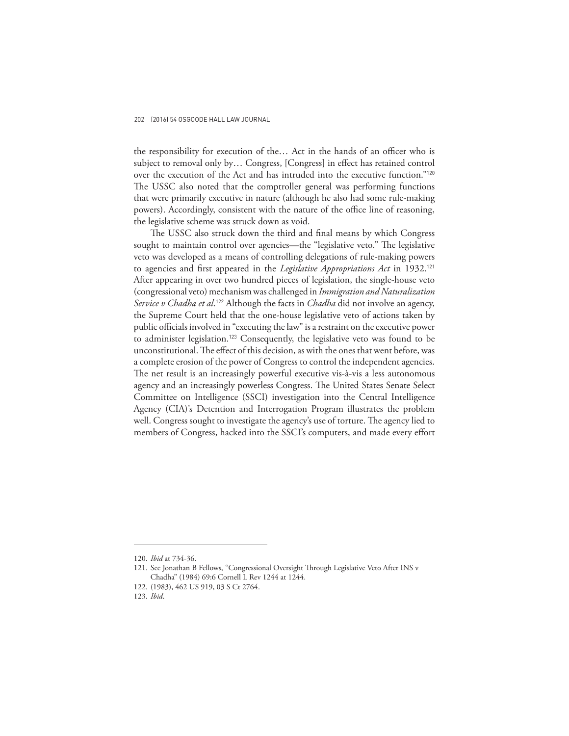the responsibility for execution of the… Act in the hands of an officer who is subject to removal only by… Congress, [Congress] in effect has retained control over the execution of the Act and has intruded into the executive function."[120] The USSC also noted that the comptroller general was performing functions that were primarily executive in nature (although he also had some rule-making powers). Accordingly, consistent with the nature of the office line of reasoning, the legislative scheme was struck down as void.

The USSC also struck down the third and final means by which Congress sought to maintain control over agencies—the "legislative veto." The legislative veto was developed as a means of controlling delegations of rule-making powers to agencies and first appeared in the *Legislative Appropriations Act* in 1932.[121] After appearing in over two hundred pieces of legislation, the single-house veto (congressional veto) mechanism was challenged in *Immigration and Naturalization Service v Chadha et al*.[122] Although the facts in *Chadha* did not involve an agency, the Supreme Court held that the one-house legislative veto of actions taken by public officials involved in "executing the law" is a restraint on the executive power to administer legislation.[123] Consequently, the legislative veto was found to be unconstitutional. The effect of this decision, as with the ones that went before, was a complete erosion of the power of Congress to control the independent agencies. The net result is an increasingly powerful executive vis-à-vis a less autonomous agency and an increasingly powerless Congress. The United States Senate Select Committee on Intelligence (SSCI) investigation into the Central Intelligence Agency (CIA)'s Detention and Interrogation Program illustrates the problem well. Congress sought to investigate the agency's use of torture. The agency lied to members of Congress, hacked into the SSCI's computers, and made every effort

---

120. *Ibid* at 734-36.

121. See Jonathan B Fellows, "Congressional Oversight Through Legislative Veto After INS v Chadha" (1984) 69:6 Cornell L Rev 1244 at 1244.

122. (1983), 462 US 919, 03 S Ct 2764.

123. *Ibid*.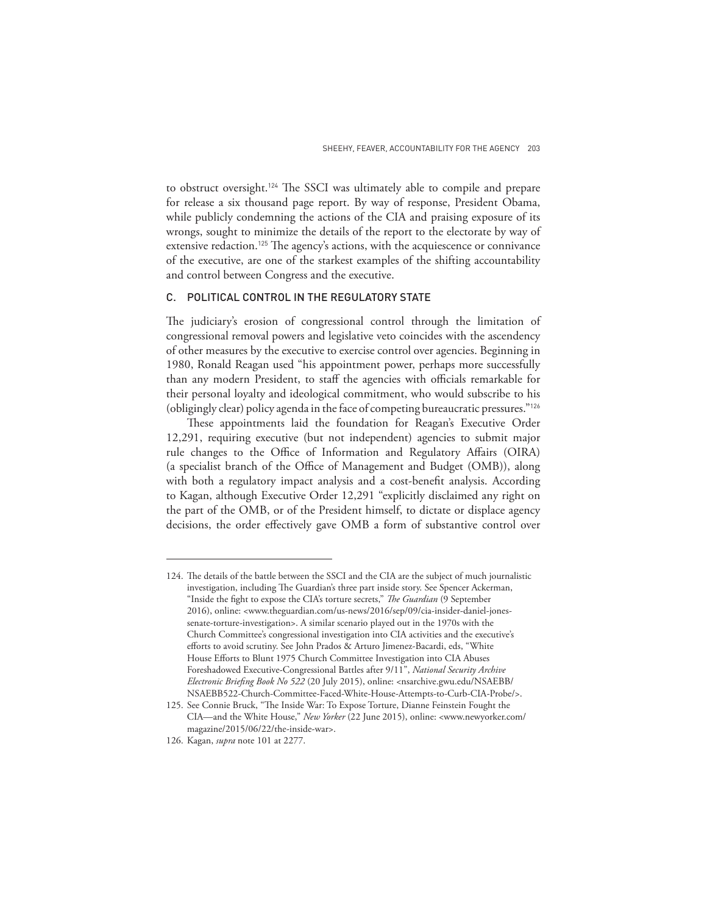to obstruct oversight.[124] The SSCI was ultimately able to compile and prepare for release a six thousand page report. By way of response, President Obama, while publicly condemning the actions of the CIA and praising exposure of its wrongs, sought to minimize the details of the report to the electorate by way of extensive redaction.[125] The agency's actions, with the acquiescence or connivance of the executive, are one of the starkest examples of the shifting accountability and control between Congress and the executive.

### C. POLITICAL CONTROL IN THE REGULATORY STATE

The judiciary's erosion of congressional control through the limitation of congressional removal powers and legislative veto coincides with the ascendency of other measures by the executive to exercise control over agencies. Beginning in 1980, Ronald Reagan used "his appointment power, perhaps more successfully than any modern President, to staff the agencies with officials remarkable for their personal loyalty and ideological commitment, who would subscribe to his (obligingly clear) policy agenda in the face of competing bureaucratic pressures."[126]

These appointments laid the foundation for Reagan's Executive Order 12,291, requiring executive (but not independent) agencies to submit major rule changes to the Office of Information and Regulatory Affairs (OIRA) (a specialist branch of the Office of Management and Budget (OMB)), along with both a regulatory impact analysis and a cost-benefit analysis. According to Kagan, although Executive Order 12,291 "explicitly disclaimed any right on the part of the OMB, or of the President himself, to dictate or displace agency decisions, the order effectively gave OMB a form of substantive control over

---

124. The details of the battle between the SSCI and the CIA are the subject of much journalistic investigation, including The Guardian's three part inside story. See Spencer Ackerman, "Inside the fight to expose the CIA's torture secrets," *The Guardian* (9 September 2016), online: <www.theguardian.com/us-news/2016/sep/09/cia-insider-daniel-jones-senate-torture-investigation>. A similar scenario played out in the 1970s with the Church Committee's congressional investigation into CIA activities and the executive's efforts to avoid scrutiny. See John Prados & Arturo Jimenez-Bacardi, eds, "White House Efforts to Blunt 1975 Church Committee Investigation into CIA Abuses Foreshadowed Executive-Congressional Battles after 9/11", *National Security Archive Electronic Briefing Book No 522* (20 July 2015), online: <nsarchive.gwu.edu/NSAEBB/NSAEBB522-Church-Committee-Faced-White-House-Attempts-to-Curb-CIA-Probe/>.

125. See Connie Bruck, "The Inside War: To Expose Torture, Dianne Feinstein Fought the CIA—and the White House," *New Yorker* (22 June 2015), online: <www.newyorker.com/magazine/2015/06/22/the-inside-war>.

126. Kagan, *supra* note 101 at 2277.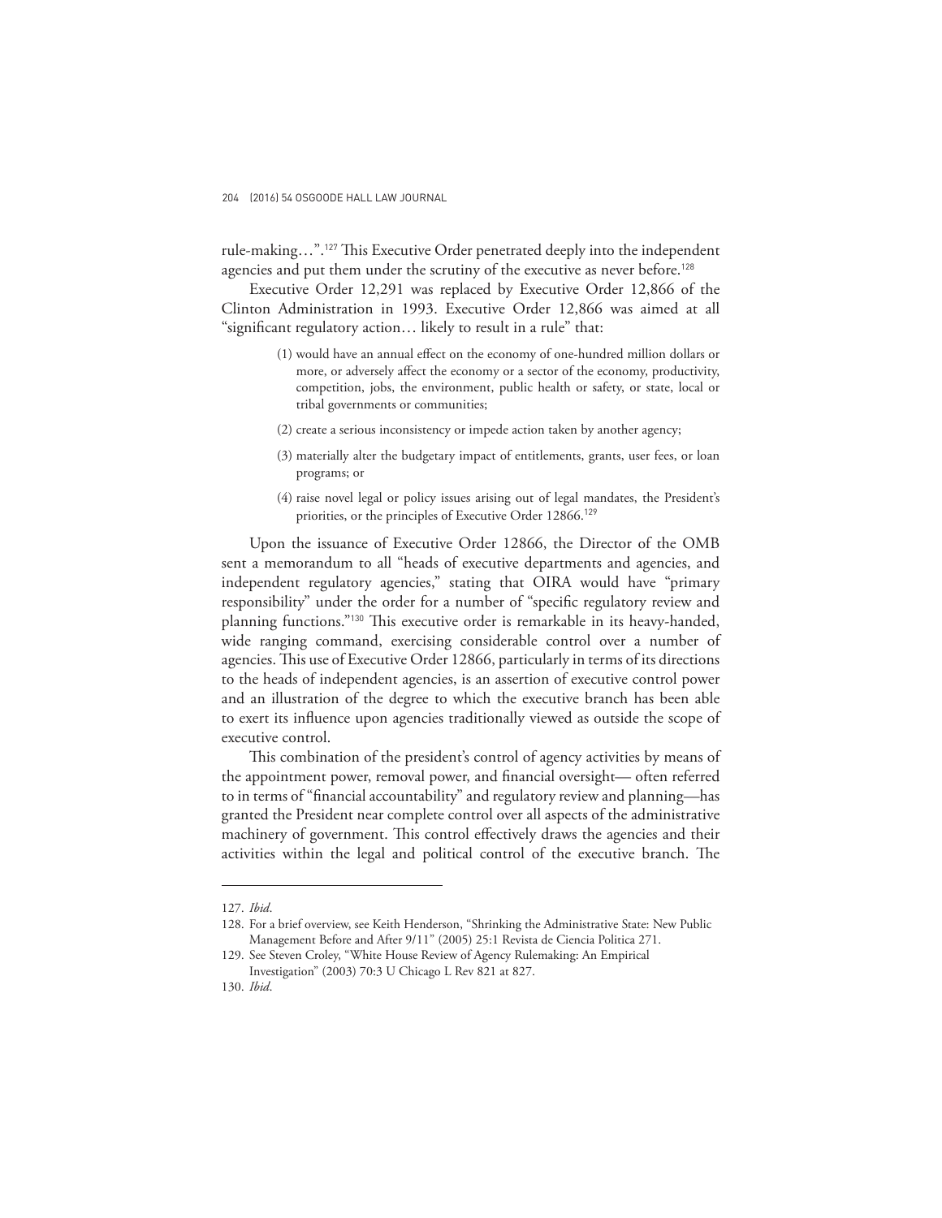rule-making…”.[127] This Executive Order penetrated deeply into the independent agencies and put them under the scrutiny of the executive as never before.[128]

Executive Order 12,291 was replaced by Executive Order 12,866 of the Clinton Administration in 1993. Executive Order 12,866 was aimed at all “significant regulatory action… likely to result in a rule” that:

> (1) would have an annual effect on the economy of one-hundred million dollars or more, or adversely affect the economy or a sector of the economy, productivity, competition, jobs, the environment, public health or safety, or state, local or tribal governments or communities;
>
> (2) create a serious inconsistency or impede action taken by another agency;
>
> (3) materially alter the budgetary impact of entitlements, grants, user fees, or loan programs; or
>
> (4) raise novel legal or policy issues arising out of legal mandates, the President’s priorities, or the principles of Executive Order 12866.[129]

Upon the issuance of Executive Order 12866, the Director of the OMB sent a memorandum to all “heads of executive departments and agencies, and independent regulatory agencies,” stating that OIRA would have “primary responsibility” under the order for a number of “specific regulatory review and planning functions.”[130] This executive order is remarkable in its heavy-handed, wide ranging command, exercising considerable control over a number of agencies. This use of Executive Order 12866, particularly in terms of its directions to the heads of independent agencies, is an assertion of executive control power and an illustration of the degree to which the executive branch has been able to exert its influence upon agencies traditionally viewed as outside the scope of executive control.

This combination of the president’s control of agency activities by means of the appointment power, removal power, and financial oversight— often referred to in terms of “financial accountability” and regulatory review and planning—has granted the President near complete control over all aspects of the administrative machinery of government. This control effectively draws the agencies and their activities within the legal and political control of the executive branch. The

---

127. *Ibid*.

128. For a brief overview, see Keith Henderson, “Shrinking the Administrative State: New Public Management Before and After 9/11” (2005) 25:1 Revista de Ciencia Politica 271.

129. See Steven Croley, “White House Review of Agency Rulemaking: An Empirical Investigation” (2003) 70:3 U Chicago L Rev 821 at 827.

130. *Ibid*.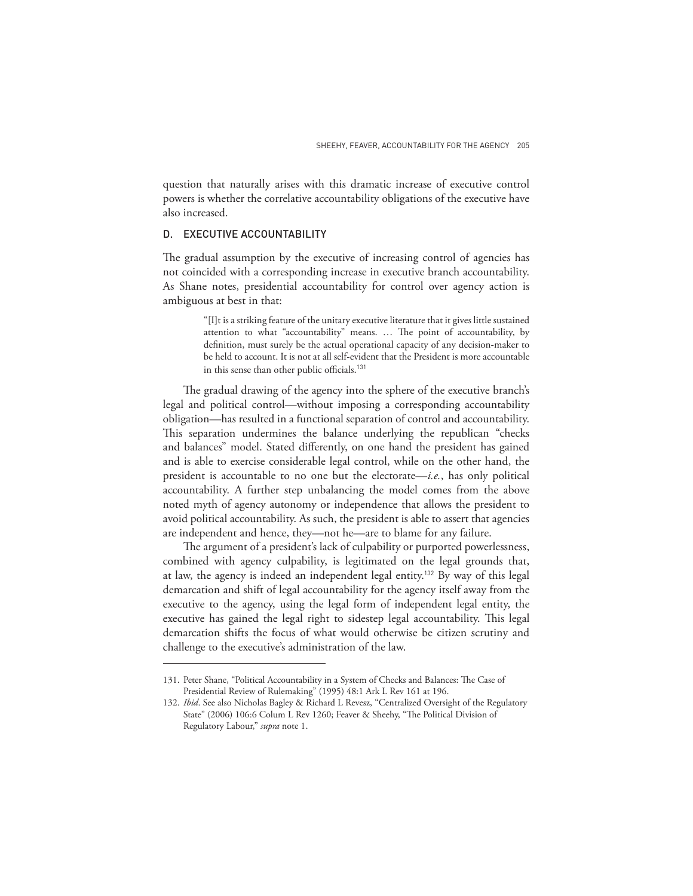question that naturally arises with this dramatic increase of executive control powers is whether the correlative accountability obligations of the executive have also increased.

### D. EXECUTIVE ACCOUNTABILITY

The gradual assumption by the executive of increasing control of agencies has not coincided with a corresponding increase in executive branch accountability. As Shane notes, presidential accountability for control over agency action is ambiguous at best in that:

> "[I]t is a striking feature of the unitary executive literature that it gives little sustained attention to what "accountability" means. … The point of accountability, by definition, must surely be the actual operational capacity of any decision-maker to be held to account. It is not at all self-evident that the President is more accountable in this sense than other public officials.[131]

The gradual drawing of the agency into the sphere of the executive branch's legal and political control—without imposing a corresponding accountability obligation—has resulted in a functional separation of control and accountability. This separation undermines the balance underlying the republican "checks and balances" model. Stated differently, on one hand the president has gained and is able to exercise considerable legal control, while on the other hand, the president is accountable to no one but the electorate—*i.e.*, has only political accountability. A further step unbalancing the model comes from the above noted myth of agency autonomy or independence that allows the president to avoid political accountability. As such, the president is able to assert that agencies are independent and hence, they—not he—are to blame for any failure.

The argument of a president's lack of culpability or purported powerlessness, combined with agency culpability, is legitimated on the legal grounds that, at law, the agency is indeed an independent legal entity.[132] By way of this legal demarcation and shift of legal accountability for the agency itself away from the executive to the agency, using the legal form of independent legal entity, the executive has gained the legal right to sidestep legal accountability. This legal demarcation shifts the focus of what would otherwise be citizen scrutiny and challenge to the executive's administration of the law.

---

131. Peter Shane, "Political Accountability in a System of Checks and Balances: The Case of Presidential Review of Rulemaking" (1995) 48:1 Ark L Rev 161 at 196.

132. *Ibid*. See also Nicholas Bagley & Richard L Revesz, "Centralized Oversight of the Regulatory State" (2006) 106:6 Colum L Rev 1260; Feaver & Sheehy, "The Political Division of Regulatory Labour," *supra* note 1.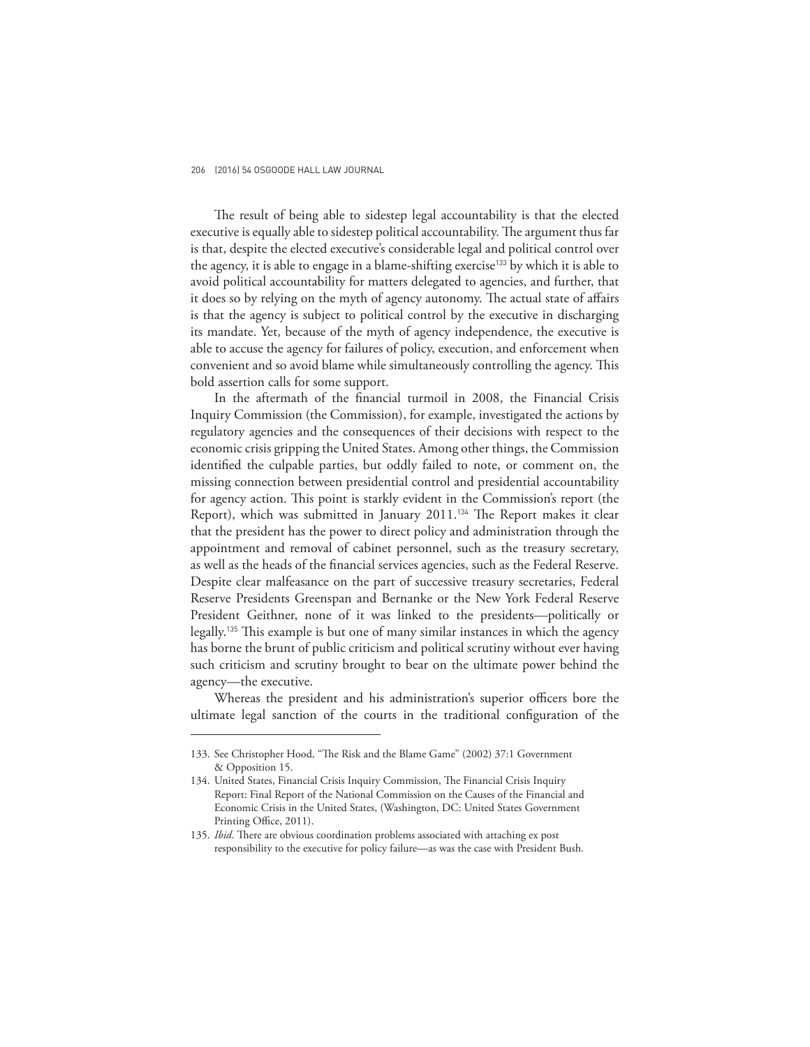The result of being able to sidestep legal accountability is that the elected executive is equally able to sidestep political accountability. The argument thus far is that, despite the elected executive's considerable legal and political control over the agency, it is able to engage in a blame-shifting exercise[133] by which it is able to avoid political accountability for matters delegated to agencies, and further, that it does so by relying on the myth of agency autonomy. The actual state of affairs is that the agency is subject to political control by the executive in discharging its mandate. Yet, because of the myth of agency independence, the executive is able to accuse the agency for failures of policy, execution, and enforcement when convenient and so avoid blame while simultaneously controlling the agency. This bold assertion calls for some support.

In the aftermath of the financial turmoil in 2008, the Financial Crisis Inquiry Commission (the Commission), for example, investigated the actions by regulatory agencies and the consequences of their decisions with respect to the economic crisis gripping the United States. Among other things, the Commission identified the culpable parties, but oddly failed to note, or comment on, the missing connection between presidential control and presidential accountability for agency action. This point is starkly evident in the Commission's report (the Report), which was submitted in January 2011.[134] The Report makes it clear that the president has the power to direct policy and administration through the appointment and removal of cabinet personnel, such as the treasury secretary, as well as the heads of the financial services agencies, such as the Federal Reserve. Despite clear malfeasance on the part of successive treasury secretaries, Federal Reserve Presidents Greenspan and Bernanke or the New York Federal Reserve President Geithner, none of it was linked to the presidents—politically or legally.[135] This example is but one of many similar instances in which the agency has borne the brunt of public criticism and political scrutiny without ever having such criticism and scrutiny brought to bear on the ultimate power behind the agency—the executive.

Whereas the president and his administration's superior officers bore the ultimate legal sanction of the courts in the traditional configuration of the

---

133. See Christopher Hood, "The Risk and the Blame Game" (2002) 37:1 Government & Opposition 15.

134. United States, Financial Crisis Inquiry Commission, The Financial Crisis Inquiry Report: Final Report of the National Commission on the Causes of the Financial and Economic Crisis in the United States, (Washington, DC: United States Government Printing Office, 2011).

135. *Ibid*. There are obvious coordination problems associated with attaching ex post responsibility to the executive for policy failure—as was the case with President Bush.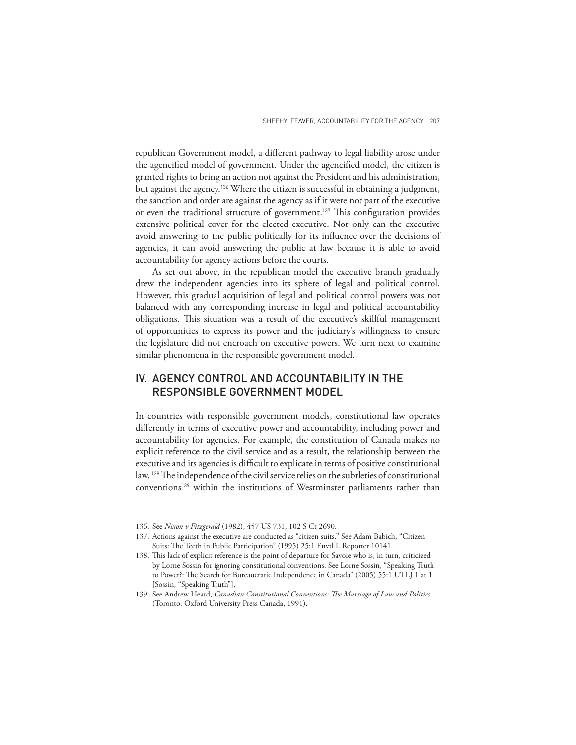republican Government model, a different pathway to legal liability arose under the agencified model of government. Under the agencified model, the citizen is granted rights to bring an action not against the President and his administration, but against the agency.[136] Where the citizen is successful in obtaining a judgment, the sanction and order are against the agency as if it were not part of the executive or even the traditional structure of government.[137] This configuration provides extensive political cover for the elected executive. Not only can the executive avoid answering to the public politically for its influence over the decisions of agencies, it can avoid answering the public at law because it is able to avoid accountability for agency actions before the courts.

As set out above, in the republican model the executive branch gradually drew the independent agencies into its sphere of legal and political control. However, this gradual acquisition of legal and political control powers was not balanced with any corresponding increase in legal and political accountability obligations. This situation was a result of the executive's skillful management of opportunities to express its power and the judiciary's willingness to ensure the legislature did not encroach on executive powers. We turn next to examine similar phenomena in the responsible government model.

## IV. AGENCY CONTROL AND ACCOUNTABILITY IN THE RESPONSIBLE GOVERNMENT MODEL

In countries with responsible government models, constitutional law operates differently in terms of executive power and accountability, including power and accountability for agencies. For example, the constitution of Canada makes no explicit reference to the civil service and as a result, the relationship between the executive and its agencies is difficult to explicate in terms of positive constitutional law.[138] The independence of the civil service relies on the subtleties of constitutional conventions[139] within the institutions of Westminster parliaments rather than

---

136. See *Nixon v Fitzgerald* (1982), 457 US 731, 102 S Ct 2690.

137. Actions against the executive are conducted as "citizen suits." See Adam Babich, "Citizen Suits: The Teeth in Public Participation" (1995) 25:1 Envtl L Reporter 10141.

138. This lack of explicit reference is the point of departure for Savoie who is, in turn, criticized by Lorne Sossin for ignoring constitutional conventions. See Lorne Sossin, "Speaking Truth to Power?: The Search for Bureaucratic Independence in Canada" (2005) 55:1 UTLJ 1 at 1 [Sossin, "Speaking Truth"].

139. See Andrew Heard, *Canadian Constitutional Conventions: The Marriage of Law and Politics* (Toronto: Oxford University Press Canada, 1991).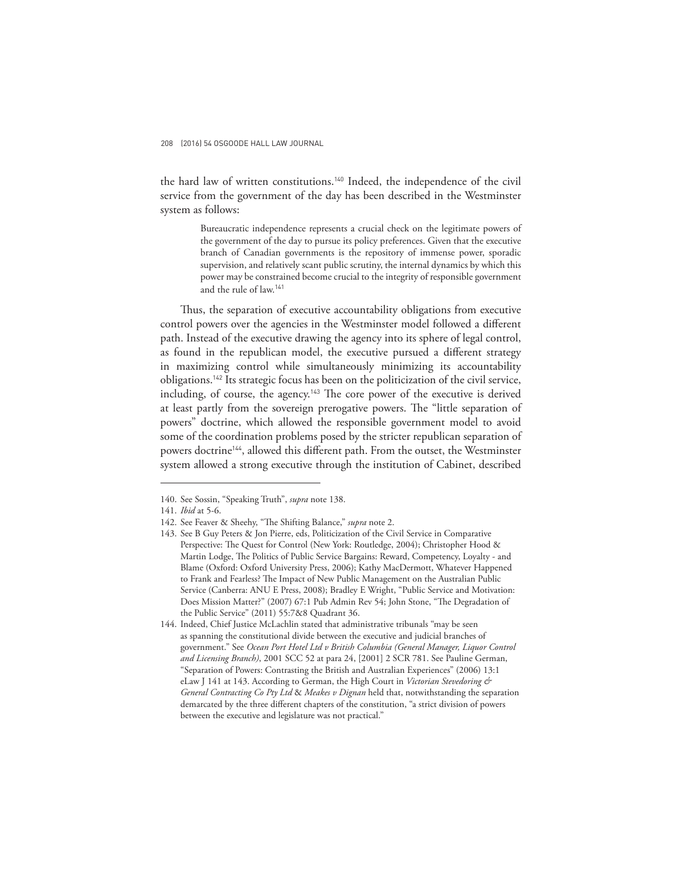the hard law of written constitutions.[140] Indeed, the independence of the civil service from the government of the day has been described in the Westminster system as follows:

> Bureaucratic independence represents a crucial check on the legitimate powers of the government of the day to pursue its policy preferences. Given that the executive branch of Canadian governments is the repository of immense power, sporadic supervision, and relatively scant public scrutiny, the internal dynamics by which this power may be constrained become crucial to the integrity of responsible government and the rule of law.[141]

Thus, the separation of executive accountability obligations from executive control powers over the agencies in the Westminster model followed a different path. Instead of the executive drawing the agency into its sphere of legal control, as found in the republican model, the executive pursued a different strategy in maximizing control while simultaneously minimizing its accountability obligations.[142] Its strategic focus has been on the politicization of the civil service, including, of course, the agency.[143] The core power of the executive is derived at least partly from the sovereign prerogative powers. The "little separation of powers" doctrine, which allowed the responsible government model to avoid some of the coordination problems posed by the stricter republican separation of powers doctrine[144], allowed this different path. From the outset, the Westminster system allowed a strong executive through the institution of Cabinet, described

---

140. See Sossin, "Speaking Truth", *supra* note 138.

141. *Ibid* at 5-6.

142. See Feaver & Sheehy, "The Shifting Balance," *supra* note 2.

143. See B Guy Peters & Jon Pierre, eds, Politicization of the Civil Service in Comparative Perspective: The Quest for Control (New York: Routledge, 2004); Christopher Hood & Martin Lodge, The Politics of Public Service Bargains: Reward, Competency, Loyalty - and Blame (Oxford: Oxford University Press, 2006); Kathy MacDermott, Whatever Happened to Frank and Fearless? The Impact of New Public Management on the Australian Public Service (Canberra: ANU E Press, 2008); Bradley E Wright, "Public Service and Motivation: Does Mission Matter?" (2007) 67:1 Pub Admin Rev 54; John Stone, "The Degradation of the Public Service" (2011) 55:7&8 Quadrant 36.

144. Indeed, Chief Justice McLachlin stated that administrative tribunals "may be seen as spanning the constitutional divide between the executive and judicial branches of government." See *Ocean Port Hotel Ltd v British Columbia (General Manager, Liquor Control and Licensing Branch)*, 2001 SCC 52 at para 24, [2001] 2 SCR 781. See Pauline German, "Separation of Powers: Contrasting the British and Australian Experiences" (2006) 13:1 eLaw J 141 at 143. According to German, the High Court in *Victorian Stevedoring & General Contracting Co Pty Ltd* & *Meakes v Dignan* held that, notwithstanding the separation demarcated by the three different chapters of the constitution, "a strict division of powers between the executive and legislature was not practical."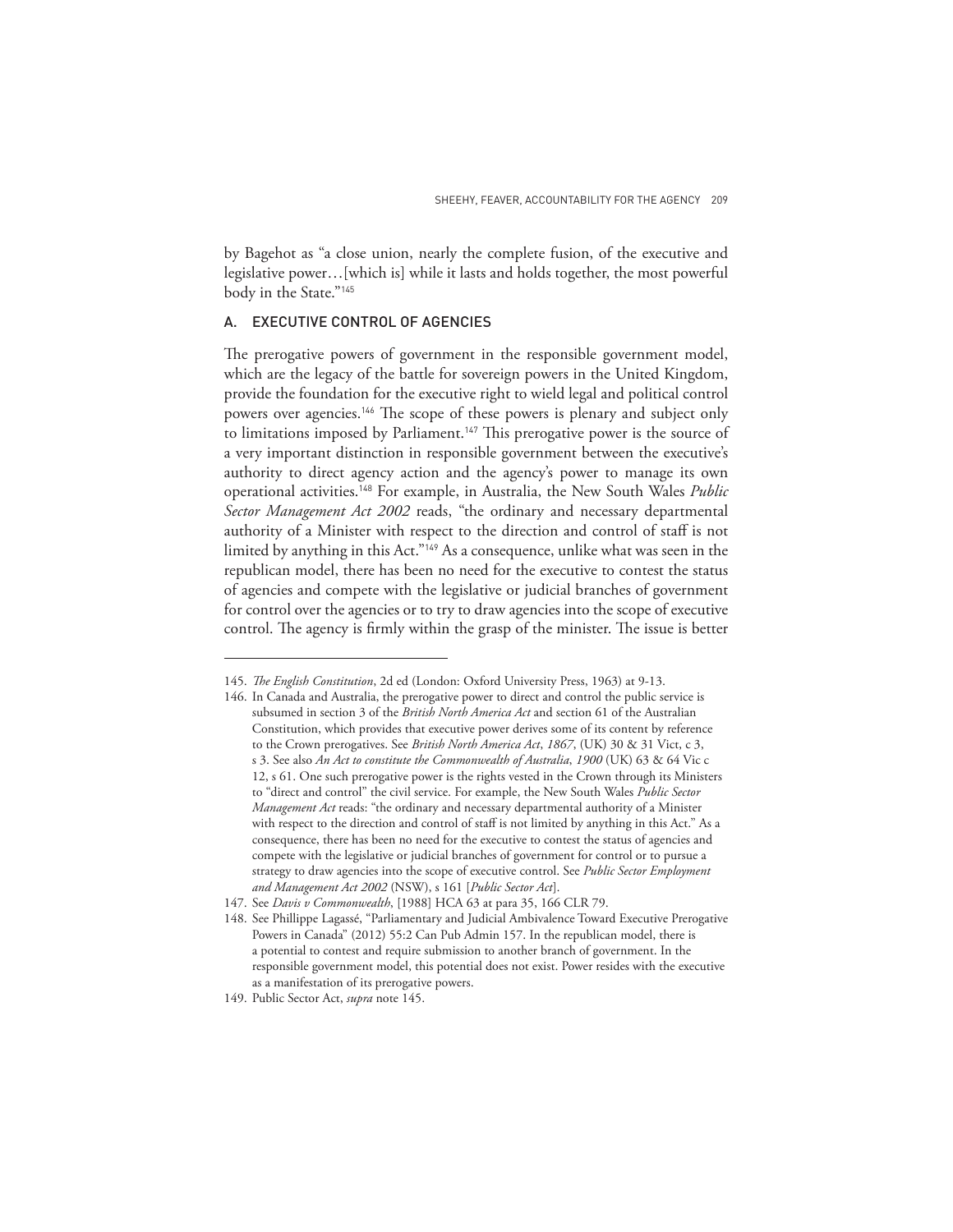by Bagehot as "a close union, nearly the complete fusion, of the executive and legislative power…[which is] while it lasts and holds together, the most powerful body in the State."[145]

## A. EXECUTIVE CONTROL OF AGENCIES

The prerogative powers of government in the responsible government model, which are the legacy of the battle for sovereign powers in the United Kingdom, provide the foundation for the executive right to wield legal and political control powers over agencies.[146] The scope of these powers is plenary and subject only to limitations imposed by Parliament.[147] This prerogative power is the source of a very important distinction in responsible government between the executive's authority to direct agency action and the agency's power to manage its own operational activities.[148] For example, in Australia, the New South Wales *Public Sector Management Act 2002* reads, "the ordinary and necessary departmental authority of a Minister with respect to the direction and control of staff is not limited by anything in this Act."[149] As a consequence, unlike what was seen in the republican model, there has been no need for the executive to contest the status of agencies and compete with the legislative or judicial branches of government for control over the agencies or to try to draw agencies into the scope of executive control. The agency is firmly within the grasp of the minister. The issue is better

---

145. *The English Constitution*, 2d ed (London: Oxford University Press, 1963) at 9-13.

146. In Canada and Australia, the prerogative power to direct and control the public service is subsumed in section 3 of the *British North America Act* and section 61 of the Australian Constitution, which provides that executive power derives some of its content by reference to the Crown prerogatives. See *British North America Act*, *1867*, (UK) 30 & 31 Vict, c 3, s 3. See also *An Act to constitute the Commonwealth of Australia*, *1900* (UK) 63 & 64 Vic c 12, s 61. One such prerogative power is the rights vested in the Crown through its Ministers to "direct and control" the civil service. For example, the New South Wales *Public Sector Management Act* reads: "the ordinary and necessary departmental authority of a Minister with respect to the direction and control of staff is not limited by anything in this Act." As a consequence, there has been no need for the executive to contest the status of agencies and compete with the legislative or judicial branches of government for control or to pursue a strategy to draw agencies into the scope of executive control. See *Public Sector Employment and Management Act 2002* (NSW), s 161 [*Public Sector Act*].

147. See *Davis v Commonwealth*, [1988] HCA 63 at para 35, 166 CLR 79.

148. See Phillippe Lagassé, "Parliamentary and Judicial Ambivalence Toward Executive Prerogative Powers in Canada" (2012) 55:2 Can Pub Admin 157. In the republican model, there is a potential to contest and require submission to another branch of government. In the responsible government model, this potential does not exist. Power resides with the executive as a manifestation of its prerogative powers.

149. Public Sector Act, *supra* note 145.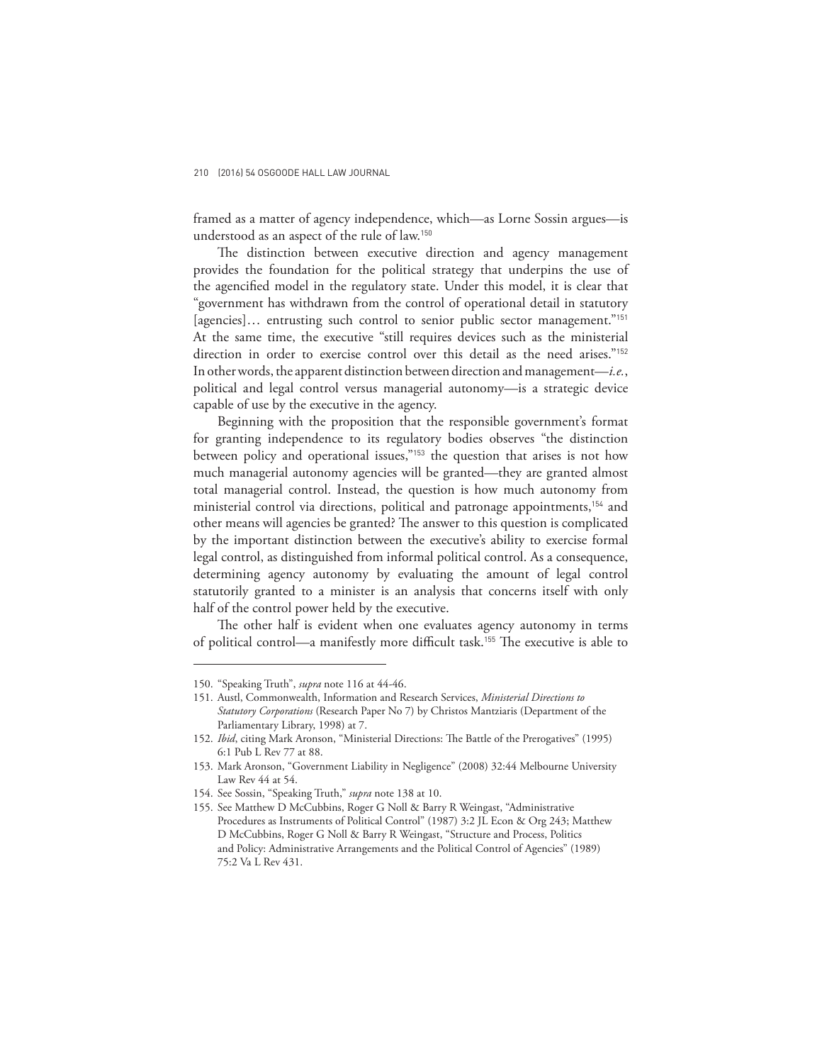framed as a matter of agency independence, which—as Lorne Sossin argues—is understood as an aspect of the rule of law.[150]

The distinction between executive direction and agency management provides the foundation for the political strategy that underpins the use of the agencified model in the regulatory state. Under this model, it is clear that "government has withdrawn from the control of operational detail in statutory [agencies]… entrusting such control to senior public sector management."[151] At the same time, the executive "still requires devices such as the ministerial direction in order to exercise control over this detail as the need arises."[152] In other words, the apparent distinction between direction and management—*i.e.*, political and legal control versus managerial autonomy—is a strategic device capable of use by the executive in the agency.

Beginning with the proposition that the responsible government's format for granting independence to its regulatory bodies observes "the distinction between policy and operational issues,"[153] the question that arises is not how much managerial autonomy agencies will be granted—they are granted almost total managerial control. Instead, the question is how much autonomy from ministerial control via directions, political and patronage appointments,[154] and other means will agencies be granted? The answer to this question is complicated by the important distinction between the executive's ability to exercise formal legal control, as distinguished from informal political control. As a consequence, determining agency autonomy by evaluating the amount of legal control statutorily granted to a minister is an analysis that concerns itself with only half of the control power held by the executive.

The other half is evident when one evaluates agency autonomy in terms of political control—a manifestly more difficult task.[155] The executive is able to

---

150. "Speaking Truth", *supra* note 116 at 44-46.
151. Austl, Commonwealth, Information and Research Services, *Ministerial Directions to Statutory Corporations* (Research Paper No 7) by Christos Mantziaris (Department of the Parliamentary Library, 1998) at 7.
152. *Ibid*, citing Mark Aronson, "Ministerial Directions: The Battle of the Prerogatives" (1995) 6:1 Pub L Rev 77 at 88.
153. Mark Aronson, "Government Liability in Negligence" (2008) 32:44 Melbourne University Law Rev 44 at 54.
154. See Sossin, "Speaking Truth," *supra* note 138 at 10.
155. See Matthew D McCubbins, Roger G Noll & Barry R Weingast, "Administrative Procedures as Instruments of Political Control" (1987) 3:2 JL Econ & Org 243; Matthew D McCubbins, Roger G Noll & Barry R Weingast, "Structure and Process, Politics and Policy: Administrative Arrangements and the Political Control of Agencies" (1989) 75:2 Va L Rev 431.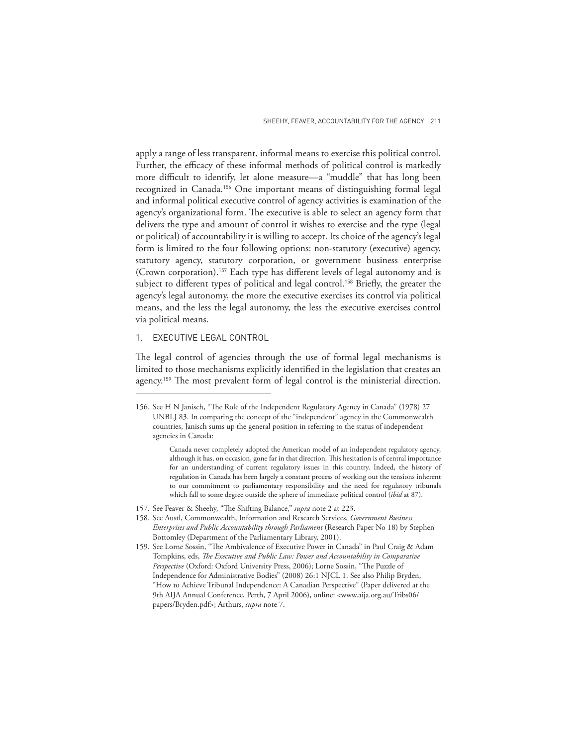apply a range of less transparent, informal means to exercise this political control. Further, the efficacy of these informal methods of political control is markedly more difficult to identify, let alone measure—a "muddle" that has long been recognized in Canada.[156] One important means of distinguishing formal legal and informal political executive control of agency activities is examination of the agency's organizational form. The executive is able to select an agency form that delivers the type and amount of control it wishes to exercise and the type (legal or political) of accountability it is willing to accept. Its choice of the agency's legal form is limited to the four following options: non-statutory (executive) agency, statutory agency, statutory corporation, or government business enterprise (Crown corporation).[157] Each type has different levels of legal autonomy and is subject to different types of political and legal control.[158] Briefly, the greater the agency's legal autonomy, the more the executive exercises its control via political means, and the less the legal autonomy, the less the executive exercises control via political means.

### 1. EXECUTIVE LEGAL CONTROL

The legal control of agencies through the use of formal legal mechanisms is limited to those mechanisms explicitly identified in the legislation that creates an agency.[159] The most prevalent form of legal control is the ministerial direction.

---

156. See H N Janisch, "The Role of the Independent Regulatory Agency in Canada" (1978) 27 UNBLJ 83. In comparing the concept of the "independent" agency in the Commonwealth countries, Janisch sums up the general position in referring to the status of independent agencies in Canada:

> Canada never completely adopted the American model of an independent regulatory agency, although it has, on occasion, gone far in that direction. This hesitation is of central importance for an understanding of current regulatory issues in this country. Indeed, the history of regulation in Canada has been largely a constant process of working out the tensions inherent to our commitment to parliamentary responsibility and the need for regulatory tribunals which fall to some degree outside the sphere of immediate political control (*ibid* at 87).

157. See Feaver & Sheehy, "The Shifting Balance," *supra* note 2 at 223.

158. See Austl, Commonwealth, Information and Research Services, *Government Business Enterprises and Public Accountability through Parliament* (Research Paper No 18) by Stephen Bottomley (Department of the Parliamentary Library, 2001).

159. See Lorne Sossin, "The Ambivalence of Executive Power in Canada" in Paul Craig & Adam Tompkins, eds, *The Executive and Public Law: Power and Accountability in Comparative Perspective* (Oxford: Oxford University Press, 2006); Lorne Sossin, "The Puzzle of Independence for Administrative Bodies" (2008) 26:1 NJCL 1. See also Philip Bryden, "How to Achieve Tribunal Independence: A Canadian Perspective" (Paper delivered at the 9th AIJA Annual Conference, Perth, 7 April 2006), online: <www.aija.org.au/Tribs06/papers/Bryden.pdf>; Arthurs, *supra* note 7.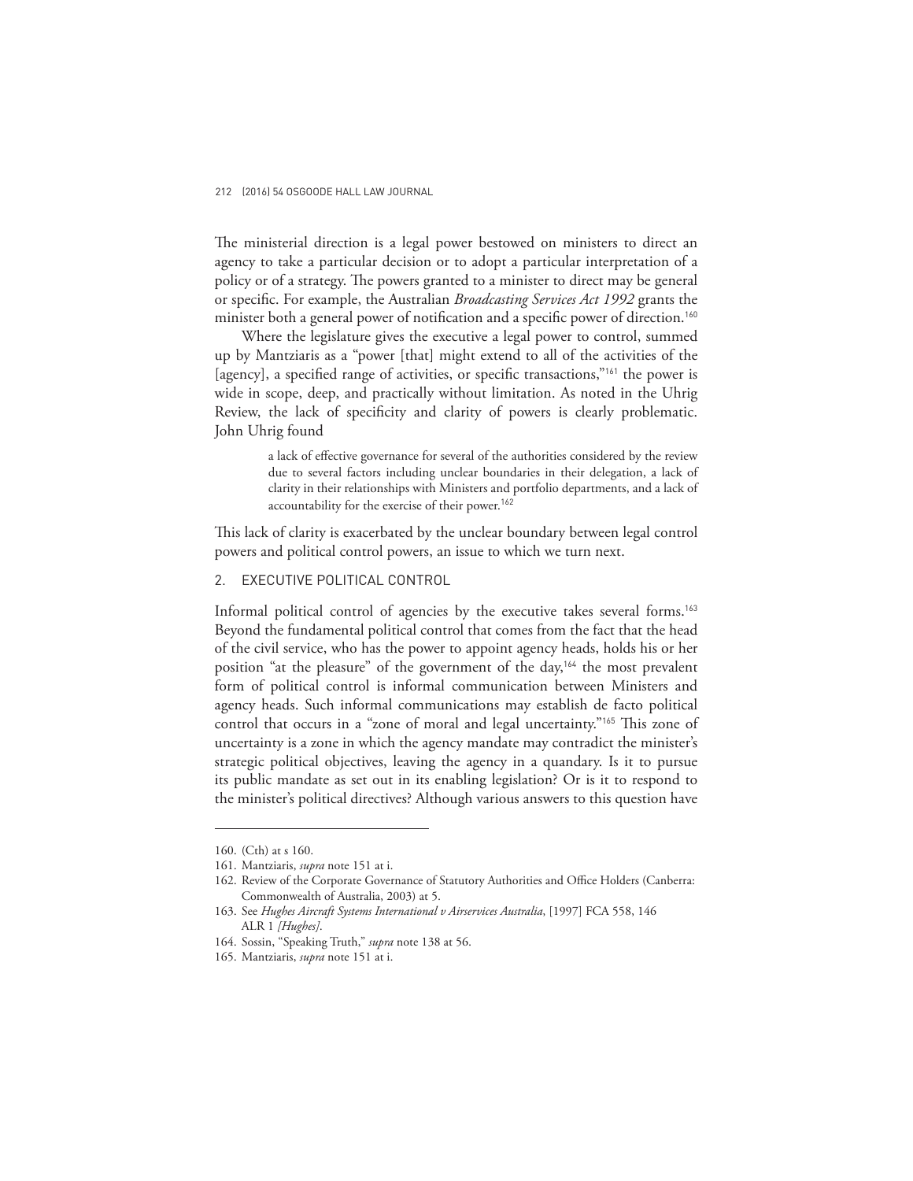The ministerial direction is a legal power bestowed on ministers to direct an agency to take a particular decision or to adopt a particular interpretation of a policy or of a strategy. The powers granted to a minister to direct may be general or specific. For example, the Australian *Broadcasting Services Act 1992* grants the minister both a general power of notification and a specific power of direction.[160]

Where the legislature gives the executive a legal power to control, summed up by Mantziaris as a "power [that] might extend to all of the activities of the [agency], a specified range of activities, or specific transactions,"[161] the power is wide in scope, deep, and practically without limitation. As noted in the Uhrig Review, the lack of specificity and clarity of powers is clearly problematic. John Uhrig found

> a lack of effective governance for several of the authorities considered by the review due to several factors including unclear boundaries in their delegation, a lack of clarity in their relationships with Ministers and portfolio departments, and a lack of accountability for the exercise of their power.[162]

This lack of clarity is exacerbated by the unclear boundary between legal control powers and political control powers, an issue to which we turn next.

### 2. EXECUTIVE POLITICAL CONTROL

Informal political control of agencies by the executive takes several forms.[163] Beyond the fundamental political control that comes from the fact that the head of the civil service, who has the power to appoint agency heads, holds his or her position "at the pleasure" of the government of the day,[164] the most prevalent form of political control is informal communication between Ministers and agency heads. Such informal communications may establish de facto political control that occurs in a "zone of moral and legal uncertainty."[165] This zone of uncertainty is a zone in which the agency mandate may contradict the minister's strategic political objectives, leaving the agency in a quandary. Is it to pursue its public mandate as set out in its enabling legislation? Or is it to respond to the minister's political directives? Although various answers to this question have

---

160. (Cth) at s 160.

161. Mantziaris, *supra* note 151 at i.

162. Review of the Corporate Governance of Statutory Authorities and Office Holders (Canberra: Commonwealth of Australia, 2003) at 5.

163. See *Hughes Aircraft Systems International v Airservices Australia*, [1997] FCA 558, 146 ALR 1 *[Hughes]*.

164. Sossin, "Speaking Truth," *supra* note 138 at 56.

165. Mantziaris, *supra* note 151 at i.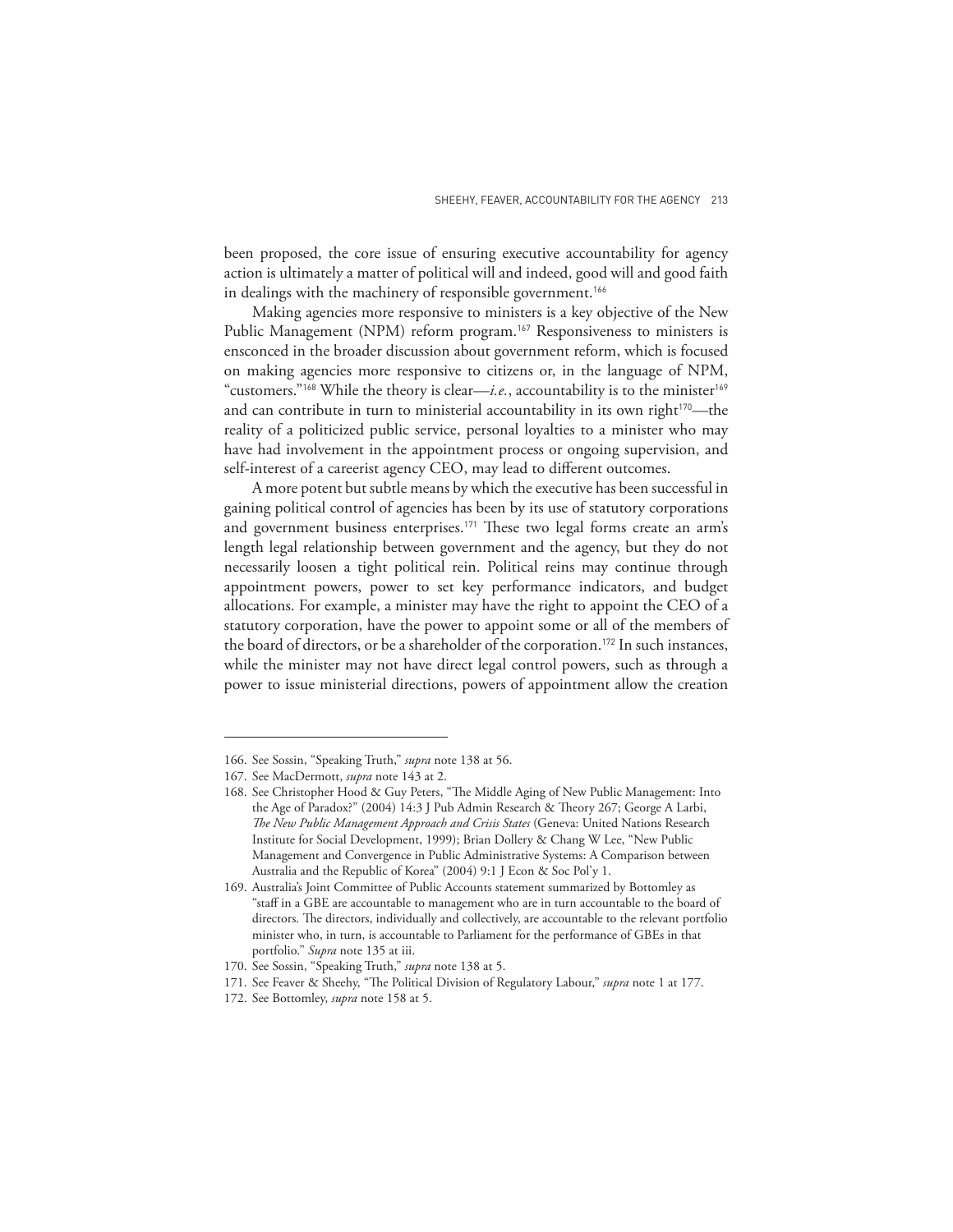been proposed, the core issue of ensuring executive accountability for agency action is ultimately a matter of political will and indeed, good will and good faith in dealings with the machinery of responsible government.[166]

Making agencies more responsive to ministers is a key objective of the New Public Management (NPM) reform program.[167] Responsiveness to ministers is ensconced in the broader discussion about government reform, which is focused on making agencies more responsive to citizens or, in the language of NPM, "customers."[168] While the theory is clear—*i.e.*, accountability is to the minister[169] and can contribute in turn to ministerial accountability in its own right[170]—the reality of a politicized public service, personal loyalties to a minister who may have had involvement in the appointment process or ongoing supervision, and self-interest of a careerist agency CEO, may lead to different outcomes.

A more potent but subtle means by which the executive has been successful in gaining political control of agencies has been by its use of statutory corporations and government business enterprises.[171] These two legal forms create an arm's length legal relationship between government and the agency, but they do not necessarily loosen a tight political rein. Political reins may continue through appointment powers, power to set key performance indicators, and budget allocations. For example, a minister may have the right to appoint the CEO of a statutory corporation, have the power to appoint some or all of the members of the board of directors, or be a shareholder of the corporation.[172] In such instances, while the minister may not have direct legal control powers, such as through a power to issue ministerial directions, powers of appointment allow the creation

---

166. See Sossin, "Speaking Truth," *supra* note 138 at 56.

167. See MacDermott, *supra* note 143 at 2.

168. See Christopher Hood & Guy Peters, "The Middle Aging of New Public Management: Into the Age of Paradox?" (2004) 14:3 J Pub Admin Research & Theory 267; George A Larbi, *The New Public Management Approach and Crisis States* (Geneva: United Nations Research Institute for Social Development, 1999); Brian Dollery & Chang W Lee, "New Public Management and Convergence in Public Administrative Systems: A Comparison between Australia and the Republic of Korea" (2004) 9:1 J Econ & Soc Pol'y 1.

169. Australia's Joint Committee of Public Accounts statement summarized by Bottomley as "staff in a GBE are accountable to management who are in turn accountable to the board of directors. The directors, individually and collectively, are accountable to the relevant portfolio minister who, in turn, is accountable to Parliament for the performance of GBEs in that portfolio." *Supra* note 135 at iii.

170. See Sossin, "Speaking Truth," *supra* note 138 at 5.

171. See Feaver & Sheehy, "The Political Division of Regulatory Labour," *supra* note 1 at 177.

172. See Bottomley, *supra* note 158 at 5.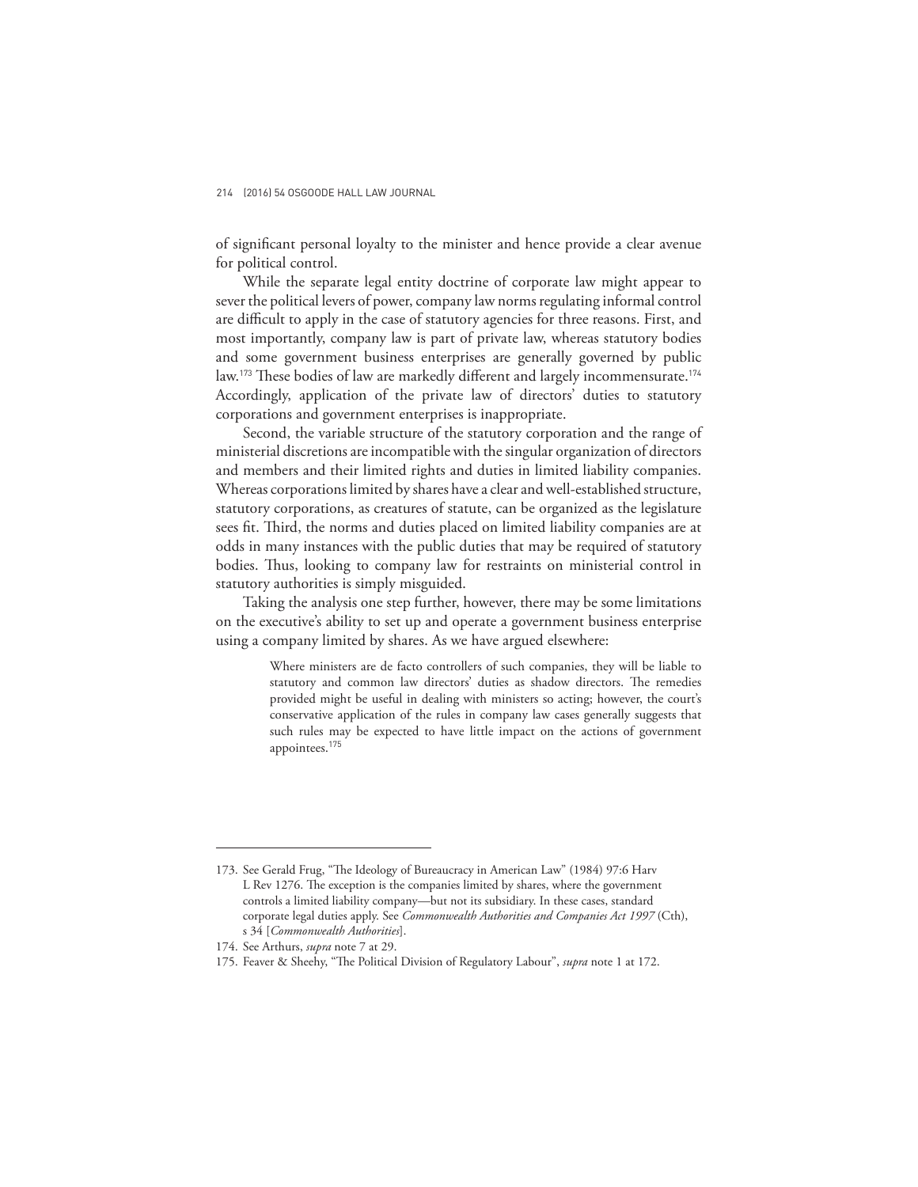of significant personal loyalty to the minister and hence provide a clear avenue for political control.

While the separate legal entity doctrine of corporate law might appear to sever the political levers of power, company law norms regulating informal control are difficult to apply in the case of statutory agencies for three reasons. First, and most importantly, company law is part of private law, whereas statutory bodies and some government business enterprises are generally governed by public law.[173] These bodies of law are markedly different and largely incommensurate.[174] Accordingly, application of the private law of directors' duties to statutory corporations and government enterprises is inappropriate.

Second, the variable structure of the statutory corporation and the range of ministerial discretions are incompatible with the singular organization of directors and members and their limited rights and duties in limited liability companies. Whereas corporations limited by shares have a clear and well-established structure, statutory corporations, as creatures of statute, can be organized as the legislature sees fit. Third, the norms and duties placed on limited liability companies are at odds in many instances with the public duties that may be required of statutory bodies. Thus, looking to company law for restraints on ministerial control in statutory authorities is simply misguided.

Taking the analysis one step further, however, there may be some limitations on the executive's ability to set up and operate a government business enterprise using a company limited by shares. As we have argued elsewhere:

> Where ministers are de facto controllers of such companies, they will be liable to statutory and common law directors' duties as shadow directors. The remedies provided might be useful in dealing with ministers so acting; however, the court's conservative application of the rules in company law cases generally suggests that such rules may be expected to have little impact on the actions of government appointees.[175]

---

173. See Gerald Frug, "The Ideology of Bureaucracy in American Law" (1984) 97:6 Harv L Rev 1276. The exception is the companies limited by shares, where the government controls a limited liability company—but not its subsidiary. In these cases, standard corporate legal duties apply. See *Commonwealth Authorities and Companies Act 1997* (Cth), s 34 [*Commonwealth Authorities*].

174. See Arthurs, *supra* note 7 at 29.

175. Feaver & Sheehy, "The Political Division of Regulatory Labour", *supra* note 1 at 172.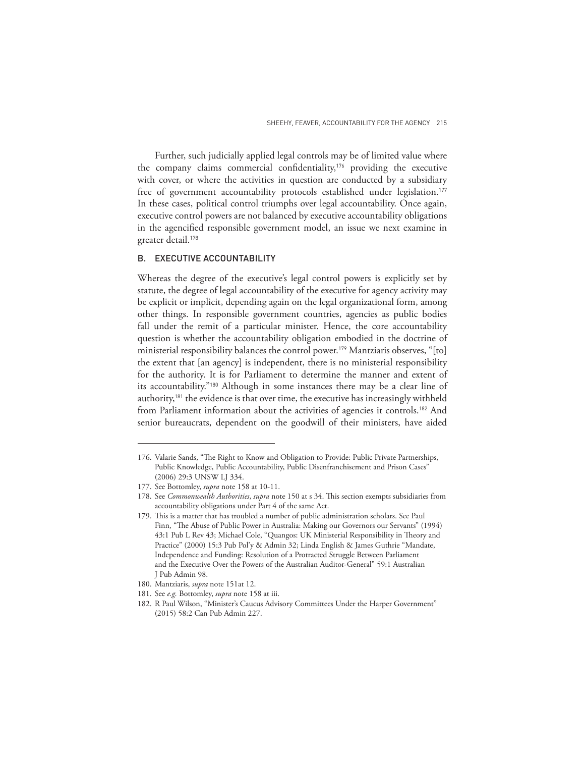Further, such judicially applied legal controls may be of limited value where the company claims commercial confidentiality,[176] providing the executive with cover, or where the activities in question are conducted by a subsidiary free of government accountability protocols established under legislation.[177] In these cases, political control triumphs over legal accountability. Once again, executive control powers are not balanced by executive accountability obligations in the agencified responsible government model, an issue we next examine in greater detail.[178]

## B. EXECUTIVE ACCOUNTABILITY

Whereas the degree of the executive's legal control powers is explicitly set by statute, the degree of legal accountability of the executive for agency activity may be explicit or implicit, depending again on the legal organizational form, among other things. In responsible government countries, agencies as public bodies fall under the remit of a particular minister. Hence, the core accountability question is whether the accountability obligation embodied in the doctrine of ministerial responsibility balances the control power.[179] Mantziaris observes, "[to] the extent that [an agency] is independent, there is no ministerial responsibility for the authority. It is for Parliament to determine the manner and extent of its accountability."[180] Although in some instances there may be a clear line of authority,[181] the evidence is that over time, the executive has increasingly withheld from Parliament information about the activities of agencies it controls.[182] And senior bureaucrats, dependent on the goodwill of their ministers, have aided

---

176. Valarie Sands, "The Right to Know and Obligation to Provide: Public Private Partnerships, Public Knowledge, Public Accountability, Public Disenfranchisement and Prison Cases" (2006) 29:3 UNSW LJ 334.
177. See Bottomley, *supra* note 158 at 10-11.
178. See *Commonwealth Authorities*, *supra* note 150 at s 34. This section exempts subsidiaries from accountability obligations under Part 4 of the same Act.
179. This is a matter that has troubled a number of public administration scholars. See Paul Finn, "The Abuse of Public Power in Australia: Making our Governors our Servants" (1994) 43:1 Pub L Rev 43; Michael Cole, "Quangos: UK Ministerial Responsibility in Theory and Practice" (2000) 15:3 Pub Pol'y & Admin 32; Linda English & James Guthrie "Mandate, Independence and Funding: Resolution of a Protracted Struggle Between Parliament and the Executive Over the Powers of the Australian Auditor-General" 59:1 Australian J Pub Admin 98.
180. Mantziaris, *supra* note 151at 12.
181. See *e.g.* Bottomley, *supra* note 158 at iii.
182. R Paul Wilson, "Minister's Caucus Advisory Committees Under the Harper Government" (2015) 58:2 Can Pub Admin 227.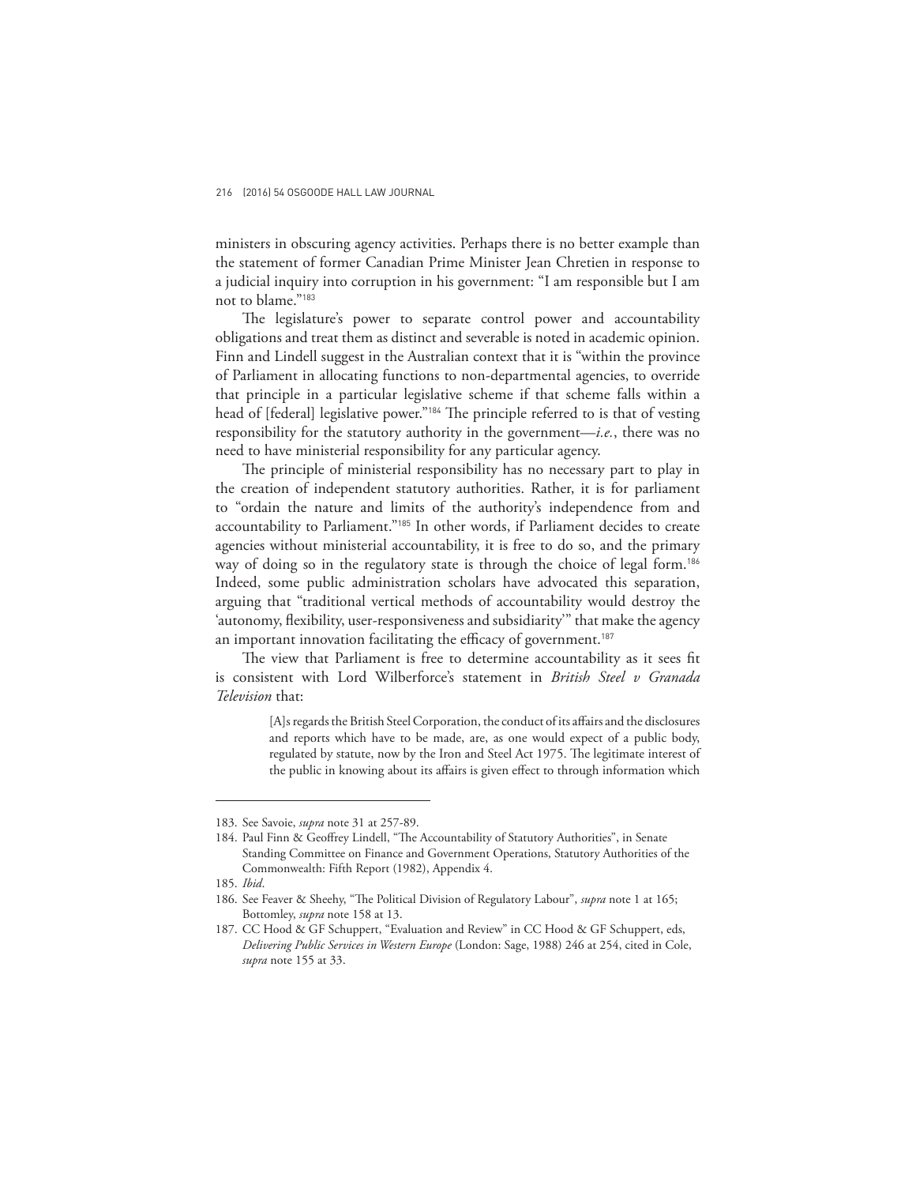ministers in obscuring agency activities. Perhaps there is no better example than the statement of former Canadian Prime Minister Jean Chretien in response to a judicial inquiry into corruption in his government: "I am responsible but I am not to blame."[183]

The legislature's power to separate control power and accountability obligations and treat them as distinct and severable is noted in academic opinion. Finn and Lindell suggest in the Australian context that it is "within the province of Parliament in allocating functions to non-departmental agencies, to override that principle in a particular legislative scheme if that scheme falls within a head of [federal] legislative power."[184] The principle referred to is that of vesting responsibility for the statutory authority in the government—*i.e.*, there was no need to have ministerial responsibility for any particular agency.

The principle of ministerial responsibility has no necessary part to play in the creation of independent statutory authorities. Rather, it is for parliament to "ordain the nature and limits of the authority's independence from and accountability to Parliament."[185] In other words, if Parliament decides to create agencies without ministerial accountability, it is free to do so, and the primary way of doing so in the regulatory state is through the choice of legal form.[186] Indeed, some public administration scholars have advocated this separation, arguing that "traditional vertical methods of accountability would destroy the 'autonomy, flexibility, user-responsiveness and subsidiarity'" that make the agency an important innovation facilitating the efficacy of government.[187]

The view that Parliament is free to determine accountability as it sees fit is consistent with Lord Wilberforce's statement in *British Steel v Granada Television* that:

> [A]s regards the British Steel Corporation, the conduct of its affairs and the disclosures and reports which have to be made, are, as one would expect of a public body, regulated by statute, now by the Iron and Steel Act 1975. The legitimate interest of the public in knowing about its affairs is given effect to through information which

---

183. See Savoie, *supra* note 31 at 257-89.

184. Paul Finn & Geoffrey Lindell, "The Accountability of Statutory Authorities", in Senate Standing Committee on Finance and Government Operations, Statutory Authorities of the Commonwealth: Fifth Report (1982), Appendix 4.

185. *Ibid*.

186. See Feaver & Sheehy, "The Political Division of Regulatory Labour", *supra* note 1 at 165; Bottomley, *supra* note 158 at 13.

187. CC Hood & GF Schuppert, "Evaluation and Review" in CC Hood & GF Schuppert, eds, *Delivering Public Services in Western Europe* (London: Sage, 1988) 246 at 254, cited in Cole, *supra* note 155 at 33.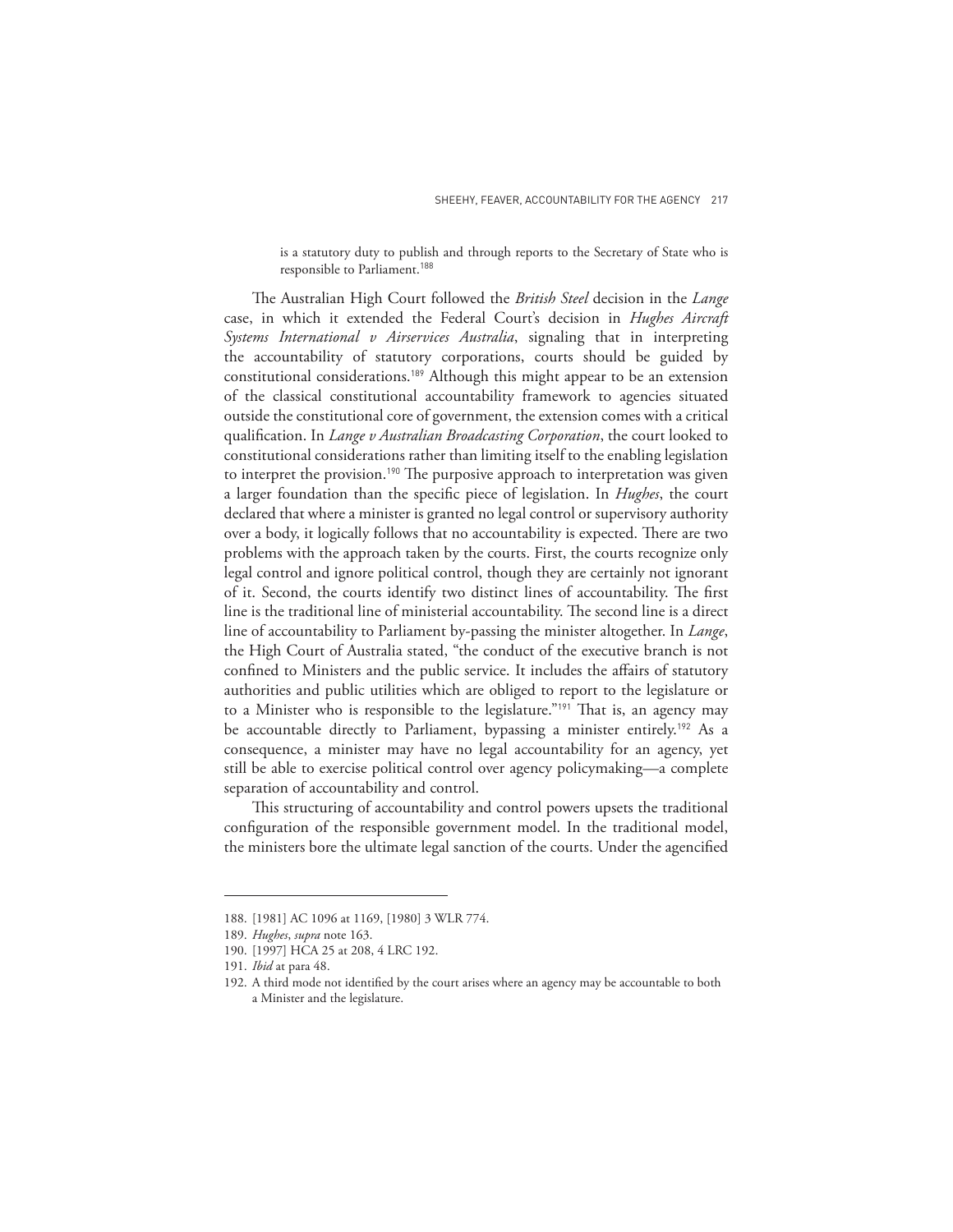> is a statutory duty to publish and through reports to the Secretary of State who is responsible to Parliament.[188]

The Australian High Court followed the *British Steel* decision in the *Lange* case, in which it extended the Federal Court's decision in *Hughes Aircraft Systems International v Airservices Australia*, signaling that in interpreting the accountability of statutory corporations, courts should be guided by constitutional considerations.[189] Although this might appear to be an extension of the classical constitutional accountability framework to agencies situated outside the constitutional core of government, the extension comes with a critical qualification. In *Lange v Australian Broadcasting Corporation*, the court looked to constitutional considerations rather than limiting itself to the enabling legislation to interpret the provision.[190] The purposive approach to interpretation was given a larger foundation than the specific piece of legislation. In *Hughes*, the court declared that where a minister is granted no legal control or supervisory authority over a body, it logically follows that no accountability is expected. There are two problems with the approach taken by the courts. First, the courts recognize only legal control and ignore political control, though they are certainly not ignorant of it. Second, the courts identify two distinct lines of accountability. The first line is the traditional line of ministerial accountability. The second line is a direct line of accountability to Parliament by-passing the minister altogether. In *Lange*, the High Court of Australia stated, "the conduct of the executive branch is not confined to Ministers and the public service. It includes the affairs of statutory authorities and public utilities which are obliged to report to the legislature or to a Minister who is responsible to the legislature."[191] That is, an agency may be accountable directly to Parliament, bypassing a minister entirely.[192] As a consequence, a minister may have no legal accountability for an agency, yet still be able to exercise political control over agency policymaking—a complete separation of accountability and control.

This structuring of accountability and control powers upsets the traditional configuration of the responsible government model. In the traditional model, the ministers bore the ultimate legal sanction of the courts. Under the agencified

---

188. [1981] AC 1096 at 1169, [1980] 3 WLR 774.
189. *Hughes*, *supra* note 163.
190. [1997] HCA 25 at 208, 4 LRC 192.
191. *Ibid* at para 48.
192. A third mode not identified by the court arises where an agency may be accountable to both a Minister and the legislature.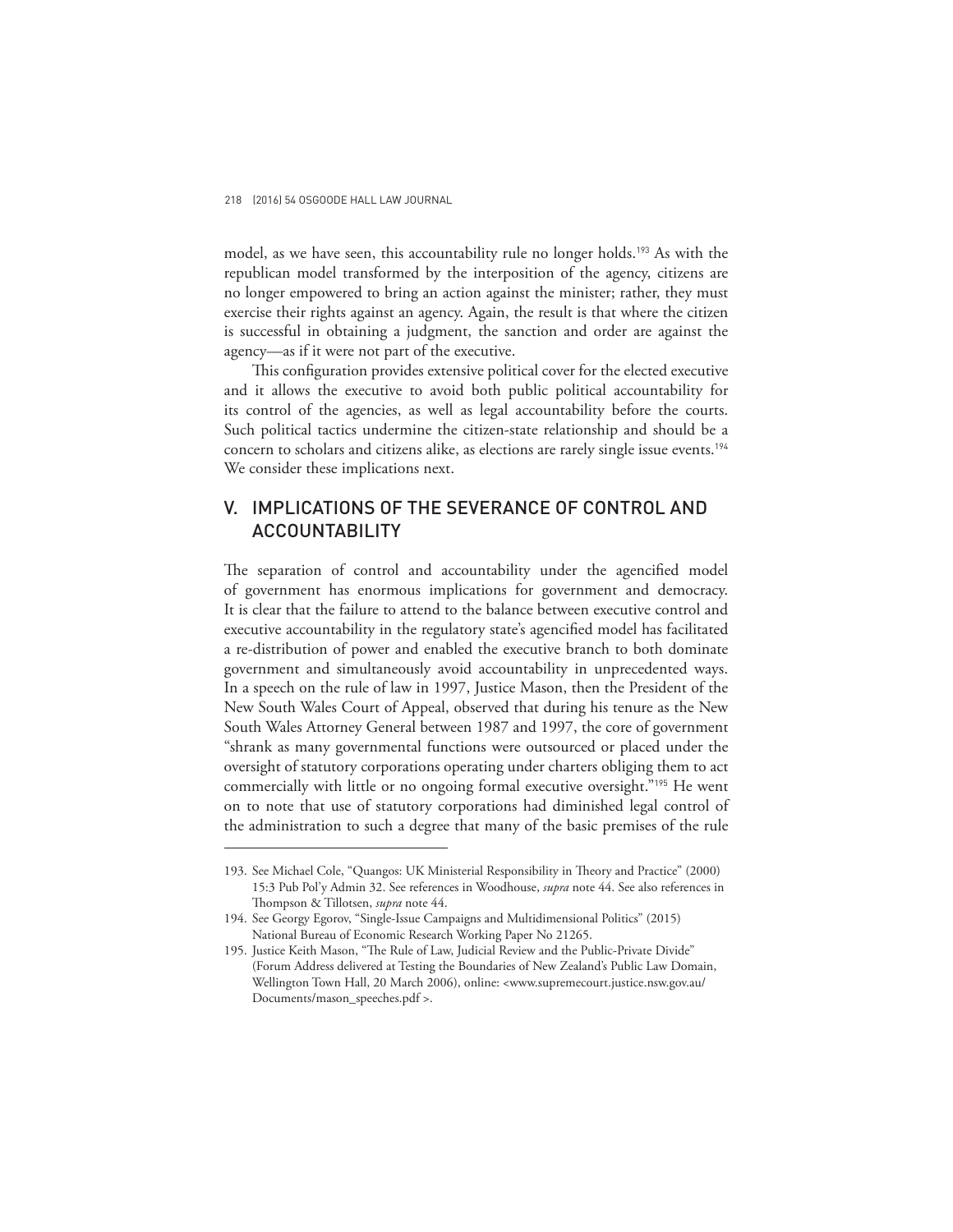model, as we have seen, this accountability rule no longer holds.[193] As with the republican model transformed by the interposition of the agency, citizens are no longer empowered to bring an action against the minister; rather, they must exercise their rights against an agency. Again, the result is that where the citizen is successful in obtaining a judgment, the sanction and order are against the agency—as if it were not part of the executive.

This configuration provides extensive political cover for the elected executive and it allows the executive to avoid both public political accountability for its control of the agencies, as well as legal accountability before the courts. Such political tactics undermine the citizen-state relationship and should be a concern to scholars and citizens alike, as elections are rarely single issue events.[194] We consider these implications next.

## V. IMPLICATIONS OF THE SEVERANCE OF CONTROL AND ACCOUNTABILITY

The separation of control and accountability under the agencified model of government has enormous implications for government and democracy. It is clear that the failure to attend to the balance between executive control and executive accountability in the regulatory state's agencified model has facilitated a re-distribution of power and enabled the executive branch to both dominate government and simultaneously avoid accountability in unprecedented ways. In a speech on the rule of law in 1997, Justice Mason, then the President of the New South Wales Court of Appeal, observed that during his tenure as the New South Wales Attorney General between 1987 and 1997, the core of government "shrank as many governmental functions were outsourced or placed under the oversight of statutory corporations operating under charters obliging them to act commercially with little or no ongoing formal executive oversight."[195] He went on to note that use of statutory corporations had diminished legal control of the administration to such a degree that many of the basic premises of the rule

---

193. See Michael Cole, "Quangos: UK Ministerial Responsibility in Theory and Practice" (2000) 15:3 Pub Pol'y Admin 32. See references in Woodhouse, *supra* note 44. See also references in Thompson & Tillotsen, *supra* note 44.

194. See Georgy Egorov, "Single-Issue Campaigns and Multidimensional Politics" (2015) National Bureau of Economic Research Working Paper No 21265.

195. Justice Keith Mason, "The Rule of Law, Judicial Review and the Public-Private Divide" (Forum Address delivered at Testing the Boundaries of New Zealand's Public Law Domain, Wellington Town Hall, 20 March 2006), online: <www.supremecourt.justice.nsw.gov.au/Documents/mason_speeches.pdf >.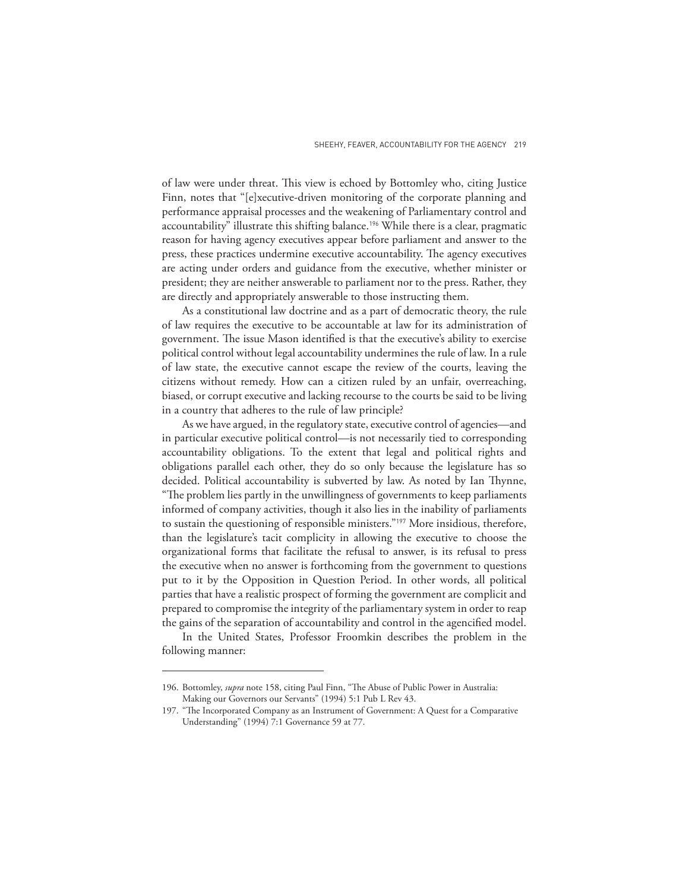of law were under threat. This view is echoed by Bottomley who, citing Justice Finn, notes that "[e]xecutive-driven monitoring of the corporate planning and performance appraisal processes and the weakening of Parliamentary control and accountability" illustrate this shifting balance.[196] While there is a clear, pragmatic reason for having agency executives appear before parliament and answer to the press, these practices undermine executive accountability. The agency executives are acting under orders and guidance from the executive, whether minister or president; they are neither answerable to parliament nor to the press. Rather, they are directly and appropriately answerable to those instructing them.

As a constitutional law doctrine and as a part of democratic theory, the rule of law requires the executive to be accountable at law for its administration of government. The issue Mason identified is that the executive's ability to exercise political control without legal accountability undermines the rule of law. In a rule of law state, the executive cannot escape the review of the courts, leaving the citizens without remedy. How can a citizen ruled by an unfair, overreaching, biased, or corrupt executive and lacking recourse to the courts be said to be living in a country that adheres to the rule of law principle?

As we have argued, in the regulatory state, executive control of agencies—and in particular executive political control—is not necessarily tied to corresponding accountability obligations. To the extent that legal and political rights and obligations parallel each other, they do so only because the legislature has so decided. Political accountability is subverted by law. As noted by Ian Thynne, "The problem lies partly in the unwillingness of governments to keep parliaments informed of company activities, though it also lies in the inability of parliaments to sustain the questioning of responsible ministers."[197] More insidious, therefore, than the legislature's tacit complicity in allowing the executive to choose the organizational forms that facilitate the refusal to answer, is its refusal to press the executive when no answer is forthcoming from the government to questions put to it by the Opposition in Question Period. In other words, all political parties that have a realistic prospect of forming the government are complicit and prepared to compromise the integrity of the parliamentary system in order to reap the gains of the separation of accountability and control in the agencified model.

In the United States, Professor Froomkin describes the problem in the following manner:

---

196. Bottomley, *supra* note 158, citing Paul Finn, "The Abuse of Public Power in Australia: Making our Governors our Servants" (1994) 5:1 Pub L Rev 43.

197. "The Incorporated Company as an Instrument of Government: A Quest for a Comparative Understanding" (1994) 7:1 Governance 59 at 77.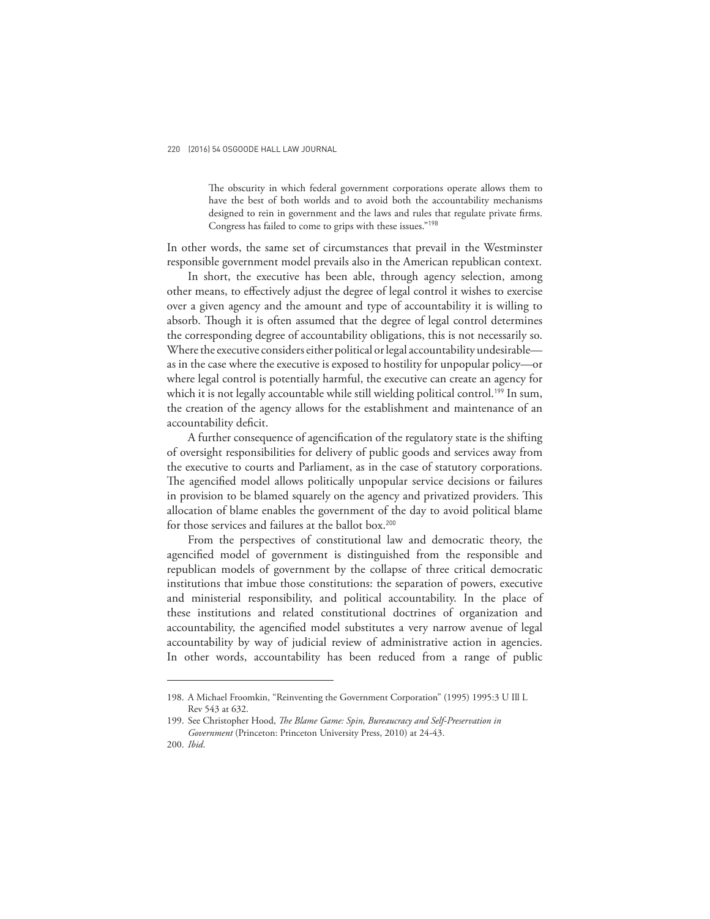> The obscurity in which federal government corporations operate allows them to have the best of both worlds and to avoid both the accountability mechanisms designed to rein in government and the laws and rules that regulate private firms. Congress has failed to come to grips with these issues."[198]

In other words, the same set of circumstances that prevail in the Westminster responsible government model prevails also in the American republican context.

In short, the executive has been able, through agency selection, among other means, to effectively adjust the degree of legal control it wishes to exercise over a given agency and the amount and type of accountability it is willing to absorb. Though it is often assumed that the degree of legal control determines the corresponding degree of accountability obligations, this is not necessarily so. Where the executive considers either political or legal accountability undesirable—as in the case where the executive is exposed to hostility for unpopular policy—or where legal control is potentially harmful, the executive can create an agency for which it is not legally accountable while still wielding political control.[199] In sum, the creation of the agency allows for the establishment and maintenance of an accountability deficit.

A further consequence of agencification of the regulatory state is the shifting of oversight responsibilities for delivery of public goods and services away from the executive to courts and Parliament, as in the case of statutory corporations. The agencified model allows politically unpopular service decisions or failures in provision to be blamed squarely on the agency and privatized providers. This allocation of blame enables the government of the day to avoid political blame for those services and failures at the ballot box.[200]

From the perspectives of constitutional law and democratic theory, the agencified model of government is distinguished from the responsible and republican models of government by the collapse of three critical democratic institutions that imbue those constitutions: the separation of powers, executive and ministerial responsibility, and political accountability. In the place of these institutions and related constitutional doctrines of organization and accountability, the agencified model substitutes a very narrow avenue of legal accountability by way of judicial review of administrative action in agencies. In other words, accountability has been reduced from a range of public

---

198. A Michael Froomkin, "Reinventing the Government Corporation" (1995) 1995:3 U Ill L Rev 543 at 632.

199. See Christopher Hood, *The Blame Game: Spin, Bureaucracy and Self-Preservation in Government* (Princeton: Princeton University Press, 2010) at 24-43.

200. *Ibid*.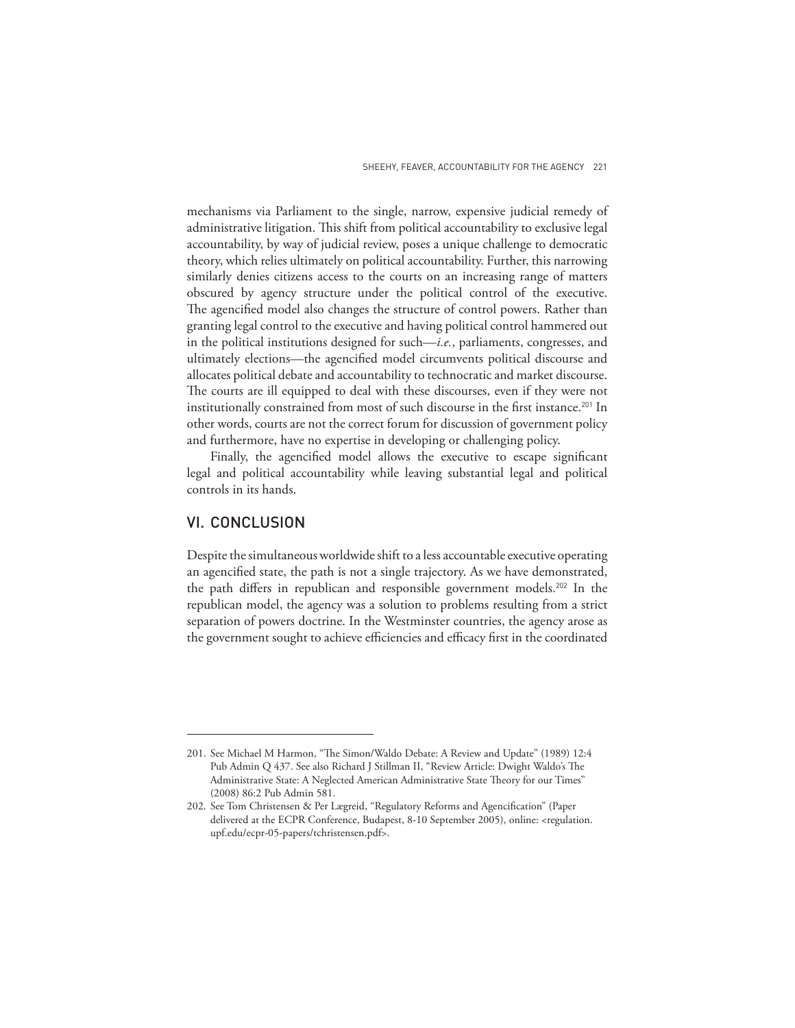mechanisms via Parliament to the single, narrow, expensive judicial remedy of administrative litigation. This shift from political accountability to exclusive legal accountability, by way of judicial review, poses a unique challenge to democratic theory, which relies ultimately on political accountability. Further, this narrowing similarly denies citizens access to the courts on an increasing range of matters obscured by agency structure under the political control of the executive. The agencified model also changes the structure of control powers. Rather than granting legal control to the executive and having political control hammered out in the political institutions designed for such—*i.e.*, parliaments, congresses, and ultimately elections—the agencified model circumvents political discourse and allocates political debate and accountability to technocratic and market discourse. The courts are ill equipped to deal with these discourses, even if they were not institutionally constrained from most of such discourse in the first instance.[201] In other words, courts are not the correct forum for discussion of government policy and furthermore, have no expertise in developing or challenging policy.

Finally, the agencified model allows the executive to escape significant legal and political accountability while leaving substantial legal and political controls in its hands.

## VI. CONCLUSION

Despite the simultaneous worldwide shift to a less accountable executive operating an agencified state, the path is not a single trajectory. As we have demonstrated, the path differs in republican and responsible government models.[202] In the republican model, the agency was a solution to problems resulting from a strict separation of powers doctrine. In the Westminster countries, the agency arose as the government sought to achieve efficiencies and efficacy first in the coordinated

---

201. See Michael M Harmon, "The Simon/Waldo Debate: A Review and Update" (1989) 12:4 Pub Admin Q 437. See also Richard J Stillman II, "Review Article: Dwight Waldo's The Administrative State: A Neglected American Administrative State Theory for our Times" (2008) 86:2 Pub Admin 581.

202. See Tom Christensen & Per Lægreid, "Regulatory Reforms and Agencification" (Paper delivered at the ECPR Conference, Budapest, 8-10 September 2005), online: <regulation.upf.edu/ecpr-05-papers/tchristensen.pdf>.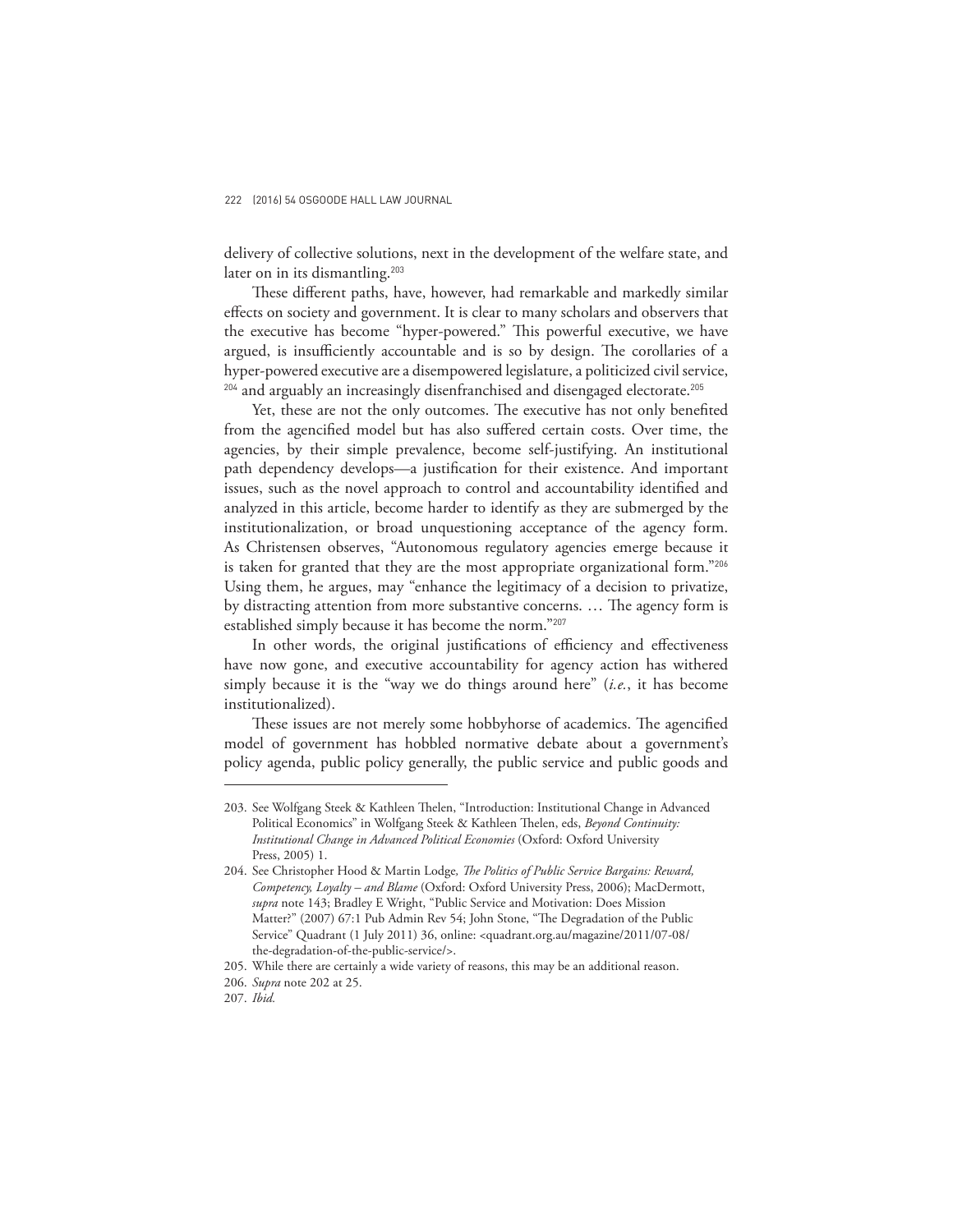delivery of collective solutions, next in the development of the welfare state, and later on in its dismantling.[203]

These different paths, have, however, had remarkable and markedly similar effects on society and government. It is clear to many scholars and observers that the executive has become "hyper-powered." This powerful executive, we have argued, is insufficiently accountable and is so by design. The corollaries of a hyper-powered executive are a disempowered legislature, a politicized civil service,[204] and arguably an increasingly disenfranchised and disengaged electorate.[205]

Yet, these are not the only outcomes. The executive has not only benefited from the agencified model but has also suffered certain costs. Over time, the agencies, by their simple prevalence, become self-justifying. An institutional path dependency develops—a justification for their existence. And important issues, such as the novel approach to control and accountability identified and analyzed in this article, become harder to identify as they are submerged by the institutionalization, or broad unquestioning acceptance of the agency form. As Christensen observes, "Autonomous regulatory agencies emerge because it is taken for granted that they are the most appropriate organizational form."[206] Using them, he argues, may "enhance the legitimacy of a decision to privatize, by distracting attention from more substantive concerns. … The agency form is established simply because it has become the norm."[207]

In other words, the original justifications of efficiency and effectiveness have now gone, and executive accountability for agency action has withered simply because it is the "way we do things around here" (*i.e.*, it has become institutionalized).

These issues are not merely some hobbyhorse of academics. The agencified model of government has hobbled normative debate about a government's policy agenda, public policy generally, the public service and public goods and

---

203. See Wolfgang Steek & Kathleen Thelen, "Introduction: Institutional Change in Advanced Political Economics" in Wolfgang Steek & Kathleen Thelen, eds, *Beyond Continuity: Institutional Change in Advanced Political Economies* (Oxford: Oxford University Press, 2005) 1.

204. See Christopher Hood & Martin Lodge, *The Politics of Public Service Bargains: Reward, Competency, Loyalty – and Blame* (Oxford: Oxford University Press, 2006); MacDermott, *supra* note 143; Bradley E Wright, "Public Service and Motivation: Does Mission Matter?" (2007) 67:1 Pub Admin Rev 54; John Stone, "The Degradation of the Public Service" Quadrant (1 July 2011) 36, online: <quadrant.org.au/magazine/2011/07-08/the-degradation-of-the-public-service/>.

205. While there are certainly a wide variety of reasons, this may be an additional reason.

206. *Supra* note 202 at 25.

207. *Ibid.*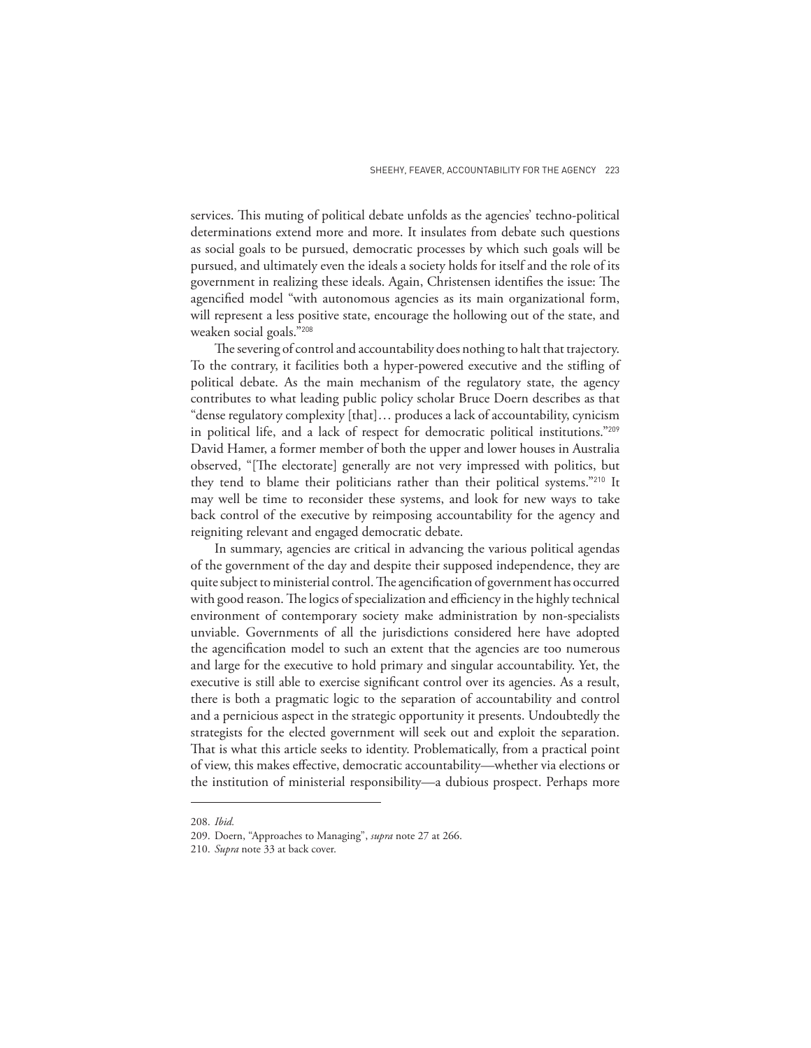services. This muting of political debate unfolds as the agencies' techno-political determinations extend more and more. It insulates from debate such questions as social goals to be pursued, democratic processes by which such goals will be pursued, and ultimately even the ideals a society holds for itself and the role of its government in realizing these ideals. Again, Christensen identifies the issue: The agencified model "with autonomous agencies as its main organizational form, will represent a less positive state, encourage the hollowing out of the state, and weaken social goals."[208]

The severing of control and accountability does nothing to halt that trajectory. To the contrary, it facilities both a hyper-powered executive and the stifling of political debate. As the main mechanism of the regulatory state, the agency contributes to what leading public policy scholar Bruce Doern describes as that "dense regulatory complexity [that]… produces a lack of accountability, cynicism in political life, and a lack of respect for democratic political institutions."[209] David Hamer, a former member of both the upper and lower houses in Australia observed, "[The electorate] generally are not very impressed with politics, but they tend to blame their politicians rather than their political systems."[210] It may well be time to reconsider these systems, and look for new ways to take back control of the executive by reimposing accountability for the agency and reigniting relevant and engaged democratic debate.

In summary, agencies are critical in advancing the various political agendas of the government of the day and despite their supposed independence, they are quite subject to ministerial control. The agencification of government has occurred with good reason. The logics of specialization and efficiency in the highly technical environment of contemporary society make administration by non-specialists unviable. Governments of all the jurisdictions considered here have adopted the agencification model to such an extent that the agencies are too numerous and large for the executive to hold primary and singular accountability. Yet, the executive is still able to exercise significant control over its agencies. As a result, there is both a pragmatic logic to the separation of accountability and control and a pernicious aspect in the strategic opportunity it presents. Undoubtedly the strategists for the elected government will seek out and exploit the separation. That is what this article seeks to identity. Problematically, from a practical point of view, this makes effective, democratic accountability—whether via elections or the institution of ministerial responsibility—a dubious prospect. Perhaps more

---

208. *Ibid.*

209. Doern, "Approaches to Managing", *supra* note 27 at 266.

210. *Supra* note 33 at back cover.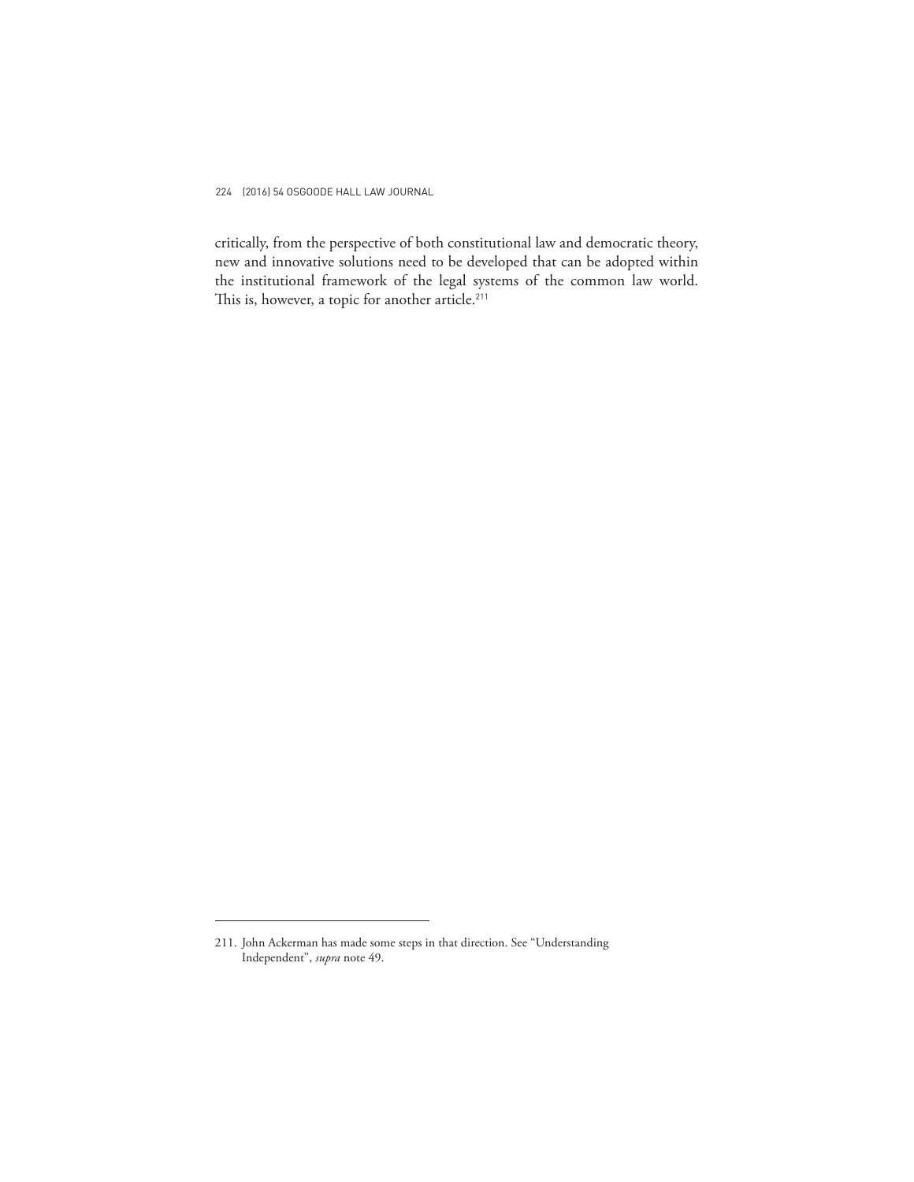critically, from the perspective of both constitutional law and democratic theory, new and innovative solutions need to be developed that can be adopted within the institutional framework of the legal systems of the common law world. This is, however, a topic for another article.[211]

---

211. John Ackerman has made some steps in that direction. See "Understanding Independent", *supra* note 49.